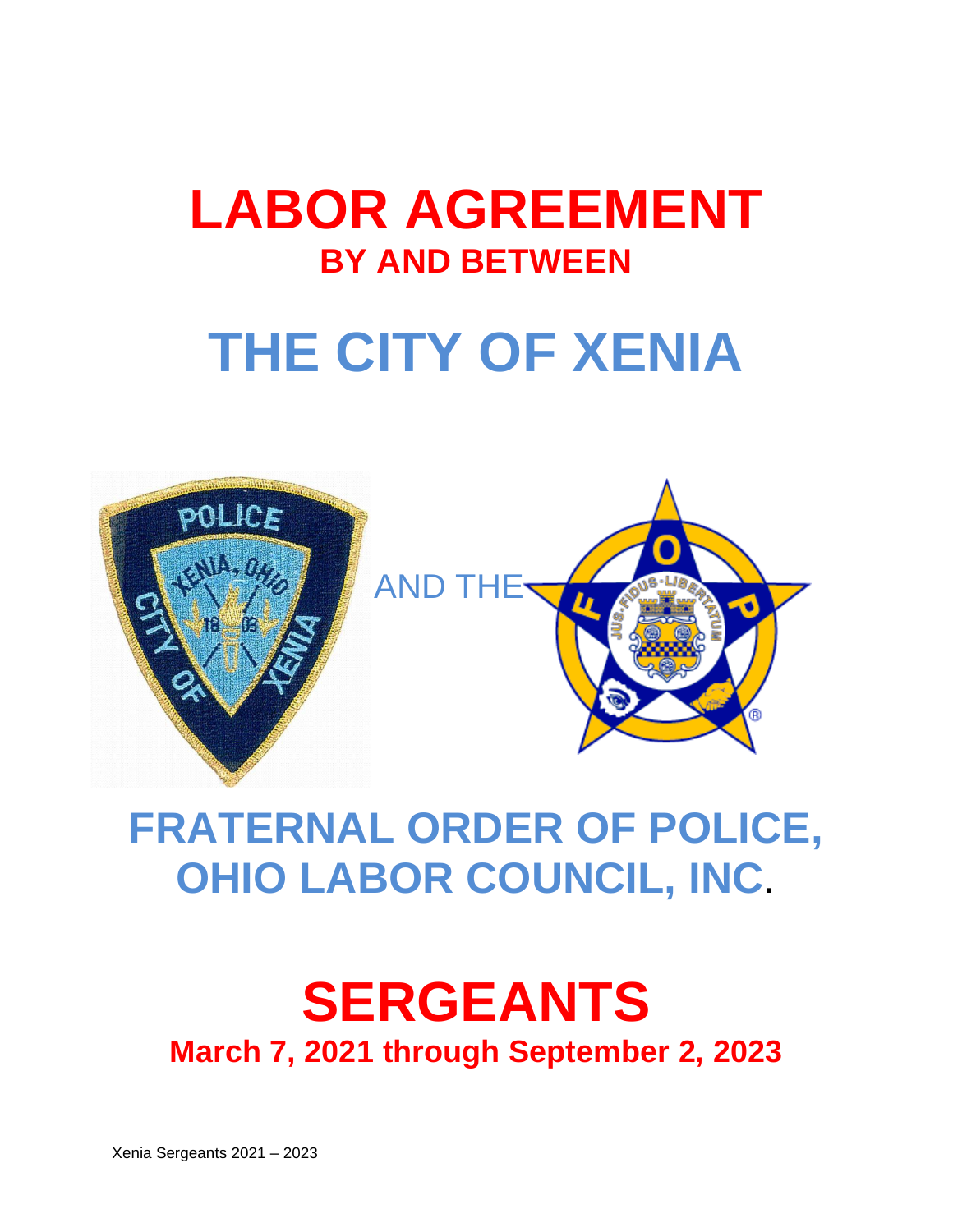# LABOR AGREEMENT

## BY AND BETWEEN

# THE CITY OF XENIA

AND THE

# FRATERNAL ORDER OF POLICE, OHIO LABOR COUNCIL, INC.

# SERGEANTS

## March 7, 2021 through September 2, 2023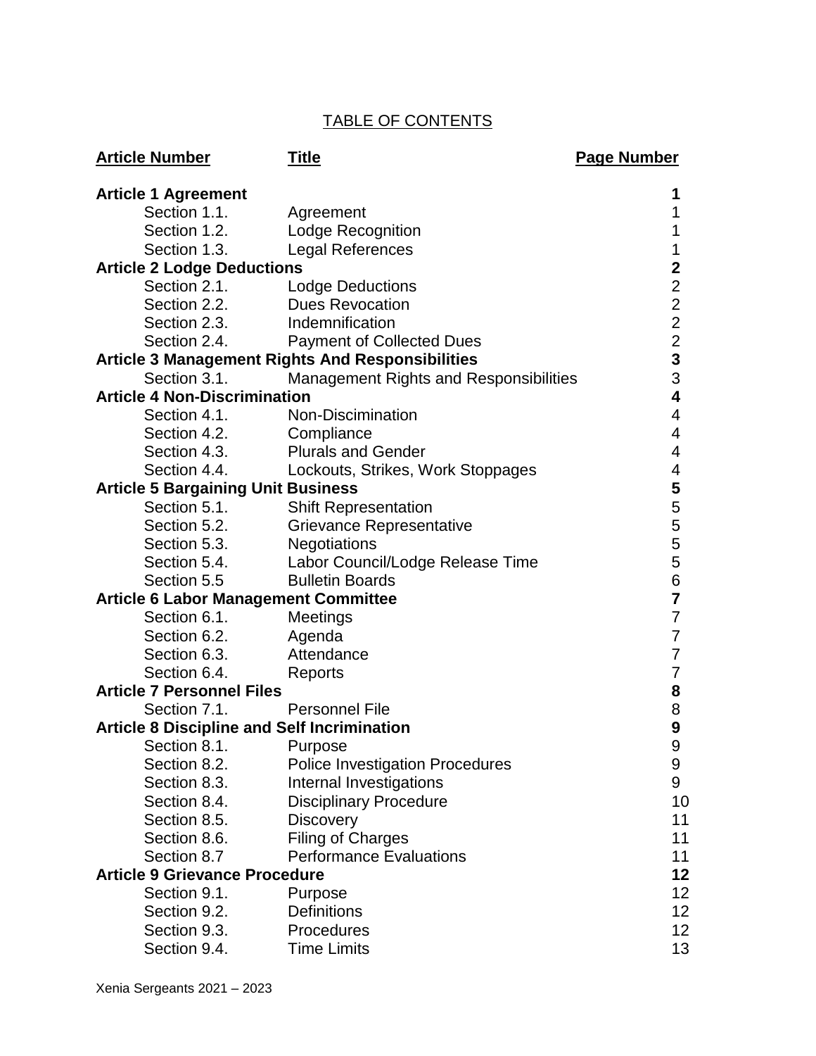# TABLE OF CONTENTS

| Article Number | Title | Page Number |
|---|---|---|
| **Article 1 Agreement** | | **1** |
| Section 1.1. | Agreement | 1 |
| Section 1.2. | Lodge Recognition | 1 |
| Section 1.3. | Legal References | 1 |
| **Article 2 Lodge Deductions** | | **2** |
| Section 2.1. | Lodge Deductions | 2 |
| Section 2.2. | Dues Revocation | 2 |
| Section 2.3. | Indemnification | 2 |
| Section 2.4. | Payment of Collected Dues | 2 |
| **Article 3 Management Rights And Responsibilities** | | **3** |
| Section 3.1. | Management Rights and Responsibilities | 3 |
| **Article 4 Non-Discrimination** | | **4** |
| Section 4.1. | Non-Discimination | 4 |
| Section 4.2. | Compliance | 4 |
| Section 4.3. | Plurals and Gender | 4 |
| Section 4.4. | Lockouts, Strikes, Work Stoppages | 4 |
| **Article 5 Bargaining Unit Business** | | **5** |
| Section 5.1. | Shift Representation | 5 |
| Section 5.2. | Grievance Representative | 5 |
| Section 5.3. | Negotiations | 5 |
| Section 5.4. | Labor Council/Lodge Release Time | 5 |
| Section 5.5 | Bulletin Boards | 6 |
| **Article 6 Labor Management Committee** | | **7** |
| Section 6.1. | Meetings | 7 |
| Section 6.2. | Agenda | 7 |
| Section 6.3. | Attendance | 7 |
| Section 6.4. | Reports | 7 |
| **Article 7 Personnel Files** | | **8** |
| Section 7.1. | Personnel File | 8 |
| **Article 8 Discipline and Self Incrimination** | | **9** |
| Section 8.1. | Purpose | 9 |
| Section 8.2. | Police Investigation Procedures | 9 |
| Section 8.3. | Internal Investigations | 9 |
| Section 8.4. | Disciplinary Procedure | 10 |
| Section 8.5. | Discovery | 11 |
| Section 8.6. | Filing of Charges | 11 |
| Section 8.7 | Performance Evaluations | 11 |
| **Article 9 Grievance Procedure** | | **12** |
| Section 9.1. | Purpose | 12 |
| Section 9.2. | Definitions | 12 |
| Section 9.3. | Procedures | 12 |
| Section 9.4. | Time Limits | 13 |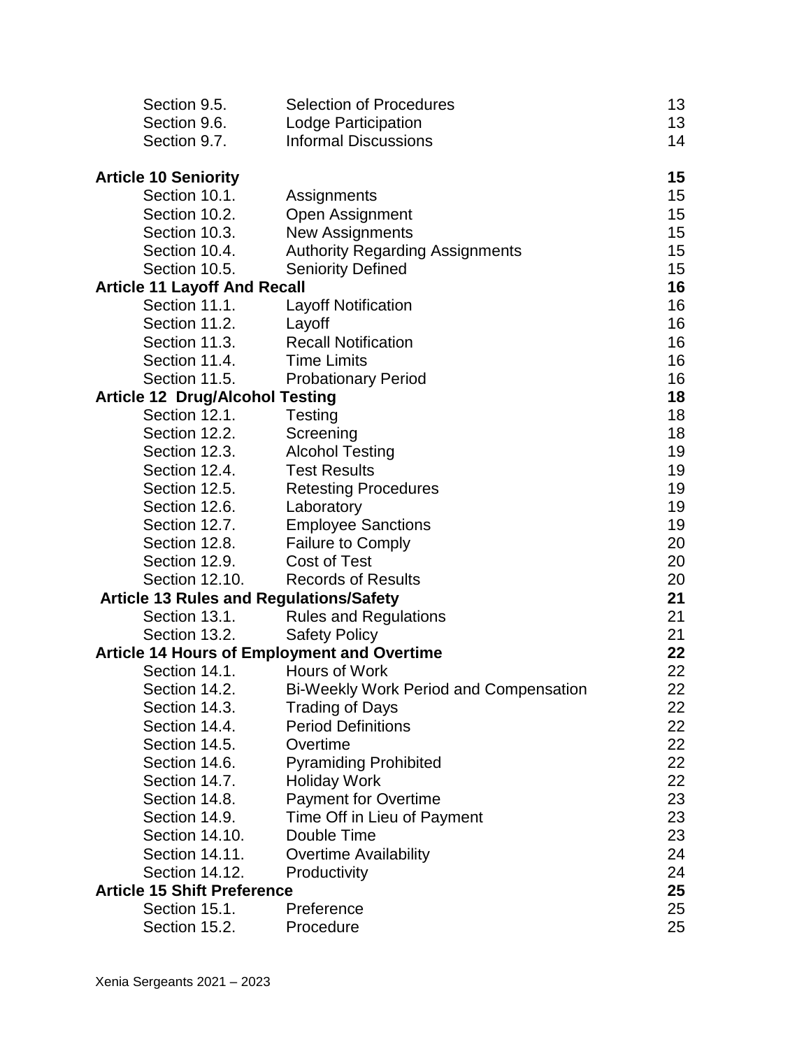| | | |
|---|---|---|
| Section 9.5. | Selection of Procedures | 13 |
| Section 9.6. | Lodge Participation | 13 |
| Section 9.7. | Informal Discussions | 14 |
| **Article 10 Seniority** | | **15** |
| Section 10.1. | Assignments | 15 |
| Section 10.2. | Open Assignment | 15 |
| Section 10.3. | New Assignments | 15 |
| Section 10.4. | Authority Regarding Assignments | 15 |
| Section 10.5. | Seniority Defined | 15 |
| **Article 11 Layoff And Recall** | | **16** |
| Section 11.1. | Layoff Notification | 16 |
| Section 11.2. | Layoff | 16 |
| Section 11.3. | Recall Notification | 16 |
| Section 11.4. | Time Limits | 16 |
| Section 11.5. | Probationary Period | 16 |
| **Article 12 Drug/Alcohol Testing** | | **18** |
| Section 12.1. | Testing | 18 |
| Section 12.2. | Screening | 18 |
| Section 12.3. | Alcohol Testing | 19 |
| Section 12.4. | Test Results | 19 |
| Section 12.5. | Retesting Procedures | 19 |
| Section 12.6. | Laboratory | 19 |
| Section 12.7. | Employee Sanctions | 19 |
| Section 12.8. | Failure to Comply | 20 |
| Section 12.9. | Cost of Test | 20 |
| Section 12.10. | Records of Results | 20 |
| **Article 13 Rules and Regulations/Safety** | | **21** |
| Section 13.1. | Rules and Regulations | 21 |
| Section 13.2. | Safety Policy | 21 |
| **Article 14 Hours of Employment and Overtime** | | **22** |
| Section 14.1. | Hours of Work | 22 |
| Section 14.2. | Bi-Weekly Work Period and Compensation | 22 |
| Section 14.3. | Trading of Days | 22 |
| Section 14.4. | Period Definitions | 22 |
| Section 14.5. | Overtime | 22 |
| Section 14.6. | Pyramiding Prohibited | 22 |
| Section 14.7. | Holiday Work | 22 |
| Section 14.8. | Payment for Overtime | 23 |
| Section 14.9. | Time Off in Lieu of Payment | 23 |
| Section 14.10. | Double Time | 23 |
| Section 14.11. | Overtime Availability | 24 |
| Section 14.12. | Productivity | 24 |
| **Article 15 Shift Preference** | | **25** |
| Section 15.1. | Preference | 25 |
| Section 15.2. | Procedure | 25 |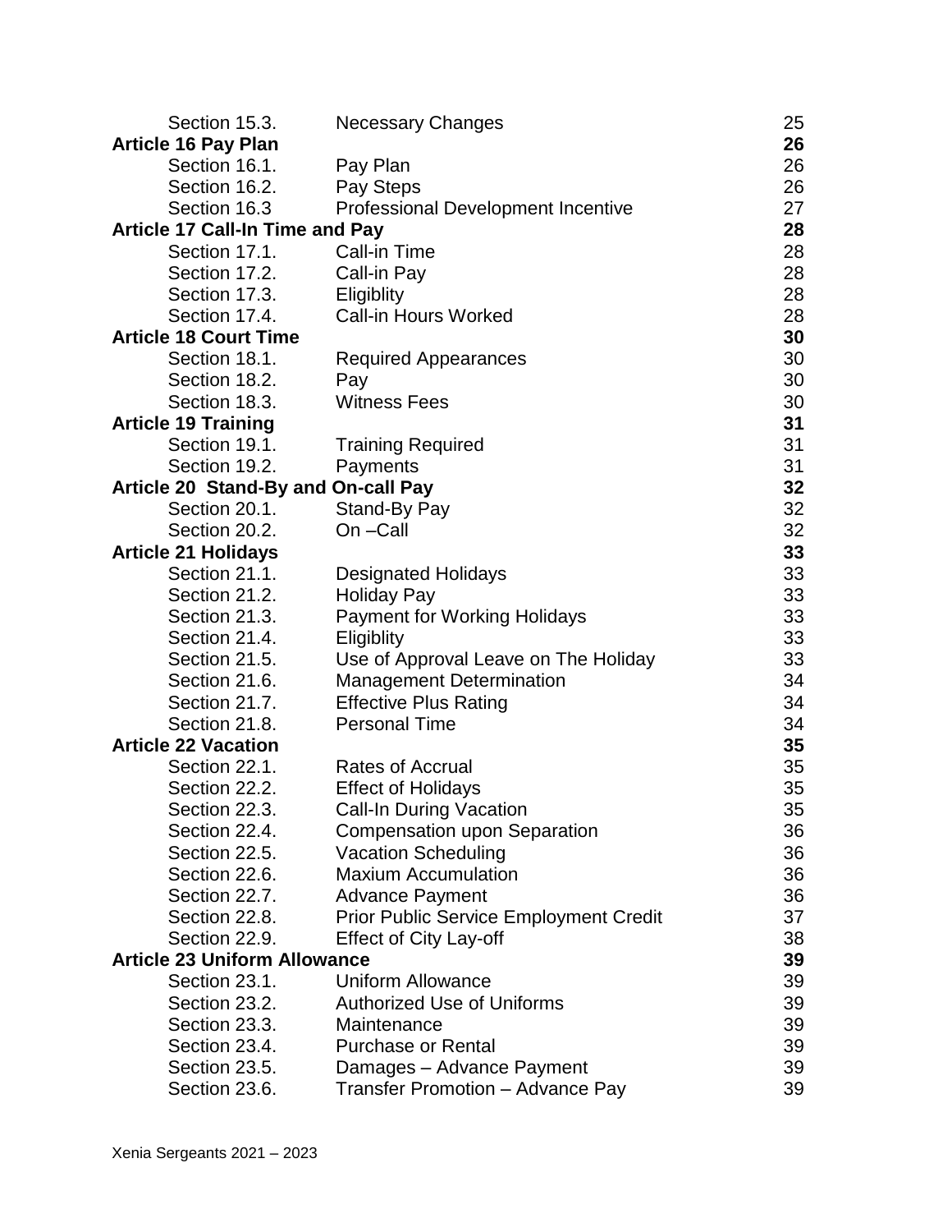| | | |
|---|---|---|
| Section 15.3. | Necessary Changes | 25 |
| **Article 16 Pay Plan** | | **26** |
| Section 16.1. | Pay Plan | 26 |
| Section 16.2. | Pay Steps | 26 |
| Section 16.3 | Professional Development Incentive | 27 |
| **Article 17 Call-In Time and Pay** | | **28** |
| Section 17.1. | Call-in Time | 28 |
| Section 17.2. | Call-in Pay | 28 |
| Section 17.3. | Eligiblity | 28 |
| Section 17.4. | Call-in Hours Worked | 28 |
| **Article 18 Court Time** | | **30** |
| Section 18.1. | Required Appearances | 30 |
| Section 18.2. | Pay | 30 |
| Section 18.3. | Witness Fees | 30 |
| **Article 19 Training** | | **31** |
| Section 19.1. | Training Required | 31 |
| Section 19.2. | Payments | 31 |
| **Article 20 Stand-By and On-call Pay** | | **32** |
| Section 20.1. | Stand-By Pay | 32 |
| Section 20.2. | On –Call | 32 |
| **Article 21 Holidays** | | **33** |
| Section 21.1. | Designated Holidays | 33 |
| Section 21.2. | Holiday Pay | 33 |
| Section 21.3. | Payment for Working Holidays | 33 |
| Section 21.4. | Eligiblity | 33 |
| Section 21.5. | Use of Approval Leave on The Holiday | 33 |
| Section 21.6. | Management Determination | 34 |
| Section 21.7. | Effective Plus Rating | 34 |
| Section 21.8. | Personal Time | 34 |
| **Article 22 Vacation** | | **35** |
| Section 22.1. | Rates of Accrual | 35 |
| Section 22.2. | Effect of Holidays | 35 |
| Section 22.3. | Call-In During Vacation | 35 |
| Section 22.4. | Compensation upon Separation | 36 |
| Section 22.5. | Vacation Scheduling | 36 |
| Section 22.6. | Maxium Accumulation | 36 |
| Section 22.7. | Advance Payment | 36 |
| Section 22.8. | Prior Public Service Employment Credit | 37 |
| Section 22.9. | Effect of City Lay-off | 38 |
| **Article 23 Uniform Allowance** | | **39** |
| Section 23.1. | Uniform Allowance | 39 |
| Section 23.2. | Authorized Use of Uniforms | 39 |
| Section 23.3. | Maintenance | 39 |
| Section 23.4. | Purchase or Rental | 39 |
| Section 23.5. | Damages – Advance Payment | 39 |
| Section 23.6. | Transfer Promotion – Advance Pay | 39 |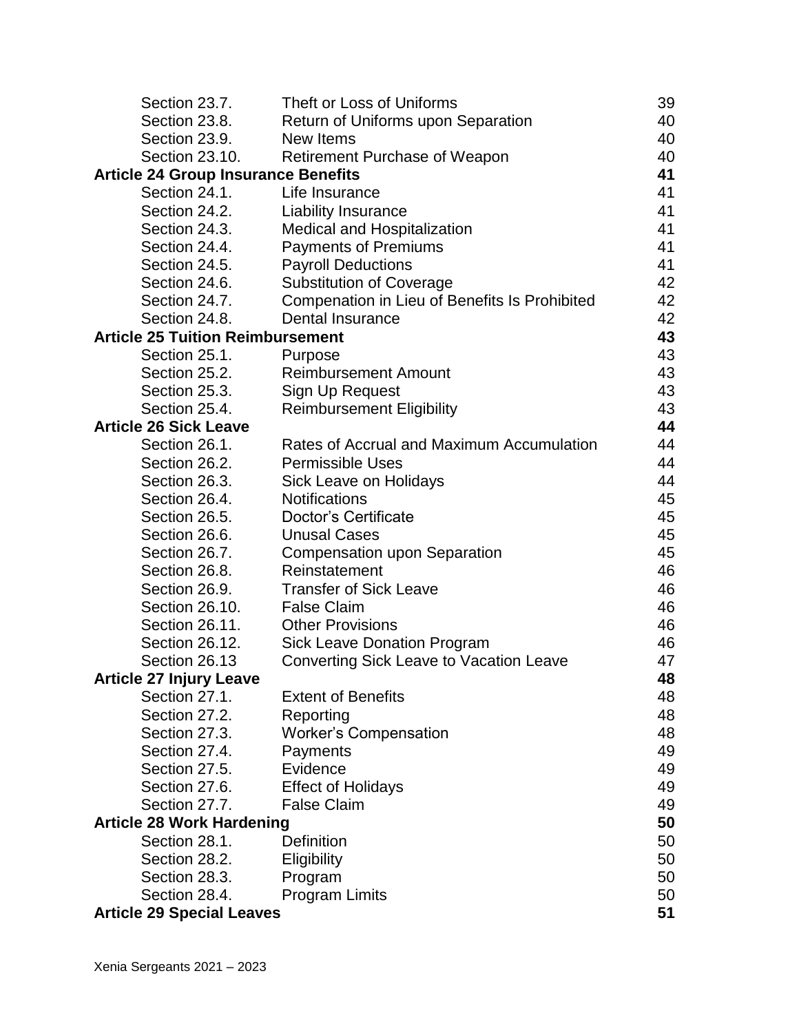| | | |
|---|---|---|
| Section 23.7. | Theft or Loss of Uniforms | 39 |
| Section 23.8. | Return of Uniforms upon Separation | 40 |
| Section 23.9. | New Items | 40 |
| Section 23.10. | Retirement Purchase of Weapon | 40 |
| **Article 24 Group Insurance Benefits** | | **41** |
| Section 24.1. | Life Insurance | 41 |
| Section 24.2. | Liability Insurance | 41 |
| Section 24.3. | Medical and Hospitalization | 41 |
| Section 24.4. | Payments of Premiums | 41 |
| Section 24.5. | Payroll Deductions | 41 |
| Section 24.6. | Substitution of Coverage | 42 |
| Section 24.7. | Compenation in Lieu of Benefits Is Prohibited | 42 |
| Section 24.8. | Dental Insurance | 42 |
| **Article 25 Tuition Reimbursement** | | **43** |
| Section 25.1. | Purpose | 43 |
| Section 25.2. | Reimbursement Amount | 43 |
| Section 25.3. | Sign Up Request | 43 |
| Section 25.4. | Reimbursement Eligibility | 43 |
| **Article 26 Sick Leave** | | **44** |
| Section 26.1. | Rates of Accrual and Maximum Accumulation | 44 |
| Section 26.2. | Permissible Uses | 44 |
| Section 26.3. | Sick Leave on Holidays | 44 |
| Section 26.4. | Notifications | 45 |
| Section 26.5. | Doctor's Certificate | 45 |
| Section 26.6. | Unusal Cases | 45 |
| Section 26.7. | Compensation upon Separation | 45 |
| Section 26.8. | Reinstatement | 46 |
| Section 26.9. | Transfer of Sick Leave | 46 |
| Section 26.10. | False Claim | 46 |
| Section 26.11. | Other Provisions | 46 |
| Section 26.12. | Sick Leave Donation Program | 46 |
| Section 26.13 | Converting Sick Leave to Vacation Leave | 47 |
| **Article 27 Injury Leave** | | **48** |
| Section 27.1. | Extent of Benefits | 48 |
| Section 27.2. | Reporting | 48 |
| Section 27.3. | Worker's Compensation | 48 |
| Section 27.4. | Payments | 49 |
| Section 27.5. | Evidence | 49 |
| Section 27.6. | Effect of Holidays | 49 |
| Section 27.7. | False Claim | 49 |
| **Article 28 Work Hardening** | | **50** |
| Section 28.1. | Definition | 50 |
| Section 28.2. | Eligibility | 50 |
| Section 28.3. | Program | 50 |
| Section 28.4. | Program Limits | 50 |
| **Article 29 Special Leaves** | | **51** |

Xenia Sergeants 2021 – 2023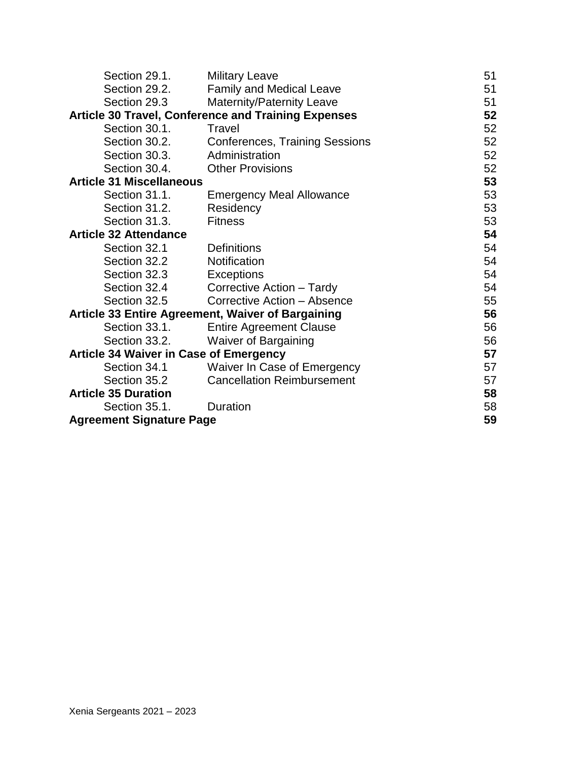| | | |
|---|---|---|
| Section 29.1. | Military Leave | 51 |
| Section 29.2. | Family and Medical Leave | 51 |
| Section 29.3 | Maternity/Paternity Leave | 51 |
| **Article 30 Travel, Conference and Training Expenses** | | **52** |
| Section 30.1. | Travel | 52 |
| Section 30.2. | Conferences, Training Sessions | 52 |
| Section 30.3. | Administration | 52 |
| Section 30.4. | Other Provisions | 52 |
| **Article 31 Miscellaneous** | | **53** |
| Section 31.1. | Emergency Meal Allowance | 53 |
| Section 31.2. | Residency | 53 |
| Section 31.3. | Fitness | 53 |
| **Article 32 Attendance** | | **54** |
| Section 32.1 | Definitions | 54 |
| Section 32.2 | Notification | 54 |
| Section 32.3 | Exceptions | 54 |
| Section 32.4 | Corrective Action – Tardy | 54 |
| Section 32.5 | Corrective Action – Absence | 55 |
| **Article 33 Entire Agreement, Waiver of Bargaining** | | **56** |
| Section 33.1. | Entire Agreement Clause | 56 |
| Section 33.2. | Waiver of Bargaining | 56 |
| **Article 34 Waiver in Case of Emergency** | | **57** |
| Section 34.1 | Waiver In Case of Emergency | 57 |
| Section 35.2 | Cancellation Reimbursement | 57 |
| **Article 35 Duration** | | **58** |
| Section 35.1. | Duration | 58 |
| **Agreement Signature Page** | | **59** |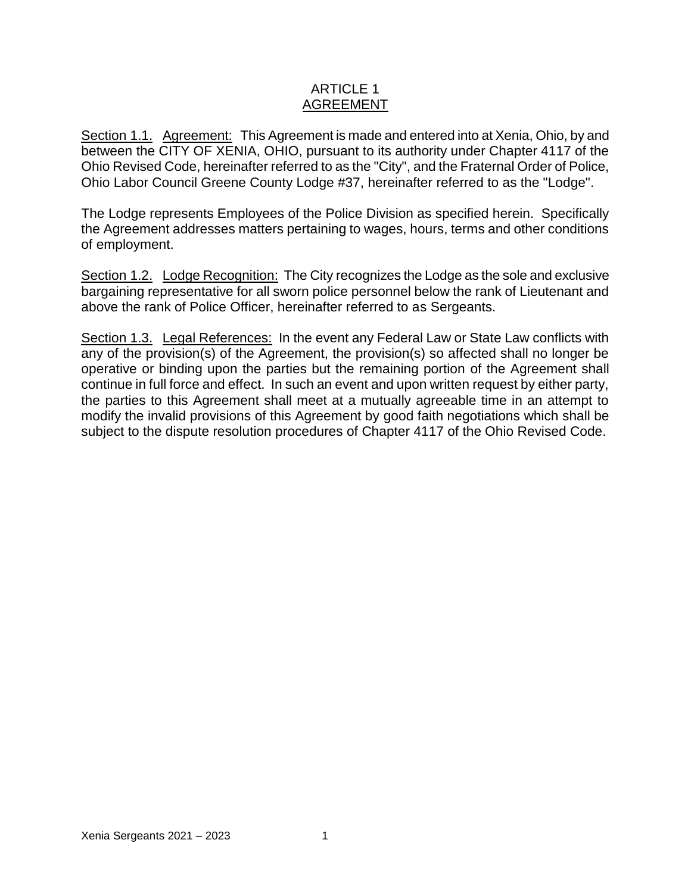# ARTICLE 1
## AGREEMENT

Section 1.1. Agreement: This Agreement is made and entered into at Xenia, Ohio, by and between the CITY OF XENIA, OHIO, pursuant to its authority under Chapter 4117 of the Ohio Revised Code, hereinafter referred to as the "City", and the Fraternal Order of Police, Ohio Labor Council Greene County Lodge #37, hereinafter referred to as the "Lodge".

The Lodge represents Employees of the Police Division as specified herein. Specifically the Agreement addresses matters pertaining to wages, hours, terms and other conditions of employment.

Section 1.2. Lodge Recognition: The City recognizes the Lodge as the sole and exclusive bargaining representative for all sworn police personnel below the rank of Lieutenant and above the rank of Police Officer, hereinafter referred to as Sergeants.

Section 1.3. Legal References: In the event any Federal Law or State Law conflicts with any of the provision(s) of the Agreement, the provision(s) so affected shall no longer be operative or binding upon the parties but the remaining portion of the Agreement shall continue in full force and effect. In such an event and upon written request by either party, the parties to this Agreement shall meet at a mutually agreeable time in an attempt to modify the invalid provisions of this Agreement by good faith negotiations which shall be subject to the dispute resolution procedures of Chapter 4117 of the Ohio Revised Code.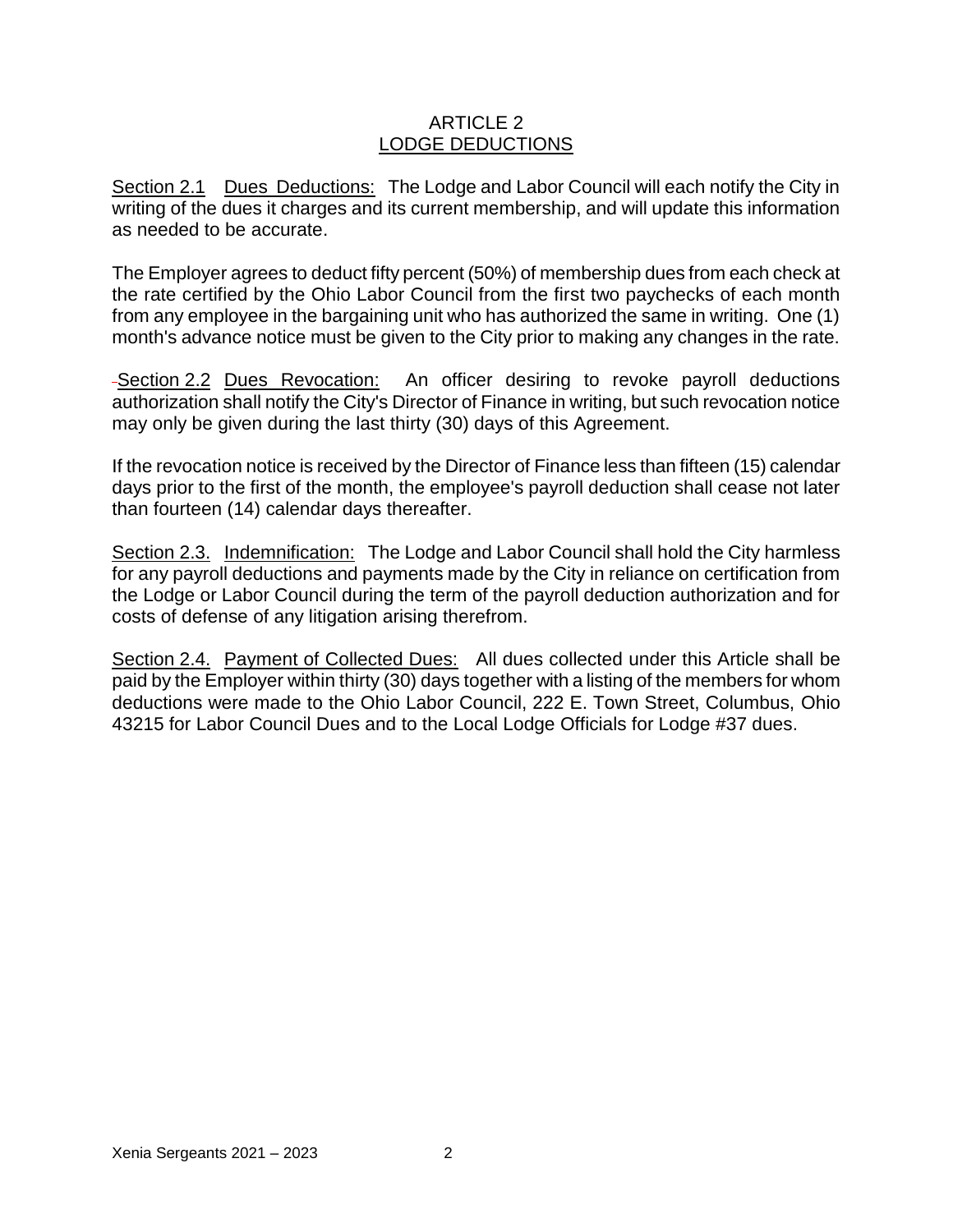# ARTICLE 2
## LODGE DEDUCTIONS

Section 2.1 Dues Deductions: The Lodge and Labor Council will each notify the City in writing of the dues it charges and its current membership, and will update this information as needed to be accurate.

The Employer agrees to deduct fifty percent (50%) of membership dues from each check at the rate certified by the Ohio Labor Council from the first two paychecks of each month from any employee in the bargaining unit who has authorized the same in writing. One (1) month's advance notice must be given to the City prior to making any changes in the rate.

Section 2.2 Dues Revocation: An officer desiring to revoke payroll deductions authorization shall notify the City's Director of Finance in writing, but such revocation notice may only be given during the last thirty (30) days of this Agreement.

If the revocation notice is received by the Director of Finance less than fifteen (15) calendar days prior to the first of the month, the employee's payroll deduction shall cease not later than fourteen (14) calendar days thereafter.

Section 2.3. Indemnification: The Lodge and Labor Council shall hold the City harmless for any payroll deductions and payments made by the City in reliance on certification from the Lodge or Labor Council during the term of the payroll deduction authorization and for costs of defense of any litigation arising therefrom.

Section 2.4. Payment of Collected Dues: All dues collected under this Article shall be paid by the Employer within thirty (30) days together with a listing of the members for whom deductions were made to the Ohio Labor Council, 222 E. Town Street, Columbus, Ohio 43215 for Labor Council Dues and to the Local Lodge Officials for Lodge #37 dues.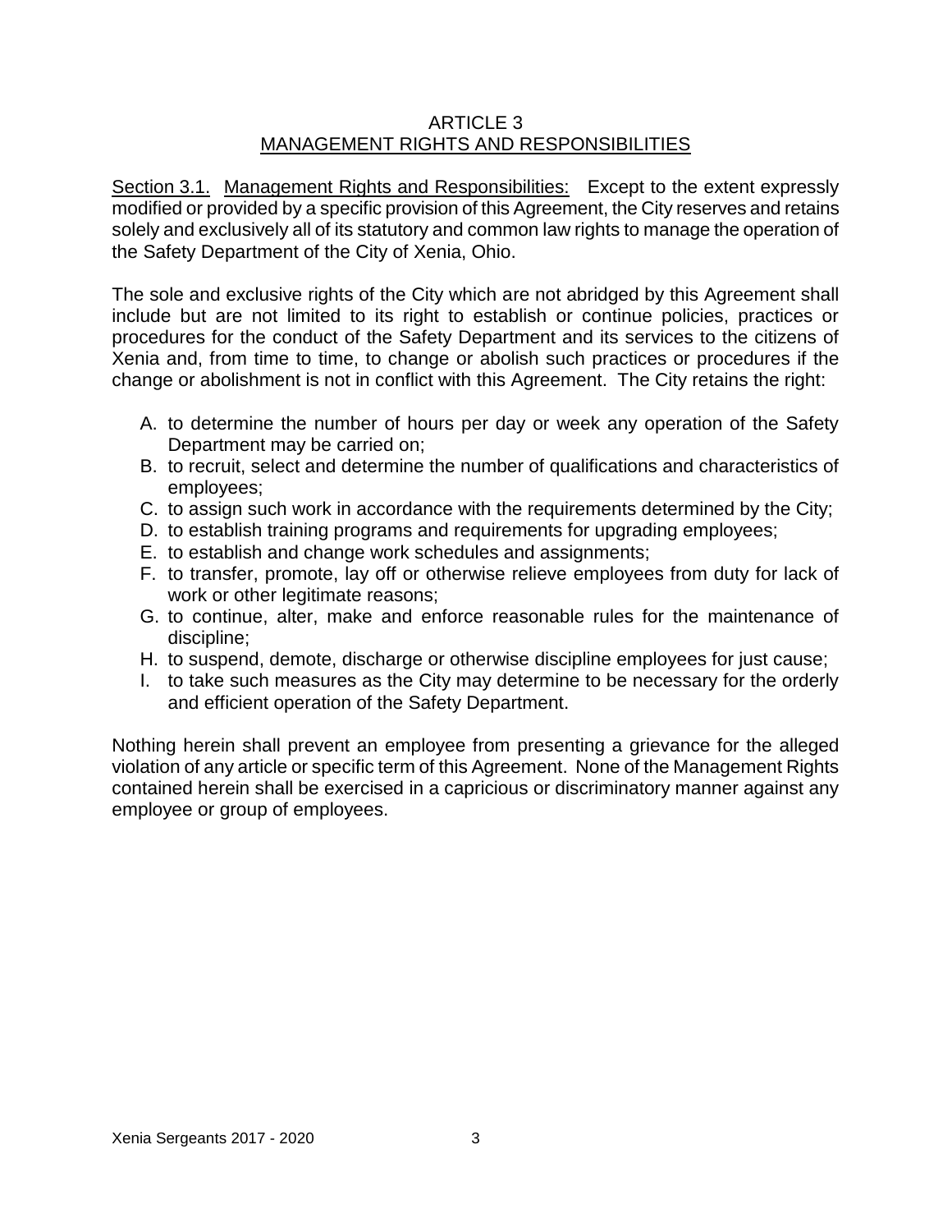# ARTICLE 3
## MANAGEMENT RIGHTS AND RESPONSIBILITIES

Section 3.1. Management Rights and Responsibilities: Except to the extent expressly modified or provided by a specific provision of this Agreement, the City reserves and retains solely and exclusively all of its statutory and common law rights to manage the operation of the Safety Department of the City of Xenia, Ohio.

The sole and exclusive rights of the City which are not abridged by this Agreement shall include but are not limited to its right to establish or continue policies, practices or procedures for the conduct of the Safety Department and its services to the citizens of Xenia and, from time to time, to change or abolish such practices or procedures if the change or abolishment is not in conflict with this Agreement. The City retains the right:

A. to determine the number of hours per day or week any operation of the Safety Department may be carried on;
B. to recruit, select and determine the number of qualifications and characteristics of employees;
C. to assign such work in accordance with the requirements determined by the City;
D. to establish training programs and requirements for upgrading employees;
E. to establish and change work schedules and assignments;
F. to transfer, promote, lay off or otherwise relieve employees from duty for lack of work or other legitimate reasons;
G. to continue, alter, make and enforce reasonable rules for the maintenance of discipline;
H. to suspend, demote, discharge or otherwise discipline employees for just cause;
I. to take such measures as the City may determine to be necessary for the orderly and efficient operation of the Safety Department.

Nothing herein shall prevent an employee from presenting a grievance for the alleged violation of any article or specific term of this Agreement. None of the Management Rights contained herein shall be exercised in a capricious or discriminatory manner against any employee or group of employees.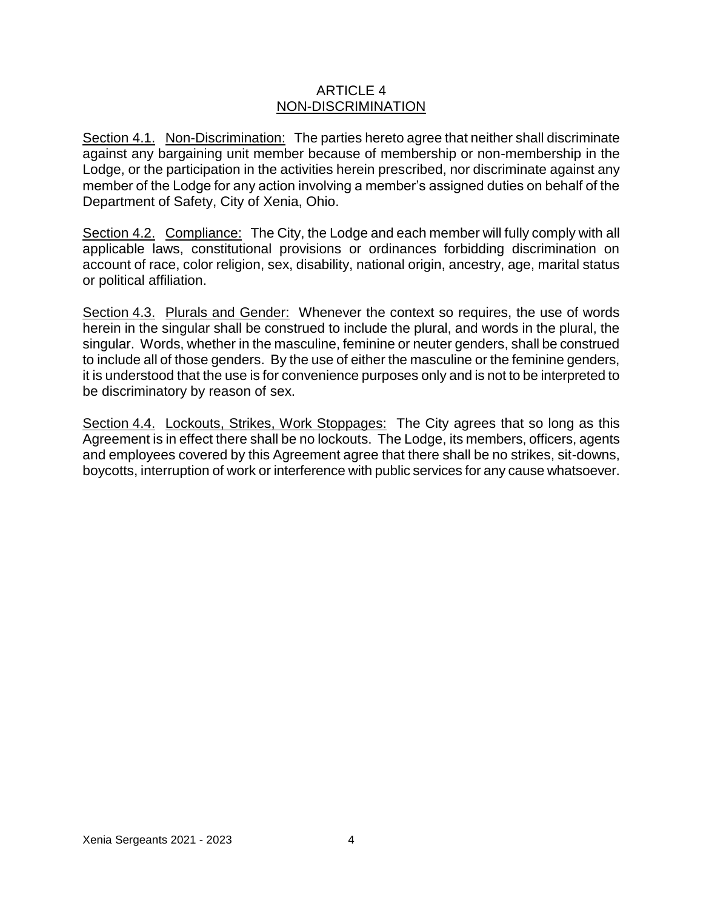# ARTICLE 4
## NON-DISCRIMINATION

Section 4.1. Non-Discrimination: The parties hereto agree that neither shall discriminate against any bargaining unit member because of membership or non-membership in the Lodge, or the participation in the activities herein prescribed, nor discriminate against any member of the Lodge for any action involving a member's assigned duties on behalf of the Department of Safety, City of Xenia, Ohio.

Section 4.2. Compliance: The City, the Lodge and each member will fully comply with all applicable laws, constitutional provisions or ordinances forbidding discrimination on account of race, color religion, sex, disability, national origin, ancestry, age, marital status or political affiliation.

Section 4.3. Plurals and Gender: Whenever the context so requires, the use of words herein in the singular shall be construed to include the plural, and words in the plural, the singular. Words, whether in the masculine, feminine or neuter genders, shall be construed to include all of those genders. By the use of either the masculine or the feminine genders, it is understood that the use is for convenience purposes only and is not to be interpreted to be discriminatory by reason of sex.

Section 4.4. Lockouts, Strikes, Work Stoppages: The City agrees that so long as this Agreement is in effect there shall be no lockouts. The Lodge, its members, officers, agents and employees covered by this Agreement agree that there shall be no strikes, sit-downs, boycotts, interruption of work or interference with public services for any cause whatsoever.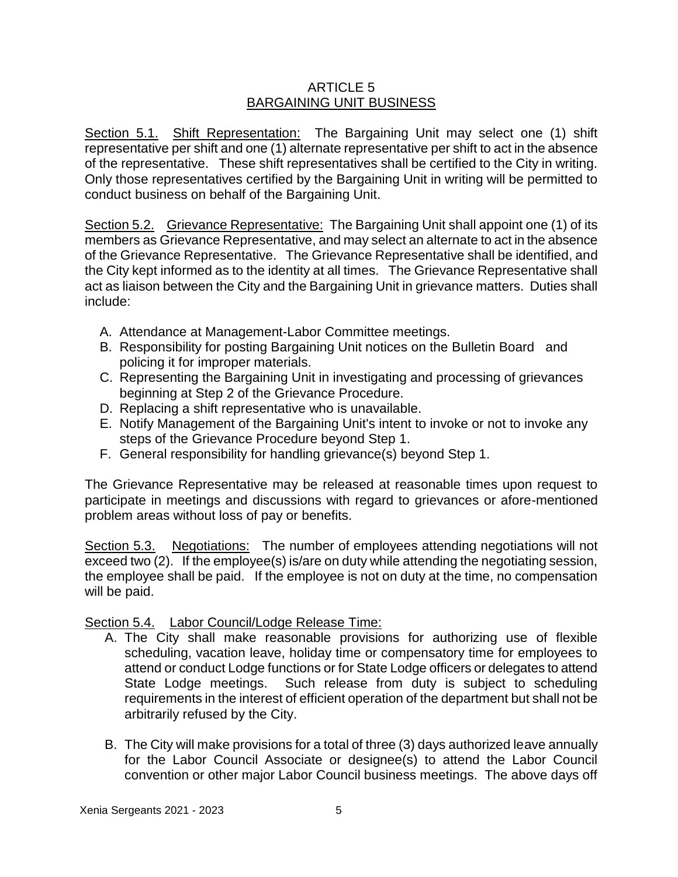# ARTICLE 5
## BARGAINING UNIT BUSINESS

Section 5.1. Shift Representation: The Bargaining Unit may select one (1) shift representative per shift and one (1) alternate representative per shift to act in the absence of the representative. These shift representatives shall be certified to the City in writing. Only those representatives certified by the Bargaining Unit in writing will be permitted to conduct business on behalf of the Bargaining Unit.

Section 5.2. Grievance Representative: The Bargaining Unit shall appoint one (1) of its members as Grievance Representative, and may select an alternate to act in the absence of the Grievance Representative. The Grievance Representative shall be identified, and the City kept informed as to the identity at all times. The Grievance Representative shall act as liaison between the City and the Bargaining Unit in grievance matters. Duties shall include:

A. Attendance at Management-Labor Committee meetings.
B. Responsibility for posting Bargaining Unit notices on the Bulletin Board and policing it for improper materials.
C. Representing the Bargaining Unit in investigating and processing of grievances beginning at Step 2 of the Grievance Procedure.
D. Replacing a shift representative who is unavailable.
E. Notify Management of the Bargaining Unit's intent to invoke or not to invoke any steps of the Grievance Procedure beyond Step 1.
F. General responsibility for handling grievance(s) beyond Step 1.

The Grievance Representative may be released at reasonable times upon request to participate in meetings and discussions with regard to grievances or afore-mentioned problem areas without loss of pay or benefits.

Section 5.3. Negotiations: The number of employees attending negotiations will not exceed two (2). If the employee(s) is/are on duty while attending the negotiating session, the employee shall be paid. If the employee is not on duty at the time, no compensation will be paid.

Section 5.4. Labor Council/Lodge Release Time:

A. The City shall make reasonable provisions for authorizing use of flexible scheduling, vacation leave, holiday time or compensatory time for employees to attend or conduct Lodge functions or for State Lodge officers or delegates to attend State Lodge meetings. Such release from duty is subject to scheduling requirements in the interest of efficient operation of the department but shall not be arbitrarily refused by the City.

B. The City will make provisions for a total of three (3) days authorized leave annually for the Labor Council Associate or designee(s) to attend the Labor Council convention or other major Labor Council business meetings. The above days off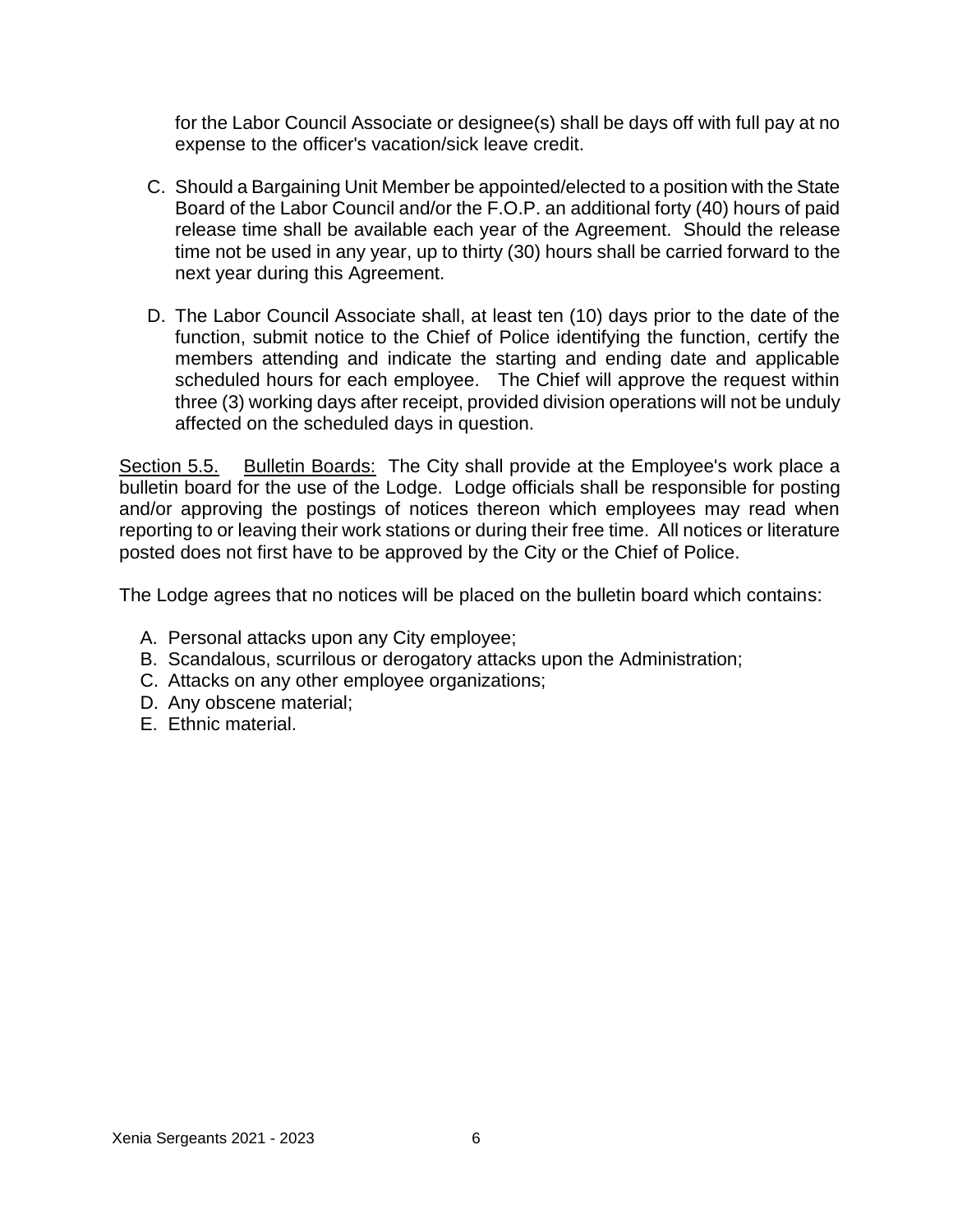for the Labor Council Associate or designee(s) shall be days off with full pay at no expense to the officer's vacation/sick leave credit.

C. Should a Bargaining Unit Member be appointed/elected to a position with the State Board of the Labor Council and/or the F.O.P. an additional forty (40) hours of paid release time shall be available each year of the Agreement. Should the release time not be used in any year, up to thirty (30) hours shall be carried forward to the next year during this Agreement.

D. The Labor Council Associate shall, at least ten (10) days prior to the date of the function, submit notice to the Chief of Police identifying the function, certify the members attending and indicate the starting and ending date and applicable scheduled hours for each employee. The Chief will approve the request within three (3) working days after receipt, provided division operations will not be unduly affected on the scheduled days in question.

<u>Section 5.5.</u> <u>Bulletin Boards:</u> The City shall provide at the Employee's work place a bulletin board for the use of the Lodge. Lodge officials shall be responsible for posting and/or approving the postings of notices thereon which employees may read when reporting to or leaving their work stations or during their free time. All notices or literature posted does not first have to be approved by the City or the Chief of Police.

The Lodge agrees that no notices will be placed on the bulletin board which contains:

A. Personal attacks upon any City employee;
B. Scandalous, scurrilous or derogatory attacks upon the Administration;
C. Attacks on any other employee organizations;
D. Any obscene material;
E. Ethnic material.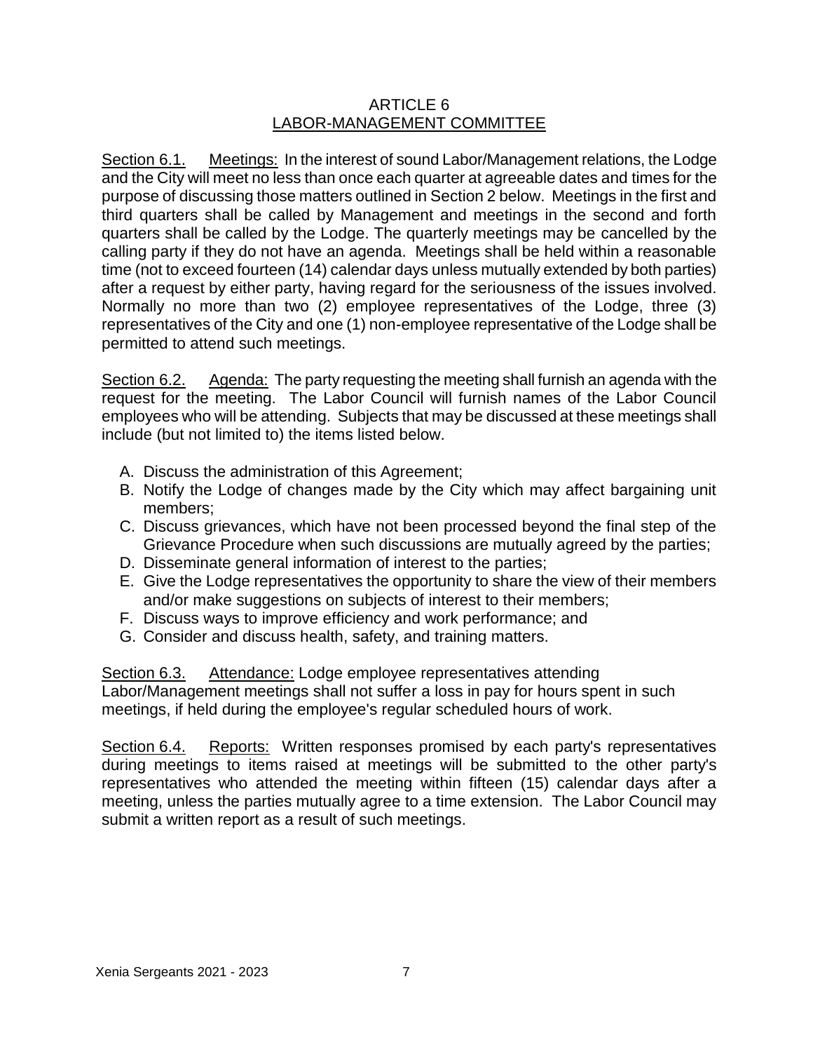# ARTICLE 6
## LABOR-MANAGEMENT COMMITTEE

Section 6.1. Meetings: In the interest of sound Labor/Management relations, the Lodge and the City will meet no less than once each quarter at agreeable dates and times for the purpose of discussing those matters outlined in Section 2 below. Meetings in the first and third quarters shall be called by Management and meetings in the second and forth quarters shall be called by the Lodge. The quarterly meetings may be cancelled by the calling party if they do not have an agenda. Meetings shall be held within a reasonable time (not to exceed fourteen (14) calendar days unless mutually extended by both parties) after a request by either party, having regard for the seriousness of the issues involved. Normally no more than two (2) employee representatives of the Lodge, three (3) representatives of the City and one (1) non-employee representative of the Lodge shall be permitted to attend such meetings.

Section 6.2. Agenda: The party requesting the meeting shall furnish an agenda with the request for the meeting. The Labor Council will furnish names of the Labor Council employees who will be attending. Subjects that may be discussed at these meetings shall include (but not limited to) the items listed below.

A. Discuss the administration of this Agreement;
B. Notify the Lodge of changes made by the City which may affect bargaining unit members;
C. Discuss grievances, which have not been processed beyond the final step of the Grievance Procedure when such discussions are mutually agreed by the parties;
D. Disseminate general information of interest to the parties;
E. Give the Lodge representatives the opportunity to share the view of their members and/or make suggestions on subjects of interest to their members;
F. Discuss ways to improve efficiency and work performance; and
G. Consider and discuss health, safety, and training matters.

Section 6.3. Attendance: Lodge employee representatives attending Labor/Management meetings shall not suffer a loss in pay for hours spent in such meetings, if held during the employee's regular scheduled hours of work.

Section 6.4. Reports: Written responses promised by each party's representatives during meetings to items raised at meetings will be submitted to the other party's representatives who attended the meeting within fifteen (15) calendar days after a meeting, unless the parties mutually agree to a time extension. The Labor Council may submit a written report as a result of such meetings.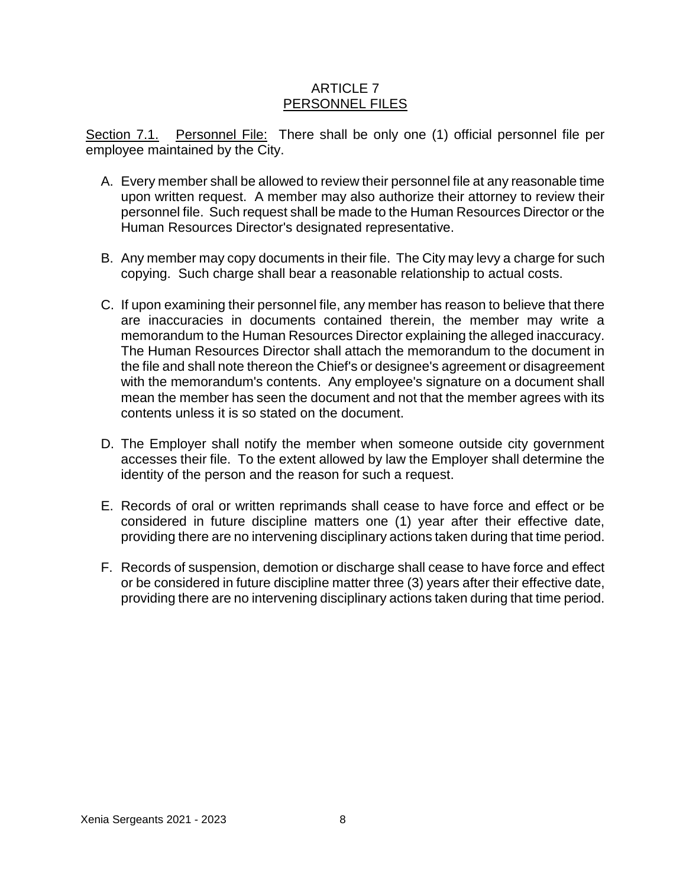# ARTICLE 7
## PERSONNEL FILES

Section 7.1. Personnel File: There shall be only one (1) official personnel file per employee maintained by the City.

A. Every member shall be allowed to review their personnel file at any reasonable time upon written request. A member may also authorize their attorney to review their personnel file. Such request shall be made to the Human Resources Director or the Human Resources Director's designated representative.

B. Any member may copy documents in their file. The City may levy a charge for such copying. Such charge shall bear a reasonable relationship to actual costs.

C. If upon examining their personnel file, any member has reason to believe that there are inaccuracies in documents contained therein, the member may write a memorandum to the Human Resources Director explaining the alleged inaccuracy. The Human Resources Director shall attach the memorandum to the document in the file and shall note thereon the Chief's or designee's agreement or disagreement with the memorandum's contents. Any employee's signature on a document shall mean the member has seen the document and not that the member agrees with its contents unless it is so stated on the document.

D. The Employer shall notify the member when someone outside city government accesses their file. To the extent allowed by law the Employer shall determine the identity of the person and the reason for such a request.

E. Records of oral or written reprimands shall cease to have force and effect or be considered in future discipline matters one (1) year after their effective date, providing there are no intervening disciplinary actions taken during that time period.

F. Records of suspension, demotion or discharge shall cease to have force and effect or be considered in future discipline matter three (3) years after their effective date, providing there are no intervening disciplinary actions taken during that time period.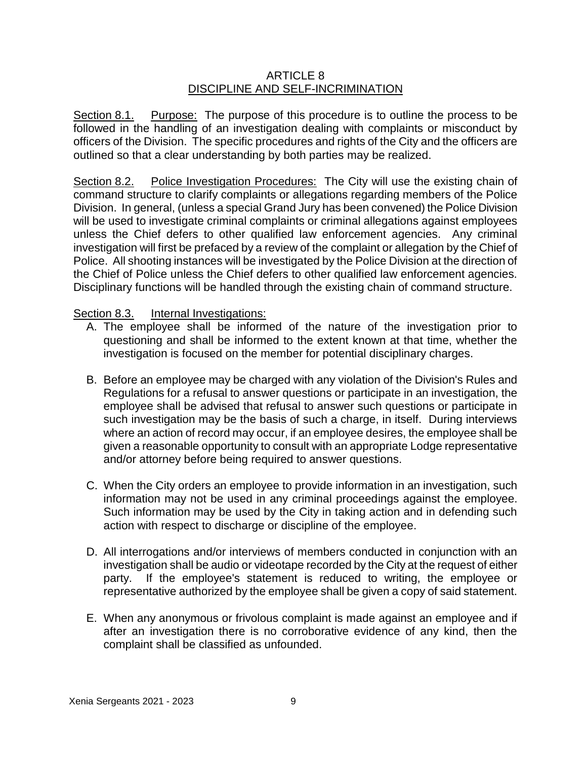# ARTICLE 8
## DISCIPLINE AND SELF-INCRIMINATION

Section 8.1. Purpose: The purpose of this procedure is to outline the process to be followed in the handling of an investigation dealing with complaints or misconduct by officers of the Division. The specific procedures and rights of the City and the officers are outlined so that a clear understanding by both parties may be realized.

Section 8.2. Police Investigation Procedures: The City will use the existing chain of command structure to clarify complaints or allegations regarding members of the Police Division. In general, (unless a special Grand Jury has been convened) the Police Division will be used to investigate criminal complaints or criminal allegations against employees unless the Chief defers to other qualified law enforcement agencies. Any criminal investigation will first be prefaced by a review of the complaint or allegation by the Chief of Police. All shooting instances will be investigated by the Police Division at the direction of the Chief of Police unless the Chief defers to other qualified law enforcement agencies. Disciplinary functions will be handled through the existing chain of command structure.

Section 8.3. Internal Investigations:

A. The employee shall be informed of the nature of the investigation prior to questioning and shall be informed to the extent known at that time, whether the investigation is focused on the member for potential disciplinary charges.

B. Before an employee may be charged with any violation of the Division's Rules and Regulations for a refusal to answer questions or participate in an investigation, the employee shall be advised that refusal to answer such questions or participate in such investigation may be the basis of such a charge, in itself. During interviews where an action of record may occur, if an employee desires, the employee shall be given a reasonable opportunity to consult with an appropriate Lodge representative and/or attorney before being required to answer questions.

C. When the City orders an employee to provide information in an investigation, such information may not be used in any criminal proceedings against the employee. Such information may be used by the City in taking action and in defending such action with respect to discharge or discipline of the employee.

D. All interrogations and/or interviews of members conducted in conjunction with an investigation shall be audio or videotape recorded by the City at the request of either party. If the employee's statement is reduced to writing, the employee or representative authorized by the employee shall be given a copy of said statement.

E. When any anonymous or frivolous complaint is made against an employee and if after an investigation there is no corroborative evidence of any kind, then the complaint shall be classified as unfounded.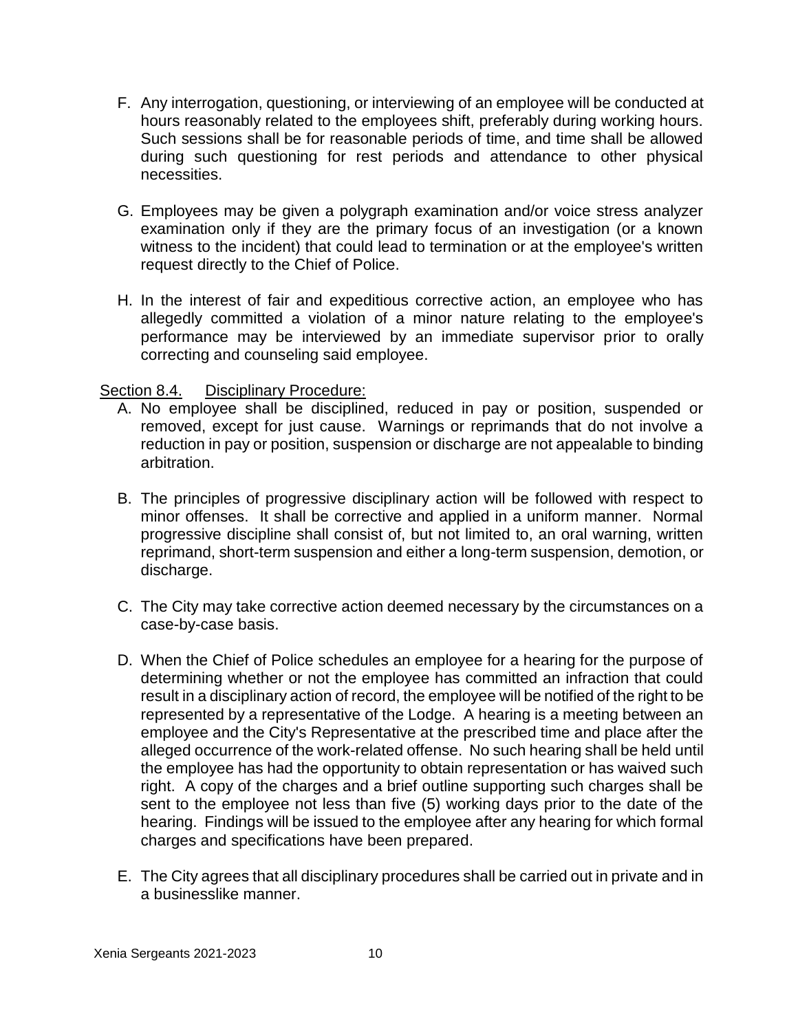F. Any interrogation, questioning, or interviewing of an employee will be conducted at hours reasonably related to the employees shift, preferably during working hours. Such sessions shall be for reasonable periods of time, and time shall be allowed during such questioning for rest periods and attendance to other physical necessities.

G. Employees may be given a polygraph examination and/or voice stress analyzer examination only if they are the primary focus of an investigation (or a known witness to the incident) that could lead to termination or at the employee's written request directly to the Chief of Police.

H. In the interest of fair and expeditious corrective action, an employee who has allegedly committed a violation of a minor nature relating to the employee's performance may be interviewed by an immediate supervisor prior to orally correcting and counseling said employee.

Section 8.4. Disciplinary Procedure:

A. No employee shall be disciplined, reduced in pay or position, suspended or removed, except for just cause. Warnings or reprimands that do not involve a reduction in pay or position, suspension or discharge are not appealable to binding arbitration.

B. The principles of progressive disciplinary action will be followed with respect to minor offenses. It shall be corrective and applied in a uniform manner. Normal progressive discipline shall consist of, but not limited to, an oral warning, written reprimand, short-term suspension and either a long-term suspension, demotion, or discharge.

C. The City may take corrective action deemed necessary by the circumstances on a case-by-case basis.

D. When the Chief of Police schedules an employee for a hearing for the purpose of determining whether or not the employee has committed an infraction that could result in a disciplinary action of record, the employee will be notified of the right to be represented by a representative of the Lodge. A hearing is a meeting between an employee and the City's Representative at the prescribed time and place after the alleged occurrence of the work-related offense. No such hearing shall be held until the employee has had the opportunity to obtain representation or has waived such right. A copy of the charges and a brief outline supporting such charges shall be sent to the employee not less than five (5) working days prior to the date of the hearing. Findings will be issued to the employee after any hearing for which formal charges and specifications have been prepared.

E. The City agrees that all disciplinary procedures shall be carried out in private and in a businesslike manner.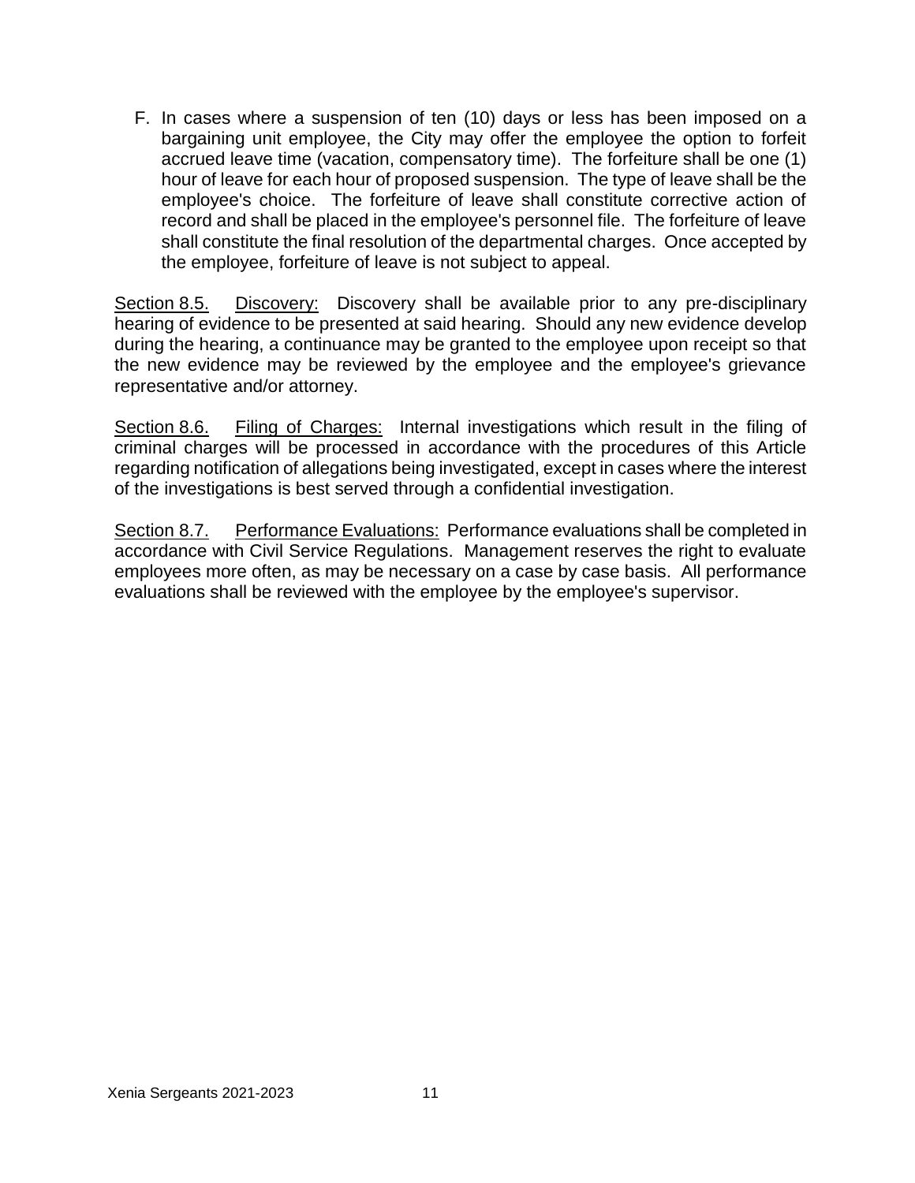F. In cases where a suspension of ten (10) days or less has been imposed on a bargaining unit employee, the City may offer the employee the option to forfeit accrued leave time (vacation, compensatory time). The forfeiture shall be one (1) hour of leave for each hour of proposed suspension. The type of leave shall be the employee's choice. The forfeiture of leave shall constitute corrective action of record and shall be placed in the employee's personnel file. The forfeiture of leave shall constitute the final resolution of the departmental charges. Once accepted by the employee, forfeiture of leave is not subject to appeal.

Section 8.5. Discovery: Discovery shall be available prior to any pre-disciplinary hearing of evidence to be presented at said hearing. Should any new evidence develop during the hearing, a continuance may be granted to the employee upon receipt so that the new evidence may be reviewed by the employee and the employee's grievance representative and/or attorney.

Section 8.6. Filing of Charges: Internal investigations which result in the filing of criminal charges will be processed in accordance with the procedures of this Article regarding notification of allegations being investigated, except in cases where the interest of the investigations is best served through a confidential investigation.

Section 8.7. Performance Evaluations: Performance evaluations shall be completed in accordance with Civil Service Regulations. Management reserves the right to evaluate employees more often, as may be necessary on a case by case basis. All performance evaluations shall be reviewed with the employee by the employee's supervisor.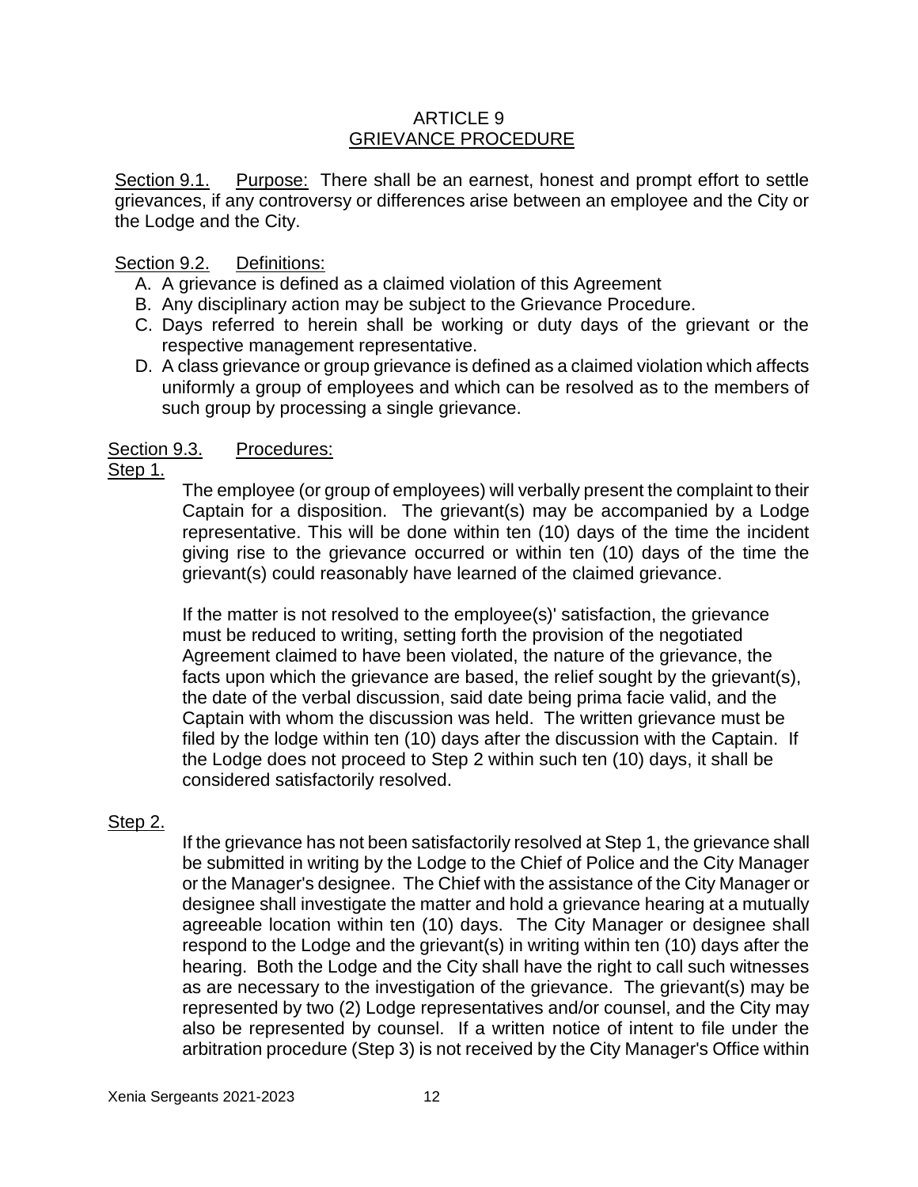## ARTICLE 9
## GRIEVANCE PROCEDURE

Section 9.1. Purpose: There shall be an earnest, honest and prompt effort to settle grievances, if any controversy or differences arise between an employee and the City or the Lodge and the City.

Section 9.2. Definitions:

A. A grievance is defined as a claimed violation of this Agreement
B. Any disciplinary action may be subject to the Grievance Procedure.
C. Days referred to herein shall be working or duty days of the grievant or the respective management representative.
D. A class grievance or group grievance is defined as a claimed violation which affects uniformly a group of employees and which can be resolved as to the members of such group by processing a single grievance.

Section 9.3. Procedures:

Step 1.

The employee (or group of employees) will verbally present the complaint to their Captain for a disposition. The grievant(s) may be accompanied by a Lodge representative. This will be done within ten (10) days of the time the incident giving rise to the grievance occurred or within ten (10) days of the time the grievant(s) could reasonably have learned of the claimed grievance.

If the matter is not resolved to the employee(s)' satisfaction, the grievance must be reduced to writing, setting forth the provision of the negotiated Agreement claimed to have been violated, the nature of the grievance, the facts upon which the grievance are based, the relief sought by the grievant(s), the date of the verbal discussion, said date being prima facie valid, and the Captain with whom the discussion was held. The written grievance must be filed by the lodge within ten (10) days after the discussion with the Captain. If the Lodge does not proceed to Step 2 within such ten (10) days, it shall be considered satisfactorily resolved.

Step 2.

If the grievance has not been satisfactorily resolved at Step 1, the grievance shall be submitted in writing by the Lodge to the Chief of Police and the City Manager or the Manager's designee. The Chief with the assistance of the City Manager or designee shall investigate the matter and hold a grievance hearing at a mutually agreeable location within ten (10) days. The City Manager or designee shall respond to the Lodge and the grievant(s) in writing within ten (10) days after the hearing. Both the Lodge and the City shall have the right to call such witnesses as are necessary to the investigation of the grievance. The grievant(s) may be represented by two (2) Lodge representatives and/or counsel, and the City may also be represented by counsel. If a written notice of intent to file under the arbitration procedure (Step 3) is not received by the City Manager's Office within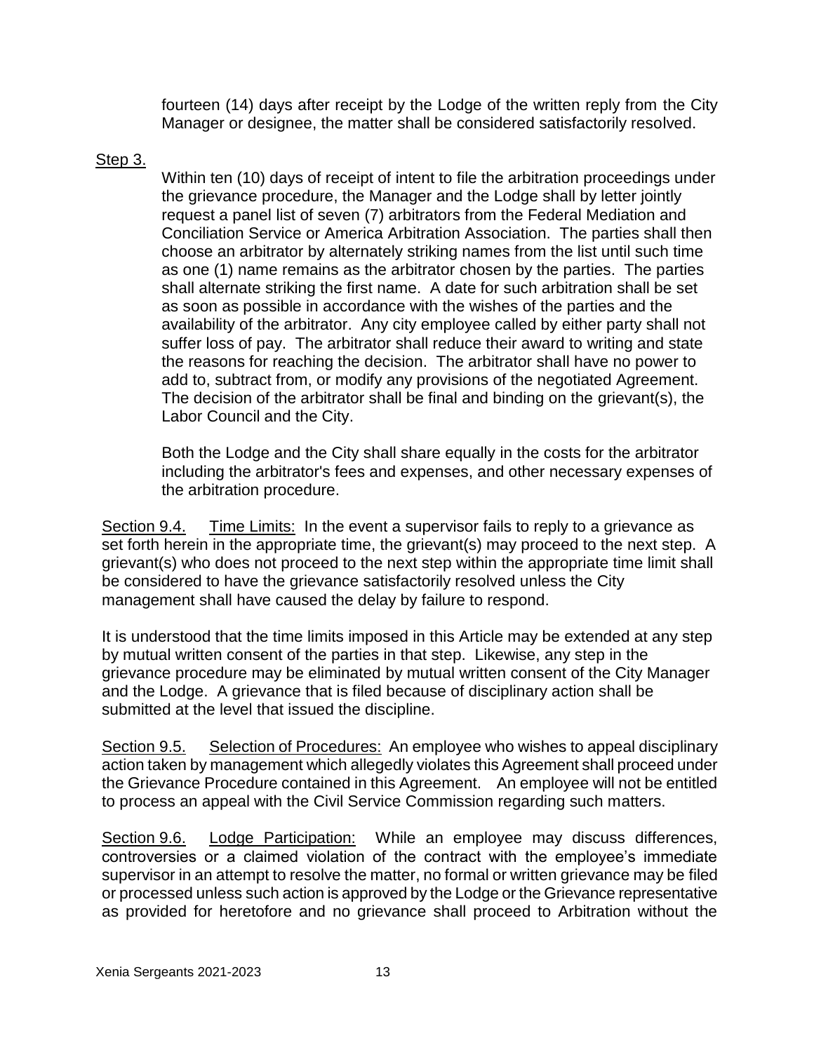fourteen (14) days after receipt by the Lodge of the written reply from the City Manager or designee, the matter shall be considered satisfactorily resolved.

Step 3.

Within ten (10) days of receipt of intent to file the arbitration proceedings under the grievance procedure, the Manager and the Lodge shall by letter jointly request a panel list of seven (7) arbitrators from the Federal Mediation and Conciliation Service or America Arbitration Association. The parties shall then choose an arbitrator by alternately striking names from the list until such time as one (1) name remains as the arbitrator chosen by the parties. The parties shall alternate striking the first name. A date for such arbitration shall be set as soon as possible in accordance with the wishes of the parties and the availability of the arbitrator. Any city employee called by either party shall not suffer loss of pay. The arbitrator shall reduce their award to writing and state the reasons for reaching the decision. The arbitrator shall have no power to add to, subtract from, or modify any provisions of the negotiated Agreement. The decision of the arbitrator shall be final and binding on the grievant(s), the Labor Council and the City.

Both the Lodge and the City shall share equally in the costs for the arbitrator including the arbitrator's fees and expenses, and other necessary expenses of the arbitration procedure.

Section 9.4. Time Limits: In the event a supervisor fails to reply to a grievance as set forth herein in the appropriate time, the grievant(s) may proceed to the next step. A grievant(s) who does not proceed to the next step within the appropriate time limit shall be considered to have the grievance satisfactorily resolved unless the City management shall have caused the delay by failure to respond.

It is understood that the time limits imposed in this Article may be extended at any step by mutual written consent of the parties in that step. Likewise, any step in the grievance procedure may be eliminated by mutual written consent of the City Manager and the Lodge. A grievance that is filed because of disciplinary action shall be submitted at the level that issued the discipline.

Section 9.5. Selection of Procedures: An employee who wishes to appeal disciplinary action taken by management which allegedly violates this Agreement shall proceed under the Grievance Procedure contained in this Agreement. An employee will not be entitled to process an appeal with the Civil Service Commission regarding such matters.

Section 9.6. Lodge Participation: While an employee may discuss differences, controversies or a claimed violation of the contract with the employee's immediate supervisor in an attempt to resolve the matter, no formal or written grievance may be filed or processed unless such action is approved by the Lodge or the Grievance representative as provided for heretofore and no grievance shall proceed to Arbitration without the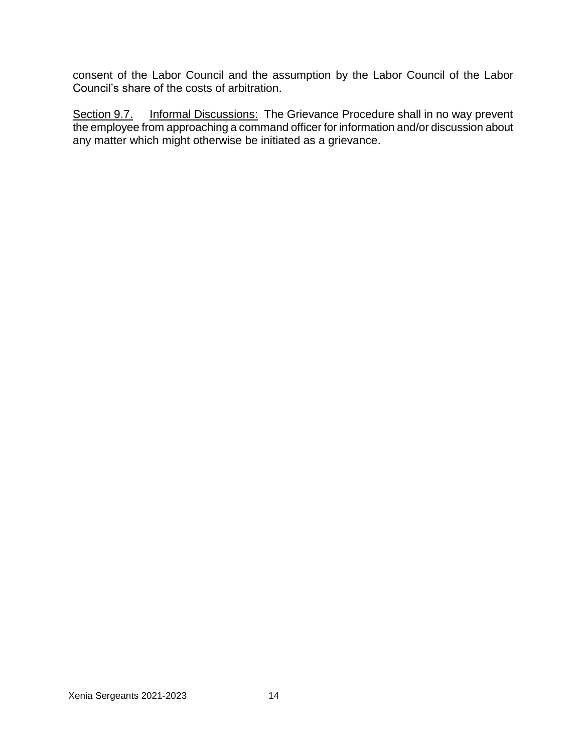consent of the Labor Council and the assumption by the Labor Council of the Labor Council's share of the costs of arbitration.

Section 9.7. Informal Discussions: The Grievance Procedure shall in no way prevent the employee from approaching a command officer for information and/or discussion about any matter which might otherwise be initiated as a grievance.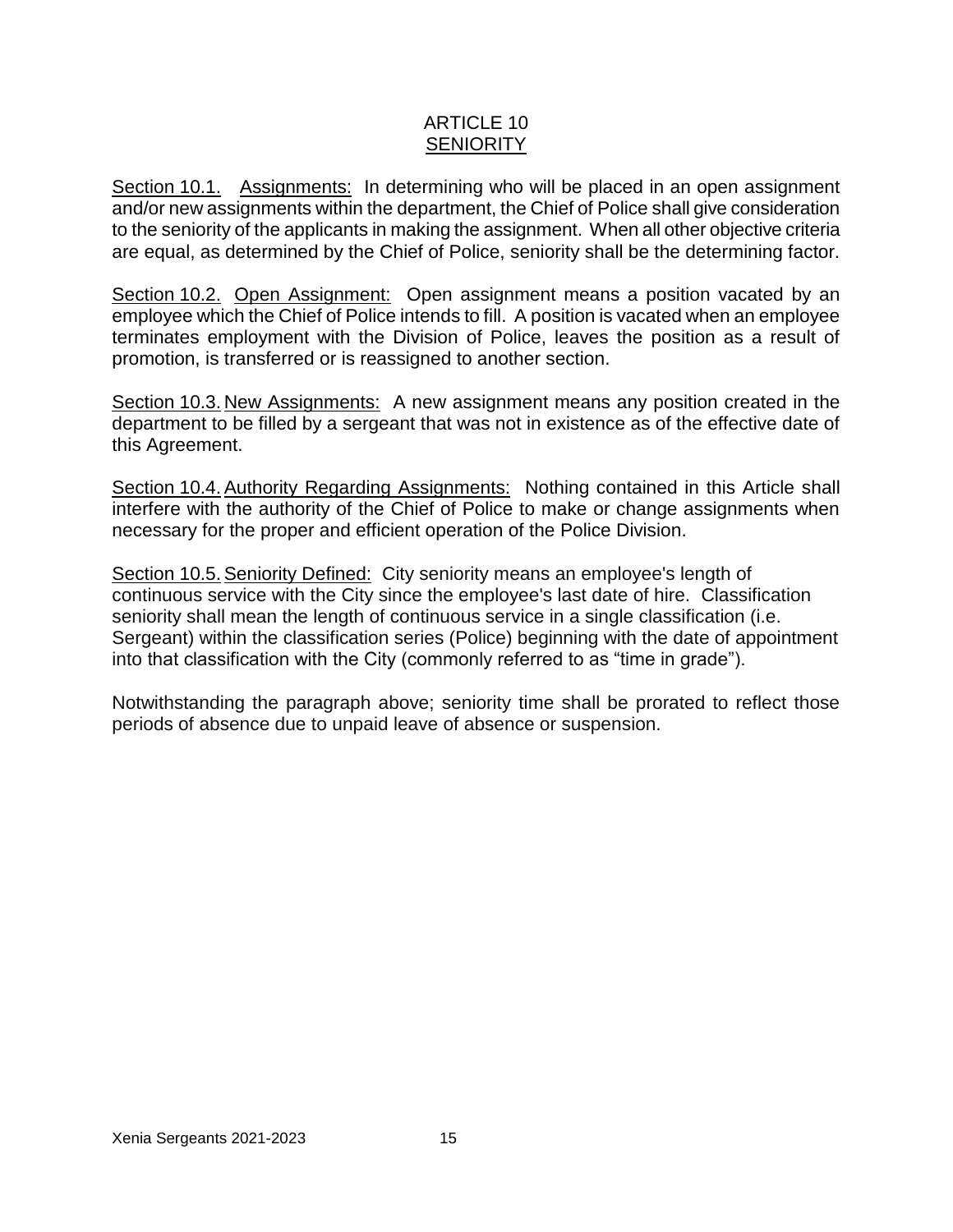# ARTICLE 10
## SENIORITY

Section 10.1. Assignments: In determining who will be placed in an open assignment and/or new assignments within the department, the Chief of Police shall give consideration to the seniority of the applicants in making the assignment. When all other objective criteria are equal, as determined by the Chief of Police, seniority shall be the determining factor.

Section 10.2. Open Assignment: Open assignment means a position vacated by an employee which the Chief of Police intends to fill. A position is vacated when an employee terminates employment with the Division of Police, leaves the position as a result of promotion, is transferred or is reassigned to another section.

Section 10.3. New Assignments: A new assignment means any position created in the department to be filled by a sergeant that was not in existence as of the effective date of this Agreement.

Section 10.4. Authority Regarding Assignments: Nothing contained in this Article shall interfere with the authority of the Chief of Police to make or change assignments when necessary for the proper and efficient operation of the Police Division.

Section 10.5. Seniority Defined: City seniority means an employee's length of continuous service with the City since the employee's last date of hire. Classification seniority shall mean the length of continuous service in a single classification (i.e. Sergeant) within the classification series (Police) beginning with the date of appointment into that classification with the City (commonly referred to as "time in grade").

Notwithstanding the paragraph above; seniority time shall be prorated to reflect those periods of absence due to unpaid leave of absence or suspension.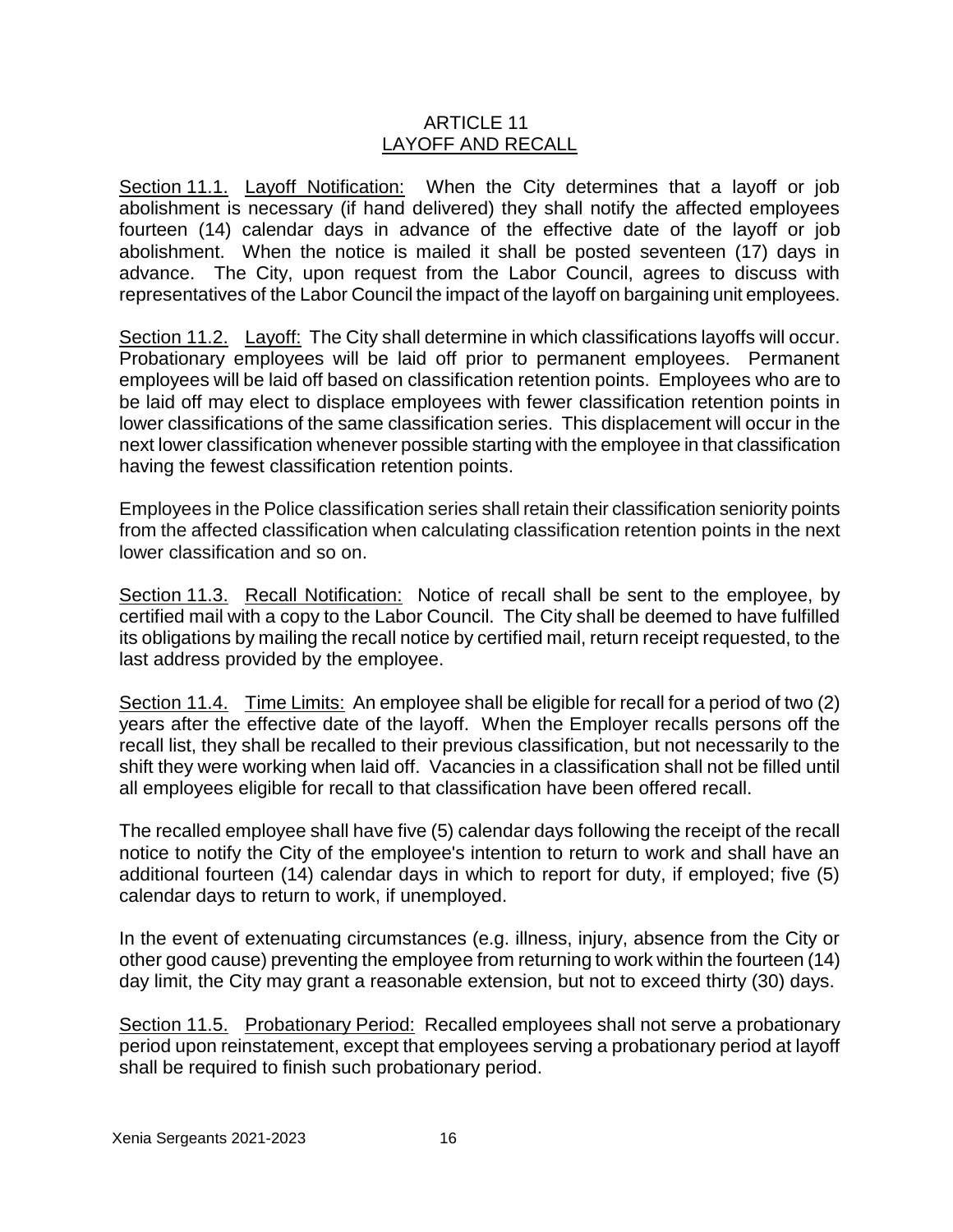## ARTICLE 11
## LAYOFF AND RECALL

Section 11.1. Layoff Notification: When the City determines that a layoff or job abolishment is necessary (if hand delivered) they shall notify the affected employees fourteen (14) calendar days in advance of the effective date of the layoff or job abolishment. When the notice is mailed it shall be posted seventeen (17) days in advance. The City, upon request from the Labor Council, agrees to discuss with representatives of the Labor Council the impact of the layoff on bargaining unit employees.

Section 11.2. Layoff: The City shall determine in which classifications layoffs will occur. Probationary employees will be laid off prior to permanent employees. Permanent employees will be laid off based on classification retention points. Employees who are to be laid off may elect to displace employees with fewer classification retention points in lower classifications of the same classification series. This displacement will occur in the next lower classification whenever possible starting with the employee in that classification having the fewest classification retention points.

Employees in the Police classification series shall retain their classification seniority points from the affected classification when calculating classification retention points in the next lower classification and so on.

Section 11.3. Recall Notification: Notice of recall shall be sent to the employee, by certified mail with a copy to the Labor Council. The City shall be deemed to have fulfilled its obligations by mailing the recall notice by certified mail, return receipt requested, to the last address provided by the employee.

Section 11.4. Time Limits: An employee shall be eligible for recall for a period of two (2) years after the effective date of the layoff. When the Employer recalls persons off the recall list, they shall be recalled to their previous classification, but not necessarily to the shift they were working when laid off. Vacancies in a classification shall not be filled until all employees eligible for recall to that classification have been offered recall.

The recalled employee shall have five (5) calendar days following the receipt of the recall notice to notify the City of the employee's intention to return to work and shall have an additional fourteen (14) calendar days in which to report for duty, if employed; five (5) calendar days to return to work, if unemployed.

In the event of extenuating circumstances (e.g. illness, injury, absence from the City or other good cause) preventing the employee from returning to work within the fourteen (14) day limit, the City may grant a reasonable extension, but not to exceed thirty (30) days.

Section 11.5. Probationary Period: Recalled employees shall not serve a probationary period upon reinstatement, except that employees serving a probationary period at layoff shall be required to finish such probationary period.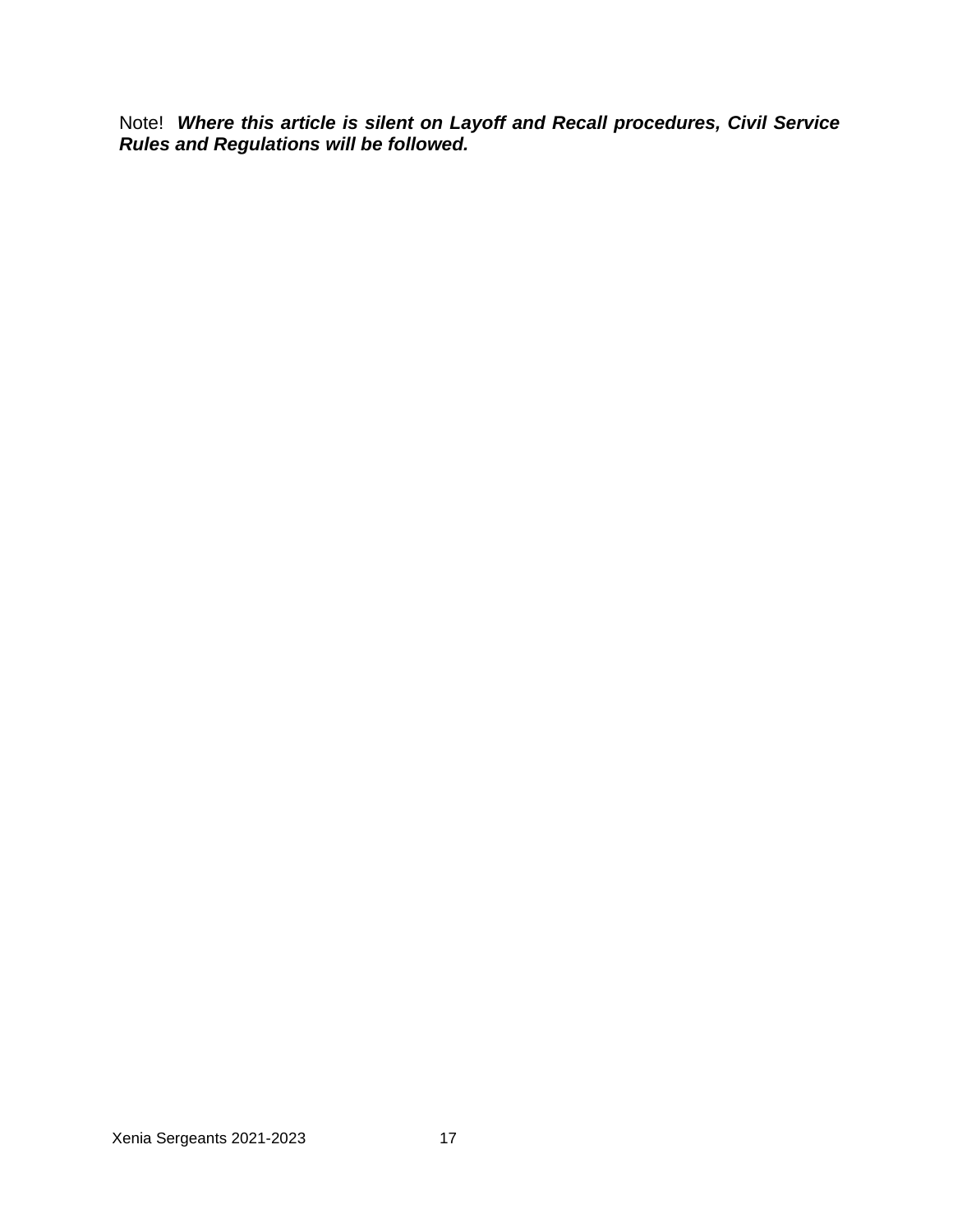Note! ***Where this article is silent on Layoff and Recall procedures, Civil Service Rules and Regulations will be followed.***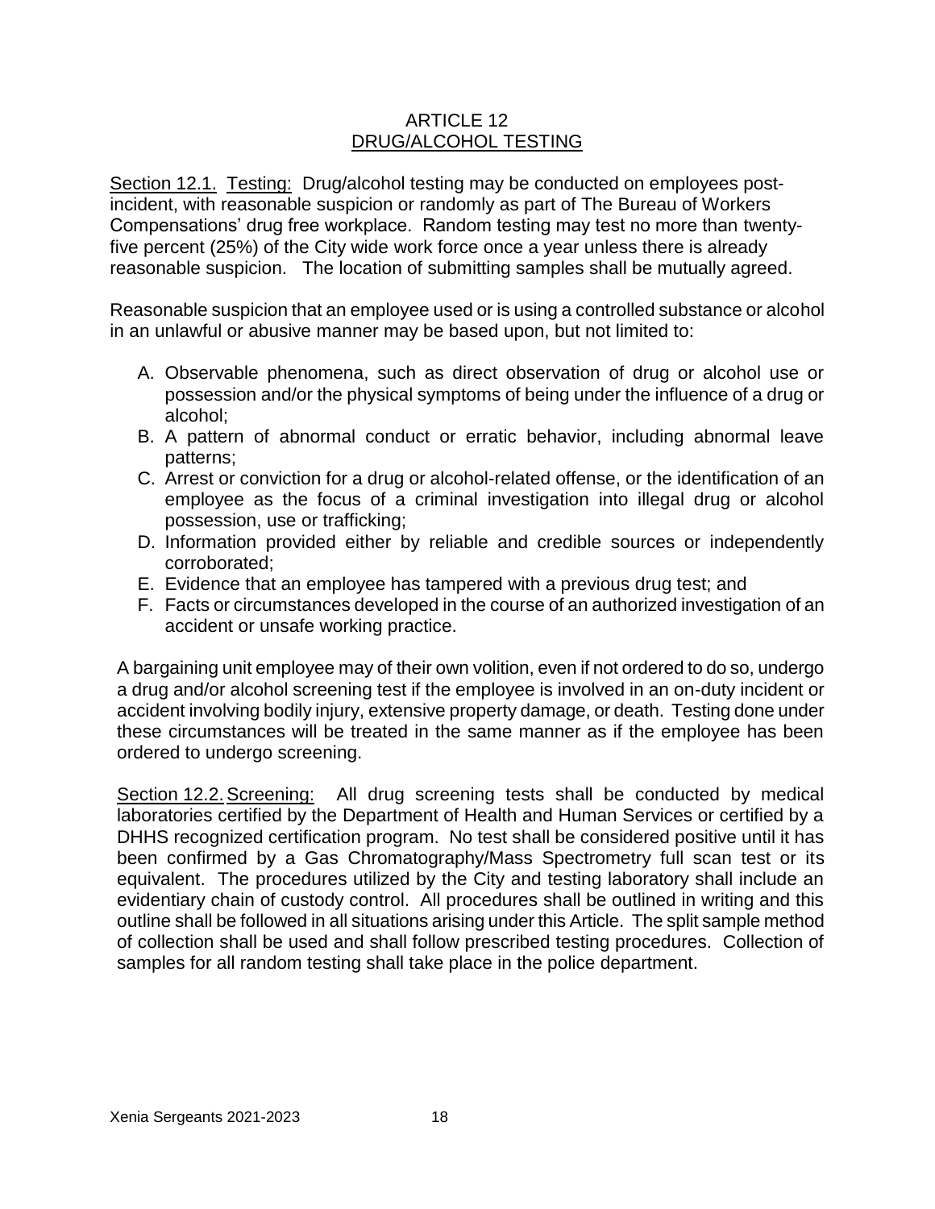# ARTICLE 12
## DRUG/ALCOHOL TESTING

Section 12.1. Testing: Drug/alcohol testing may be conducted on employees post-incident, with reasonable suspicion or randomly as part of The Bureau of Workers Compensations' drug free workplace. Random testing may test no more than twenty-five percent (25%) of the City wide work force once a year unless there is already reasonable suspicion. The location of submitting samples shall be mutually agreed.

Reasonable suspicion that an employee used or is using a controlled substance or alcohol in an unlawful or abusive manner may be based upon, but not limited to:

A. Observable phenomena, such as direct observation of drug or alcohol use or possession and/or the physical symptoms of being under the influence of a drug or alcohol;
B. A pattern of abnormal conduct or erratic behavior, including abnormal leave patterns;
C. Arrest or conviction for a drug or alcohol-related offense, or the identification of an employee as the focus of a criminal investigation into illegal drug or alcohol possession, use or trafficking;
D. Information provided either by reliable and credible sources or independently corroborated;
E. Evidence that an employee has tampered with a previous drug test; and
F. Facts or circumstances developed in the course of an authorized investigation of an accident or unsafe working practice.

A bargaining unit employee may of their own volition, even if not ordered to do so, undergo a drug and/or alcohol screening test if the employee is involved in an on-duty incident or accident involving bodily injury, extensive property damage, or death. Testing done under these circumstances will be treated in the same manner as if the employee has been ordered to undergo screening.

Section 12.2. Screening: All drug screening tests shall be conducted by medical laboratories certified by the Department of Health and Human Services or certified by a DHHS recognized certification program. No test shall be considered positive until it has been confirmed by a Gas Chromatography/Mass Spectrometry full scan test or its equivalent. The procedures utilized by the City and testing laboratory shall include an evidentiary chain of custody control. All procedures shall be outlined in writing and this outline shall be followed in all situations arising under this Article. The split sample method of collection shall be used and shall follow prescribed testing procedures. Collection of samples for all random testing shall take place in the police department.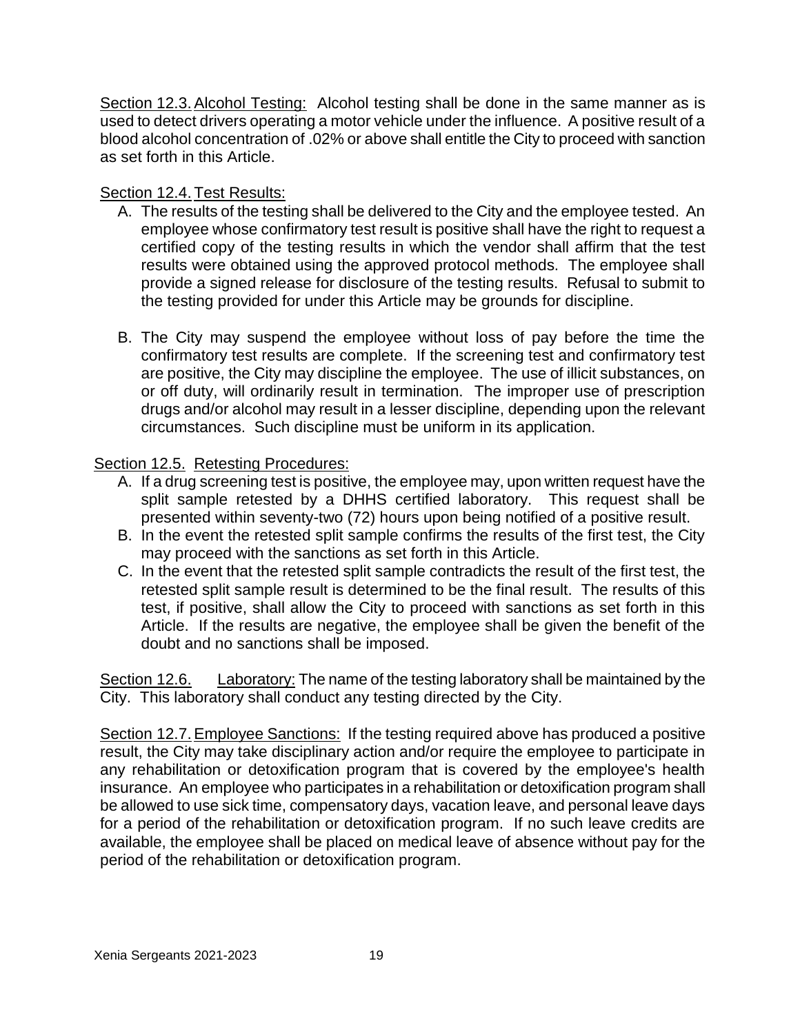Section 12.3. Alcohol Testing: Alcohol testing shall be done in the same manner as is used to detect drivers operating a motor vehicle under the influence. A positive result of a blood alcohol concentration of .02% or above shall entitle the City to proceed with sanction as set forth in this Article.

Section 12.4. Test Results:

A. The results of the testing shall be delivered to the City and the employee tested. An employee whose confirmatory test result is positive shall have the right to request a certified copy of the testing results in which the vendor shall affirm that the test results were obtained using the approved protocol methods. The employee shall provide a signed release for disclosure of the testing results. Refusal to submit to the testing provided for under this Article may be grounds for discipline.

B. The City may suspend the employee without loss of pay before the time the confirmatory test results are complete. If the screening test and confirmatory test are positive, the City may discipline the employee. The use of illicit substances, on or off duty, will ordinarily result in termination. The improper use of prescription drugs and/or alcohol may result in a lesser discipline, depending upon the relevant circumstances. Such discipline must be uniform in its application.

Section 12.5. Retesting Procedures:

A. If a drug screening test is positive, the employee may, upon written request have the split sample retested by a DHHS certified laboratory. This request shall be presented within seventy-two (72) hours upon being notified of a positive result.
B. In the event the retested split sample confirms the results of the first test, the City may proceed with the sanctions as set forth in this Article.
C. In the event that the retested split sample contradicts the result of the first test, the retested split sample result is determined to be the final result. The results of this test, if positive, shall allow the City to proceed with sanctions as set forth in this Article. If the results are negative, the employee shall be given the benefit of the doubt and no sanctions shall be imposed.

Section 12.6. Laboratory: The name of the testing laboratory shall be maintained by the City. This laboratory shall conduct any testing directed by the City.

Section 12.7. Employee Sanctions: If the testing required above has produced a positive result, the City may take disciplinary action and/or require the employee to participate in any rehabilitation or detoxification program that is covered by the employee's health insurance. An employee who participates in a rehabilitation or detoxification program shall be allowed to use sick time, compensatory days, vacation leave, and personal leave days for a period of the rehabilitation or detoxification program. If no such leave credits are available, the employee shall be placed on medical leave of absence without pay for the period of the rehabilitation or detoxification program.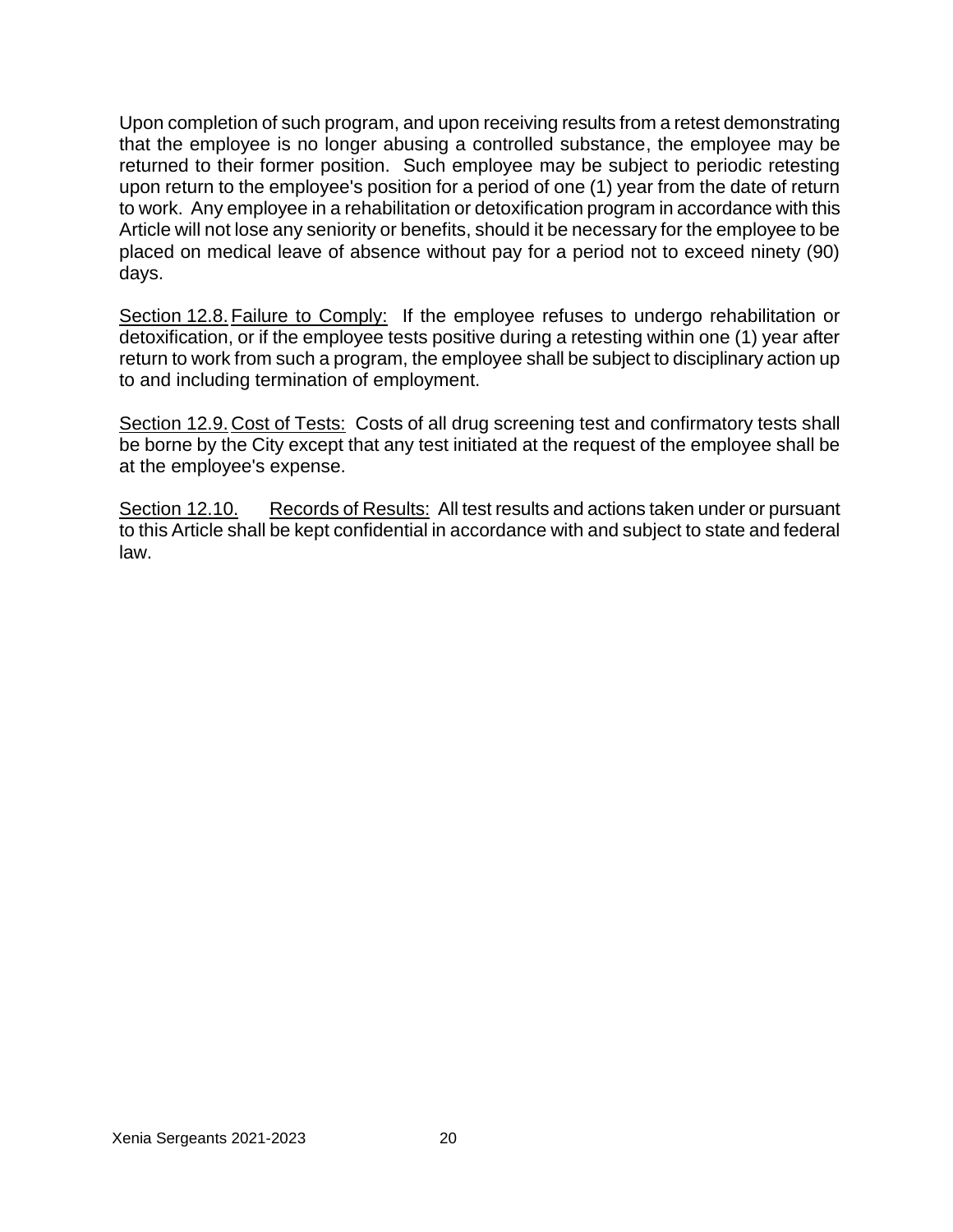Upon completion of such program, and upon receiving results from a retest demonstrating that the employee is no longer abusing a controlled substance, the employee may be returned to their former position. Such employee may be subject to periodic retesting upon return to the employee's position for a period of one (1) year from the date of return to work. Any employee in a rehabilitation or detoxification program in accordance with this Article will not lose any seniority or benefits, should it be necessary for the employee to be placed on medical leave of absence without pay for a period not to exceed ninety (90) days.

Section 12.8. Failure to Comply: If the employee refuses to undergo rehabilitation or detoxification, or if the employee tests positive during a retesting within one (1) year after return to work from such a program, the employee shall be subject to disciplinary action up to and including termination of employment.

Section 12.9. Cost of Tests: Costs of all drug screening test and confirmatory tests shall be borne by the City except that any test initiated at the request of the employee shall be at the employee's expense.

Section 12.10. Records of Results: All test results and actions taken under or pursuant to this Article shall be kept confidential in accordance with and subject to state and federal law.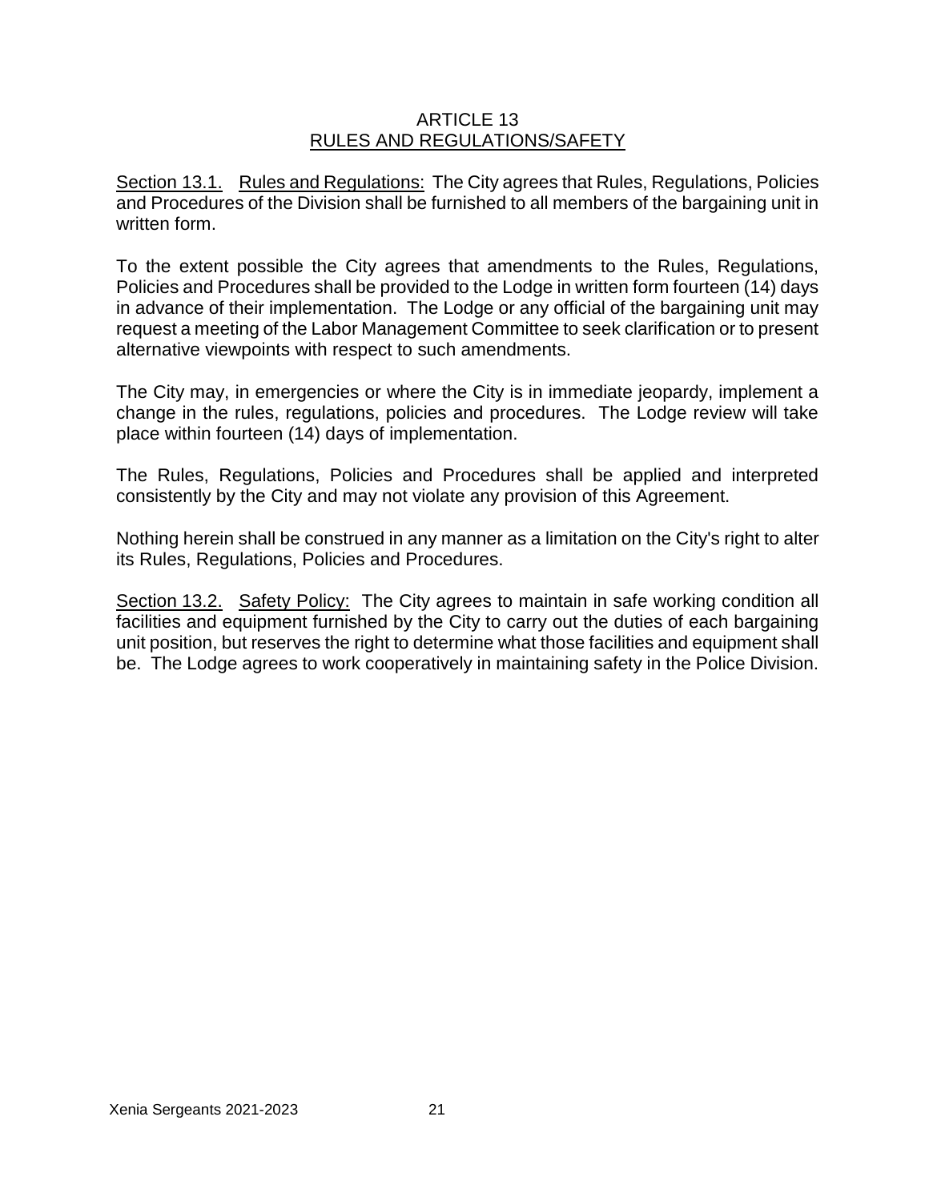# ARTICLE 13
## RULES AND REGULATIONS/SAFETY

Section 13.1. Rules and Regulations: The City agrees that Rules, Regulations, Policies and Procedures of the Division shall be furnished to all members of the bargaining unit in written form.

To the extent possible the City agrees that amendments to the Rules, Regulations, Policies and Procedures shall be provided to the Lodge in written form fourteen (14) days in advance of their implementation. The Lodge or any official of the bargaining unit may request a meeting of the Labor Management Committee to seek clarification or to present alternative viewpoints with respect to such amendments.

The City may, in emergencies or where the City is in immediate jeopardy, implement a change in the rules, regulations, policies and procedures. The Lodge review will take place within fourteen (14) days of implementation.

The Rules, Regulations, Policies and Procedures shall be applied and interpreted consistently by the City and may not violate any provision of this Agreement.

Nothing herein shall be construed in any manner as a limitation on the City's right to alter its Rules, Regulations, Policies and Procedures.

Section 13.2. Safety Policy: The City agrees to maintain in safe working condition all facilities and equipment furnished by the City to carry out the duties of each bargaining unit position, but reserves the right to determine what those facilities and equipment shall be. The Lodge agrees to work cooperatively in maintaining safety in the Police Division.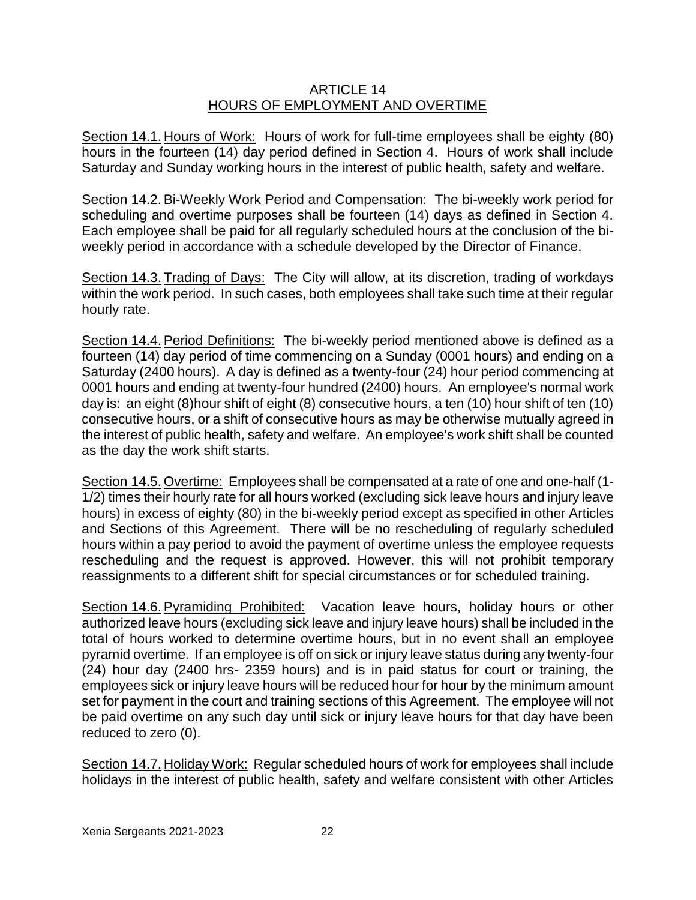# ARTICLE 14
## HOURS OF EMPLOYMENT AND OVERTIME

Section 14.1. Hours of Work: Hours of work for full-time employees shall be eighty (80) hours in the fourteen (14) day period defined in Section 4. Hours of work shall include Saturday and Sunday working hours in the interest of public health, safety and welfare.

Section 14.2. Bi-Weekly Work Period and Compensation: The bi-weekly work period for scheduling and overtime purposes shall be fourteen (14) days as defined in Section 4. Each employee shall be paid for all regularly scheduled hours at the conclusion of the bi-weekly period in accordance with a schedule developed by the Director of Finance.

Section 14.3. Trading of Days: The City will allow, at its discretion, trading of workdays within the work period. In such cases, both employees shall take such time at their regular hourly rate.

Section 14.4. Period Definitions: The bi-weekly period mentioned above is defined as a fourteen (14) day period of time commencing on a Sunday (0001 hours) and ending on a Saturday (2400 hours). A day is defined as a twenty-four (24) hour period commencing at 0001 hours and ending at twenty-four hundred (2400) hours. An employee's normal work day is: an eight (8)hour shift of eight (8) consecutive hours, a ten (10) hour shift of ten (10) consecutive hours, or a shift of consecutive hours as may be otherwise mutually agreed in the interest of public health, safety and welfare. An employee's work shift shall be counted as the day the work shift starts.

Section 14.5. Overtime: Employees shall be compensated at a rate of one and one-half (1-1/2) times their hourly rate for all hours worked (excluding sick leave hours and injury leave hours) in excess of eighty (80) in the bi-weekly period except as specified in other Articles and Sections of this Agreement. There will be no rescheduling of regularly scheduled hours within a pay period to avoid the payment of overtime unless the employee requests rescheduling and the request is approved. However, this will not prohibit temporary reassignments to a different shift for special circumstances or for scheduled training.

Section 14.6. Pyramiding Prohibited: Vacation leave hours, holiday hours or other authorized leave hours (excluding sick leave and injury leave hours) shall be included in the total of hours worked to determine overtime hours, but in no event shall an employee pyramid overtime. If an employee is off on sick or injury leave status during any twenty-four (24) hour day (2400 hrs- 2359 hours) and is in paid status for court or training, the employees sick or injury leave hours will be reduced hour for hour by the minimum amount set for payment in the court and training sections of this Agreement. The employee will not be paid overtime on any such day until sick or injury leave hours for that day have been reduced to zero (0).

Section 14.7. Holiday Work: Regular scheduled hours of work for employees shall include holidays in the interest of public health, safety and welfare consistent with other Articles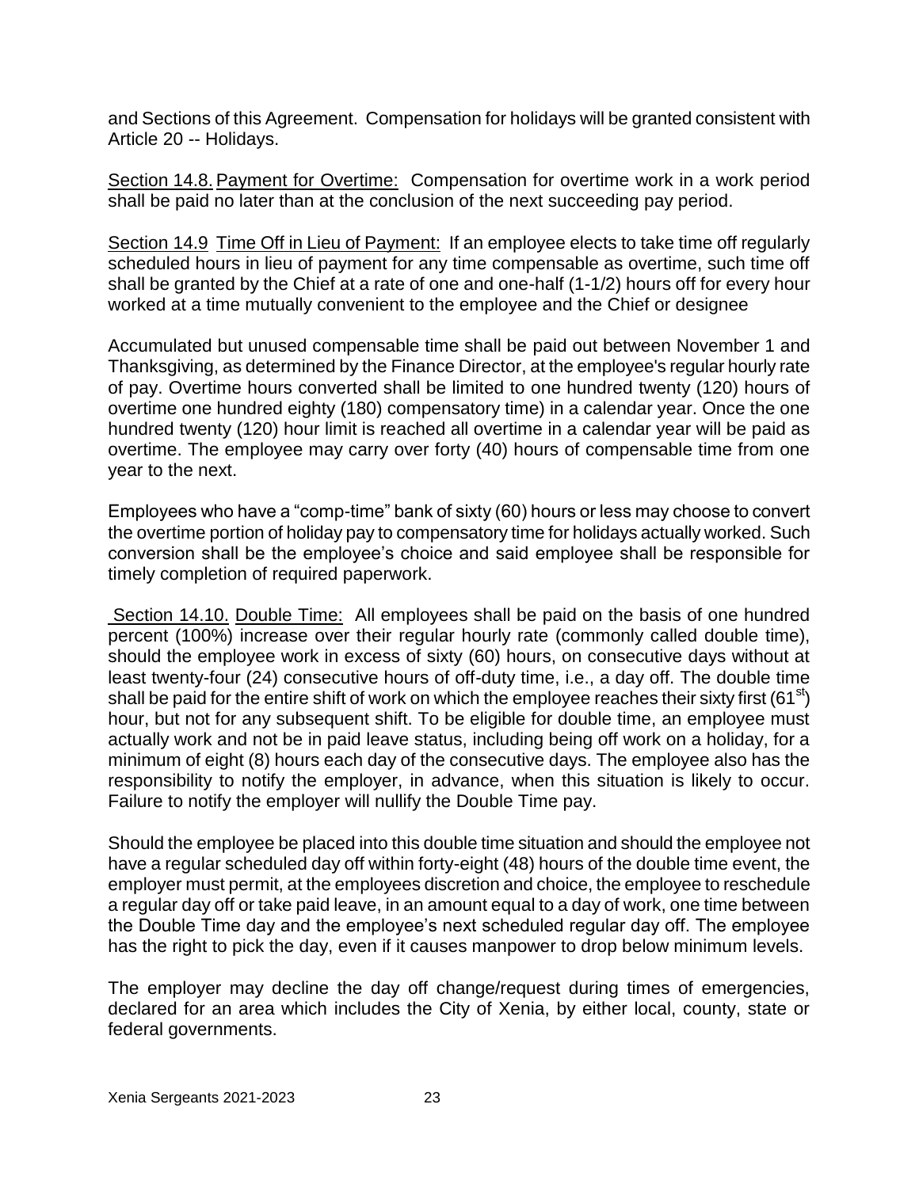and Sections of this Agreement. Compensation for holidays will be granted consistent with Article 20 -- Holidays.

Section 14.8. Payment for Overtime: Compensation for overtime work in a work period shall be paid no later than at the conclusion of the next succeeding pay period.

Section 14.9 Time Off in Lieu of Payment: If an employee elects to take time off regularly scheduled hours in lieu of payment for any time compensable as overtime, such time off shall be granted by the Chief at a rate of one and one-half (1-1/2) hours off for every hour worked at a time mutually convenient to the employee and the Chief or designee

Accumulated but unused compensable time shall be paid out between November 1 and Thanksgiving, as determined by the Finance Director, at the employee's regular hourly rate of pay. Overtime hours converted shall be limited to one hundred twenty (120) hours of overtime one hundred eighty (180) compensatory time) in a calendar year. Once the one hundred twenty (120) hour limit is reached all overtime in a calendar year will be paid as overtime. The employee may carry over forty (40) hours of compensable time from one year to the next.

Employees who have a "comp-time" bank of sixty (60) hours or less may choose to convert the overtime portion of holiday pay to compensatory time for holidays actually worked. Such conversion shall be the employee's choice and said employee shall be responsible for timely completion of required paperwork.

Section 14.10. Double Time: All employees shall be paid on the basis of one hundred percent (100%) increase over their regular hourly rate (commonly called double time), should the employee work in excess of sixty (60) hours, on consecutive days without at least twenty-four (24) consecutive hours of off-duty time, i.e., a day off. The double time shall be paid for the entire shift of work on which the employee reaches their sixty first (61st) hour, but not for any subsequent shift. To be eligible for double time, an employee must actually work and not be in paid leave status, including being off work on a holiday, for a minimum of eight (8) hours each day of the consecutive days. The employee also has the responsibility to notify the employer, in advance, when this situation is likely to occur. Failure to notify the employer will nullify the Double Time pay.

Should the employee be placed into this double time situation and should the employee not have a regular scheduled day off within forty-eight (48) hours of the double time event, the employer must permit, at the employees discretion and choice, the employee to reschedule a regular day off or take paid leave, in an amount equal to a day of work, one time between the Double Time day and the employee's next scheduled regular day off. The employee has the right to pick the day, even if it causes manpower to drop below minimum levels.

The employer may decline the day off change/request during times of emergencies, declared for an area which includes the City of Xenia, by either local, county, state or federal governments.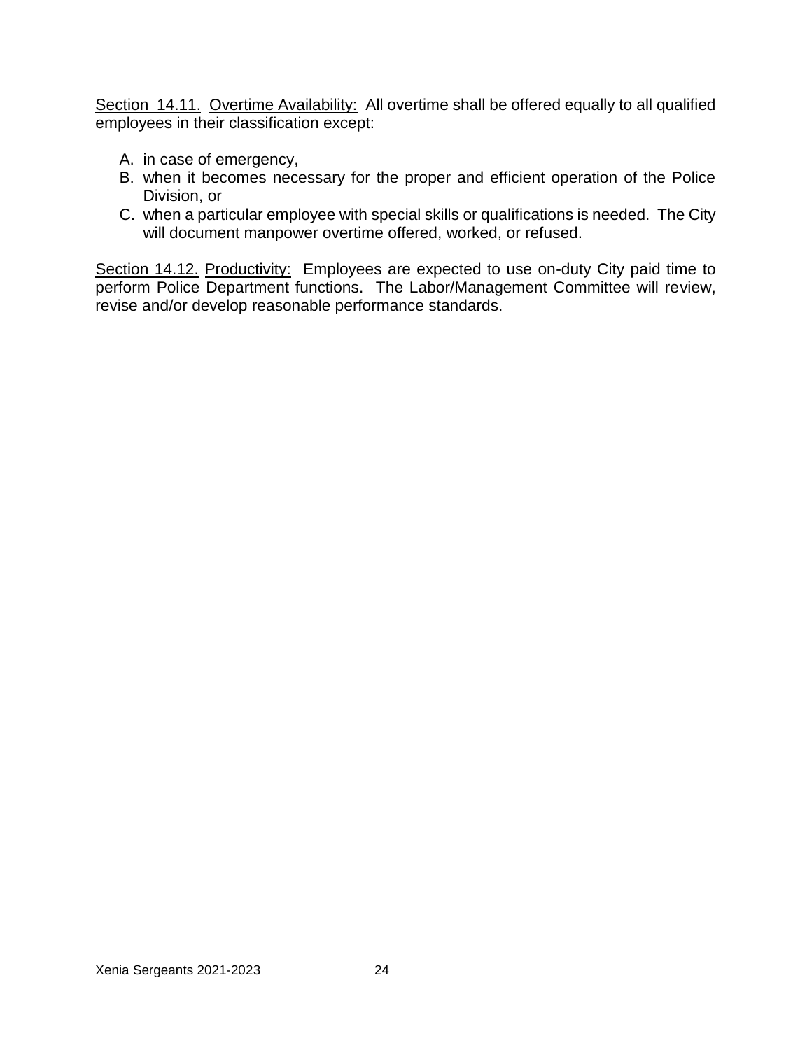Section 14.11. Overtime Availability: All overtime shall be offered equally to all qualified employees in their classification except:

A. in case of emergency,
B. when it becomes necessary for the proper and efficient operation of the Police Division, or
C. when a particular employee with special skills or qualifications is needed. The City will document manpower overtime offered, worked, or refused.

Section 14.12. Productivity: Employees are expected to use on-duty City paid time to perform Police Department functions. The Labor/Management Committee will review, revise and/or develop reasonable performance standards.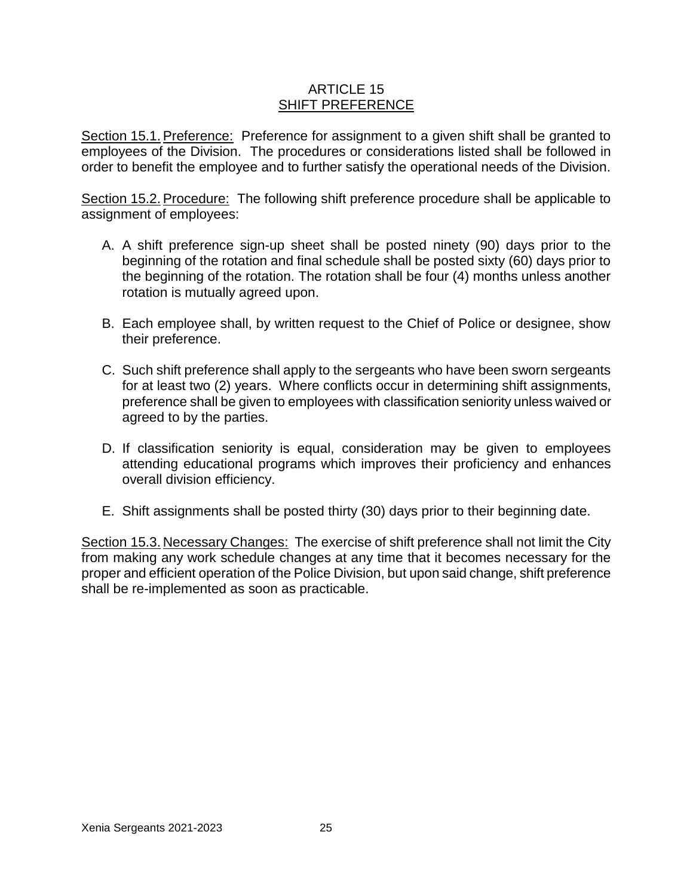# ARTICLE 15
## SHIFT PREFERENCE

Section 15.1. Preference: Preference for assignment to a given shift shall be granted to employees of the Division. The procedures or considerations listed shall be followed in order to benefit the employee and to further satisfy the operational needs of the Division.

Section 15.2. Procedure: The following shift preference procedure shall be applicable to assignment of employees:

A. A shift preference sign-up sheet shall be posted ninety (90) days prior to the beginning of the rotation and final schedule shall be posted sixty (60) days prior to the beginning of the rotation. The rotation shall be four (4) months unless another rotation is mutually agreed upon.

B. Each employee shall, by written request to the Chief of Police or designee, show their preference.

C. Such shift preference shall apply to the sergeants who have been sworn sergeants for at least two (2) years. Where conflicts occur in determining shift assignments, preference shall be given to employees with classification seniority unless waived or agreed to by the parties.

D. If classification seniority is equal, consideration may be given to employees attending educational programs which improves their proficiency and enhances overall division efficiency.

E. Shift assignments shall be posted thirty (30) days prior to their beginning date.

Section 15.3. Necessary Changes: The exercise of shift preference shall not limit the City from making any work schedule changes at any time that it becomes necessary for the proper and efficient operation of the Police Division, but upon said change, shift preference shall be re-implemented as soon as practicable.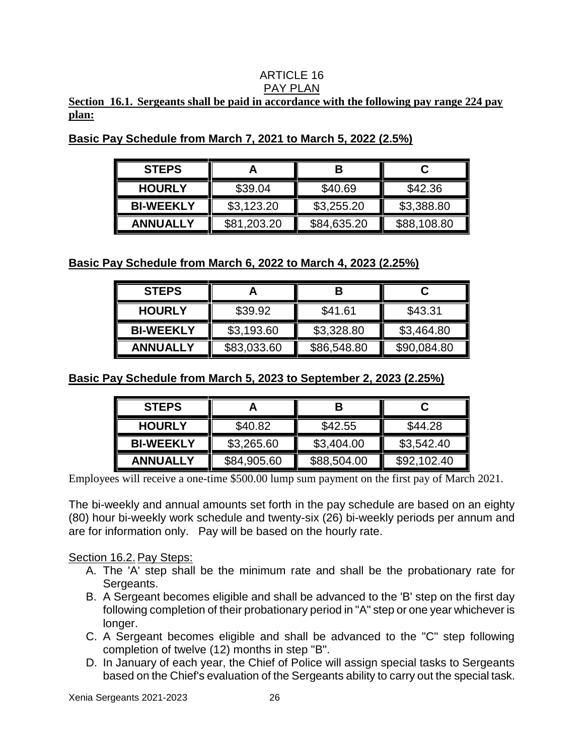# ARTICLE 16
## PAY PLAN

**Section 16.1. Sergeants shall be paid in accordance with the following pay range 224 pay plan:**

**Basic Pay Schedule from March 7, 2021 to March 5, 2022 (2.5%)**

| STEPS | A | B | C |
|---|---|---|---|
| HOURLY | $39.04 | $40.69 | $42.36 |
| BI-WEEKLY | $3,123.20 | $3,255.20 | $3,388.80 |
| ANNUALLY | $81,203.20 | $84,635.20 | $88,108.80 |

**Basic Pay Schedule from March 6, 2022 to March 4, 2023 (2.25%)**

| STEPS | A | B | C |
|---|---|---|---|
| HOURLY | $39.92 | $41.61 | $43.31 |
| BI-WEEKLY | $3,193.60 | $3,328.80 | $3,464.80 |
| ANNUALLY | $83,033.60 | $86,548.80 | $90,084.80 |

**Basic Pay Schedule from March 5, 2023 to September 2, 2023 (2.25%)**

| STEPS | A | B | C |
|---|---|---|---|
| HOURLY | $40.82 | $42.55 | $44.28 |
| BI-WEEKLY | $3,265.60 | $3,404.00 | $3,542.40 |
| ANNUALLY | $84,905.60 | $88,504.00 | $92,102.40 |

Employees will receive a one-time $500.00 lump sum payment on the first pay of March 2021.

The bi-weekly and annual amounts set forth in the pay schedule are based on an eighty (80) hour bi-weekly work schedule and twenty-six (26) bi-weekly periods per annum and are for information only. Pay will be based on the hourly rate.

Section 16.2. Pay Steps:

A. The 'A' step shall be the minimum rate and shall be the probationary rate for Sergeants.
B. A Sergeant becomes eligible and shall be advanced to the 'B' step on the first day following completion of their probationary period in "A" step or one year whichever is longer.
C. A Sergeant becomes eligible and shall be advanced to the "C" step following completion of twelve (12) months in step "B".
D. In January of each year, the Chief of Police will assign special tasks to Sergeants based on the Chief's evaluation of the Sergeants ability to carry out the special task.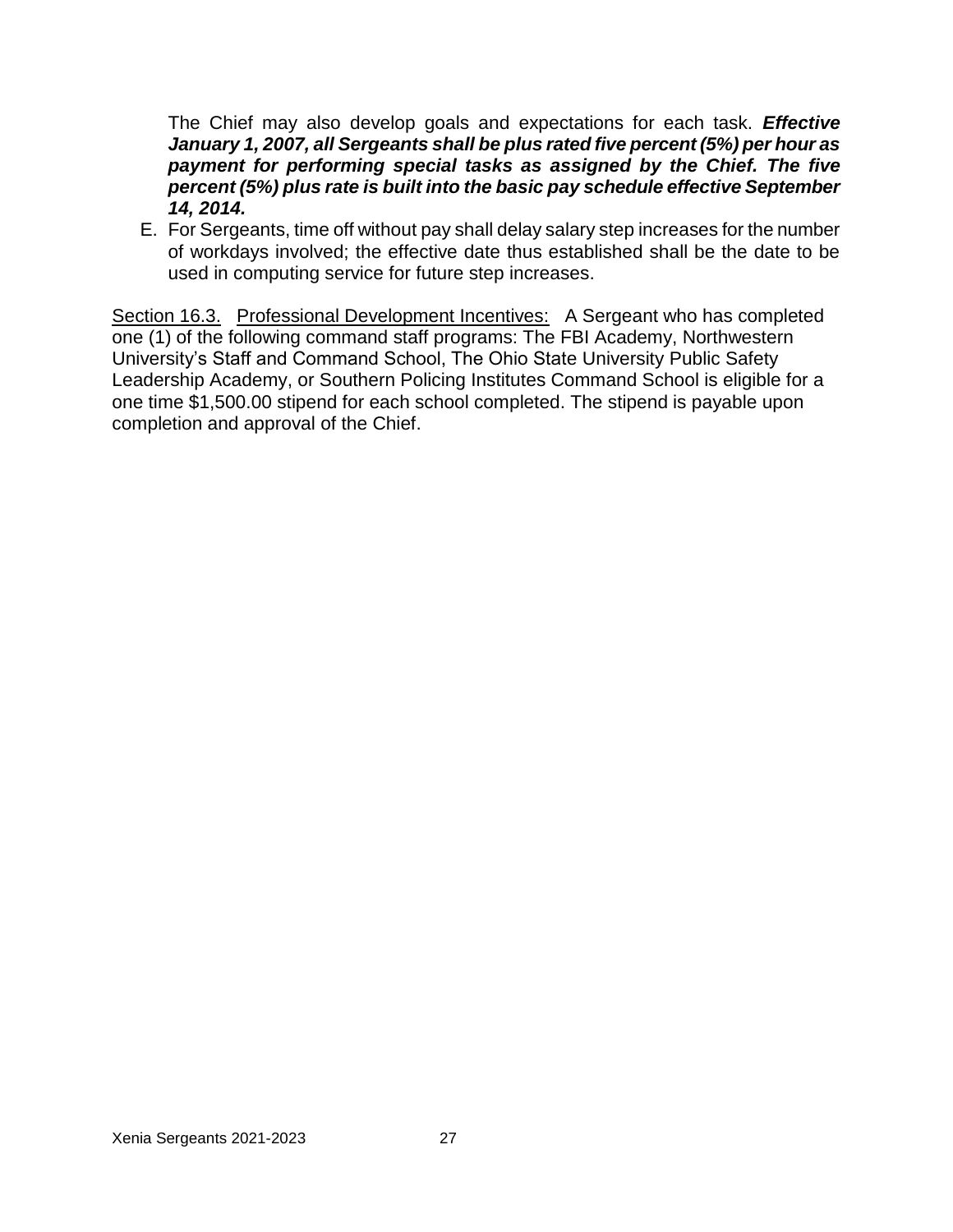The Chief may also develop goals and expectations for each task. ***Effective January 1, 2007, all Sergeants shall be plus rated five percent (5%) per hour as payment for performing special tasks as assigned by the Chief. The five percent (5%) plus rate is built into the basic pay schedule effective September 14, 2014.***

E. For Sergeants, time off without pay shall delay salary step increases for the number of workdays involved; the effective date thus established shall be the date to be used in computing service for future step increases.

<u>Section 16.3.</u> <u>Professional Development Incentives:</u> A Sergeant who has completed one (1) of the following command staff programs: The FBI Academy, Northwestern University's Staff and Command School, The Ohio State University Public Safety Leadership Academy, or Southern Policing Institutes Command School is eligible for a one time $1,500.00 stipend for each school completed. The stipend is payable upon completion and approval of the Chief.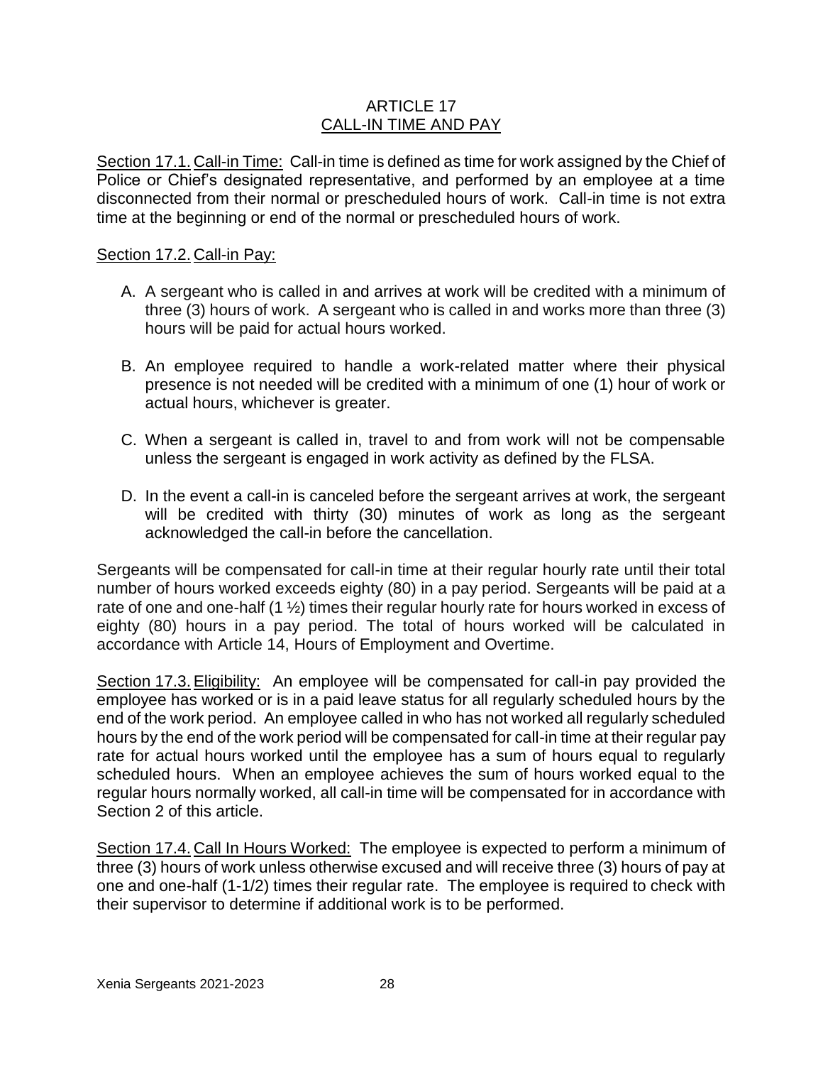# ARTICLE 17
## CALL-IN TIME AND PAY

Section 17.1. Call-in Time: Call-in time is defined as time for work assigned by the Chief of Police or Chief's designated representative, and performed by an employee at a time disconnected from their normal or prescheduled hours of work. Call-in time is not extra time at the beginning or end of the normal or prescheduled hours of work.

Section 17.2. Call-in Pay:

A. A sergeant who is called in and arrives at work will be credited with a minimum of three (3) hours of work. A sergeant who is called in and works more than three (3) hours will be paid for actual hours worked.

B. An employee required to handle a work-related matter where their physical presence is not needed will be credited with a minimum of one (1) hour of work or actual hours, whichever is greater.

C. When a sergeant is called in, travel to and from work will not be compensable unless the sergeant is engaged in work activity as defined by the FLSA.

D. In the event a call-in is canceled before the sergeant arrives at work, the sergeant will be credited with thirty (30) minutes of work as long as the sergeant acknowledged the call-in before the cancellation.

Sergeants will be compensated for call-in time at their regular hourly rate until their total number of hours worked exceeds eighty (80) in a pay period. Sergeants will be paid at a rate of one and one-half (1 ½) times their regular hourly rate for hours worked in excess of eighty (80) hours in a pay period. The total of hours worked will be calculated in accordance with Article 14, Hours of Employment and Overtime.

Section 17.3. Eligibility: An employee will be compensated for call-in pay provided the employee has worked or is in a paid leave status for all regularly scheduled hours by the end of the work period. An employee called in who has not worked all regularly scheduled hours by the end of the work period will be compensated for call-in time at their regular pay rate for actual hours worked until the employee has a sum of hours equal to regularly scheduled hours. When an employee achieves the sum of hours worked equal to the regular hours normally worked, all call-in time will be compensated for in accordance with Section 2 of this article.

Section 17.4. Call In Hours Worked: The employee is expected to perform a minimum of three (3) hours of work unless otherwise excused and will receive three (3) hours of pay at one and one-half (1-1/2) times their regular rate. The employee is required to check with their supervisor to determine if additional work is to be performed.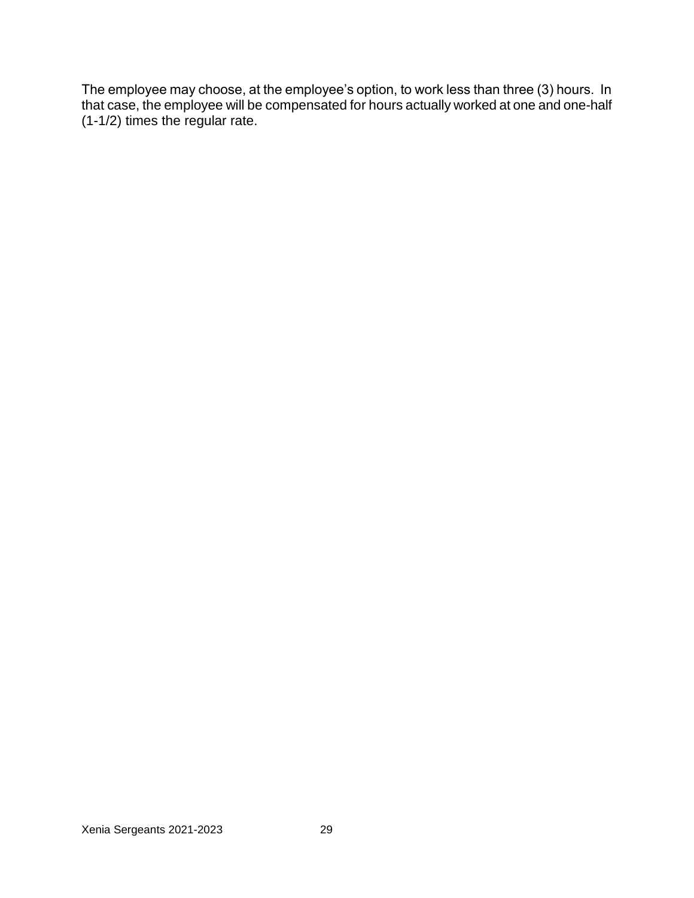The employee may choose, at the employee's option, to work less than three (3) hours. In that case, the employee will be compensated for hours actually worked at one and one-half (1-1/2) times the regular rate.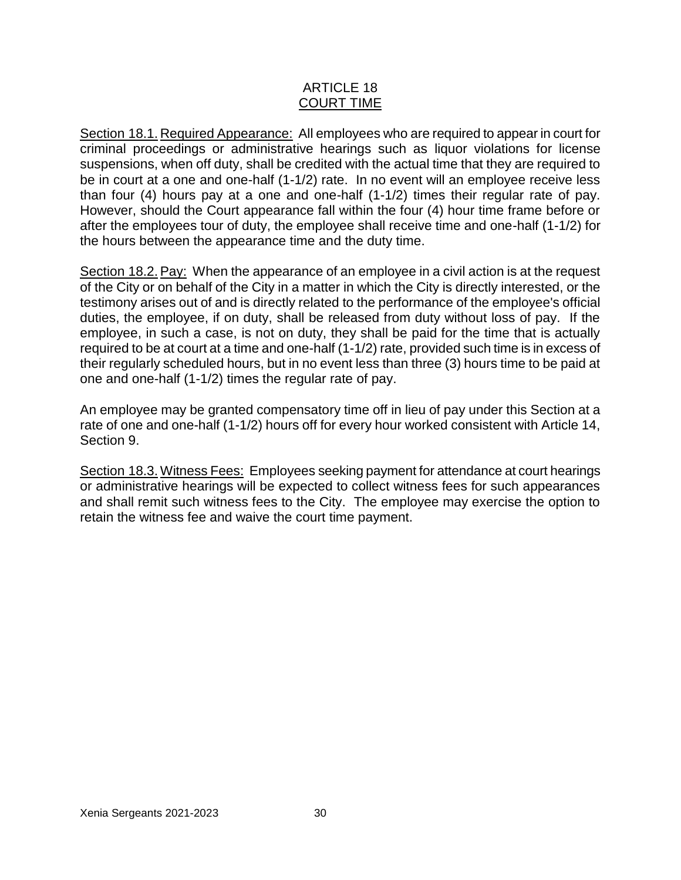# ARTICLE 18
## COURT TIME

Section 18.1. Required Appearance: All employees who are required to appear in court for criminal proceedings or administrative hearings such as liquor violations for license suspensions, when off duty, shall be credited with the actual time that they are required to be in court at a one and one-half (1-1/2) rate. In no event will an employee receive less than four (4) hours pay at a one and one-half (1-1/2) times their regular rate of pay. However, should the Court appearance fall within the four (4) hour time frame before or after the employees tour of duty, the employee shall receive time and one-half (1-1/2) for the hours between the appearance time and the duty time.

Section 18.2. Pay: When the appearance of an employee in a civil action is at the request of the City or on behalf of the City in a matter in which the City is directly interested, or the testimony arises out of and is directly related to the performance of the employee's official duties, the employee, if on duty, shall be released from duty without loss of pay. If the employee, in such a case, is not on duty, they shall be paid for the time that is actually required to be at court at a time and one-half (1-1/2) rate, provided such time is in excess of their regularly scheduled hours, but in no event less than three (3) hours time to be paid at one and one-half (1-1/2) times the regular rate of pay.

An employee may be granted compensatory time off in lieu of pay under this Section at a rate of one and one-half (1-1/2) hours off for every hour worked consistent with Article 14, Section 9.

Section 18.3. Witness Fees: Employees seeking payment for attendance at court hearings or administrative hearings will be expected to collect witness fees for such appearances and shall remit such witness fees to the City. The employee may exercise the option to retain the witness fee and waive the court time payment.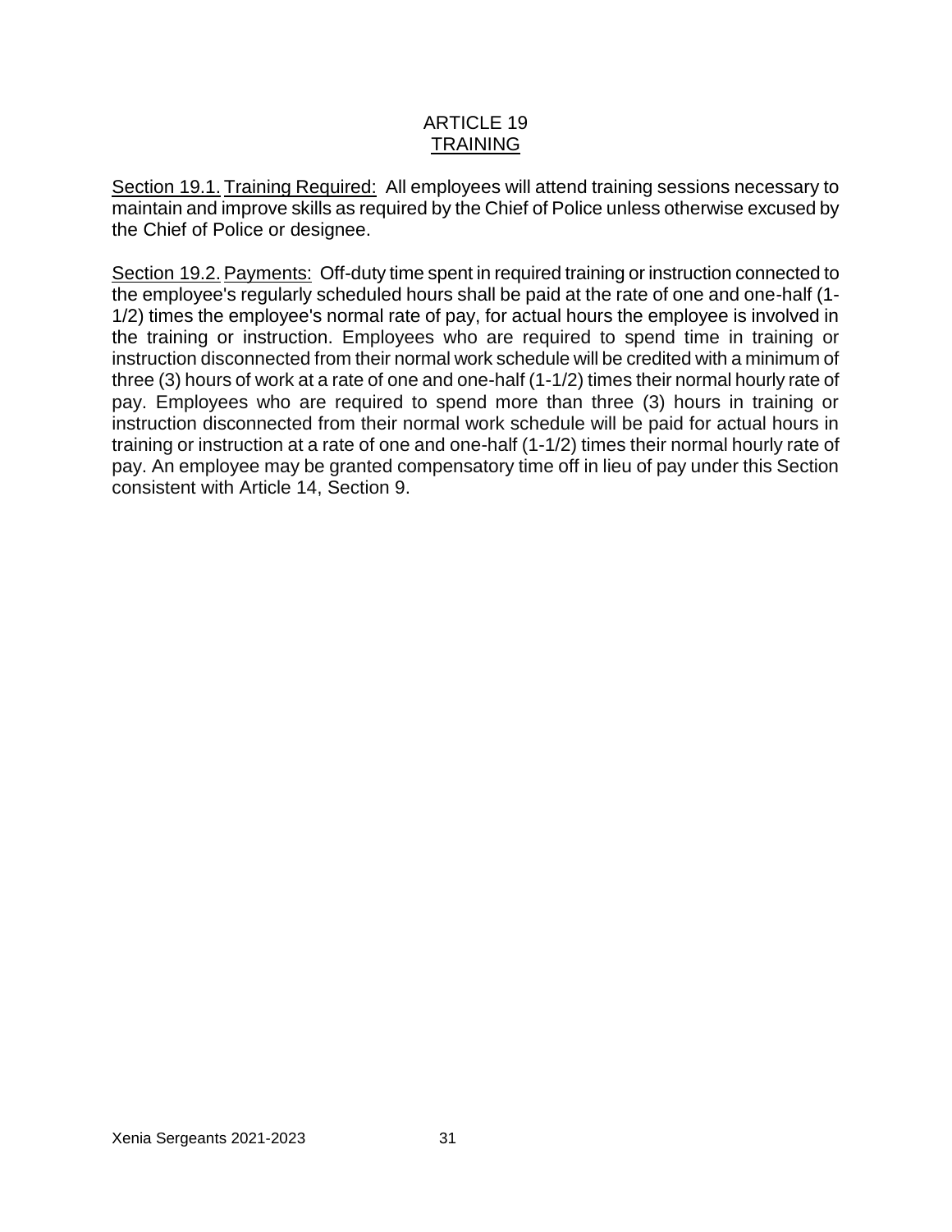# ARTICLE 19
## TRAINING

Section 19.1. Training Required: All employees will attend training sessions necessary to maintain and improve skills as required by the Chief of Police unless otherwise excused by the Chief of Police or designee.

Section 19.2. Payments: Off-duty time spent in required training or instruction connected to the employee's regularly scheduled hours shall be paid at the rate of one and one-half (1-1/2) times the employee's normal rate of pay, for actual hours the employee is involved in the training or instruction. Employees who are required to spend time in training or instruction disconnected from their normal work schedule will be credited with a minimum of three (3) hours of work at a rate of one and one-half (1-1/2) times their normal hourly rate of pay. Employees who are required to spend more than three (3) hours in training or instruction disconnected from their normal work schedule will be paid for actual hours in training or instruction at a rate of one and one-half (1-1/2) times their normal hourly rate of pay. An employee may be granted compensatory time off in lieu of pay under this Section consistent with Article 14, Section 9.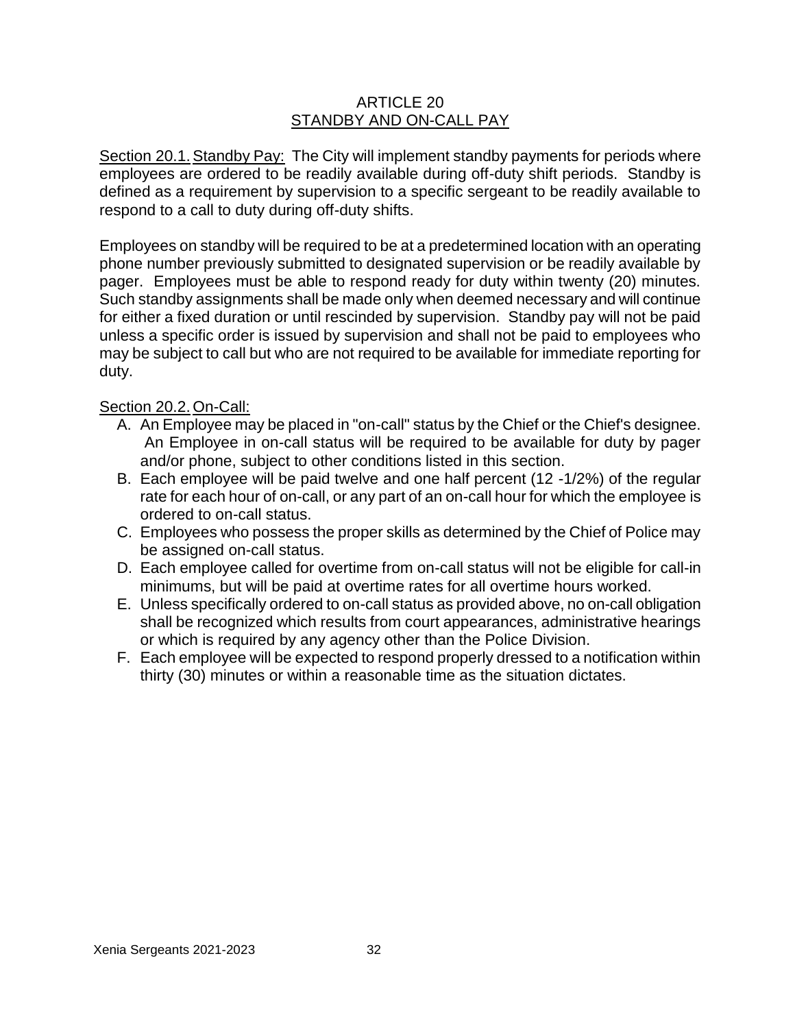# ARTICLE 20
## STANDBY AND ON-CALL PAY

Section 20.1. Standby Pay: The City will implement standby payments for periods where employees are ordered to be readily available during off-duty shift periods. Standby is defined as a requirement by supervision to a specific sergeant to be readily available to respond to a call to duty during off-duty shifts.

Employees on standby will be required to be at a predetermined location with an operating phone number previously submitted to designated supervision or be readily available by pager. Employees must be able to respond ready for duty within twenty (20) minutes. Such standby assignments shall be made only when deemed necessary and will continue for either a fixed duration or until rescinded by supervision. Standby pay will not be paid unless a specific order is issued by supervision and shall not be paid to employees who may be subject to call but who are not required to be available for immediate reporting for duty.

Section 20.2. On-Call:

A. An Employee may be placed in "on-call" status by the Chief or the Chief's designee. An Employee in on-call status will be required to be available for duty by pager and/or phone, subject to other conditions listed in this section.
B. Each employee will be paid twelve and one half percent (12 -1/2%) of the regular rate for each hour of on-call, or any part of an on-call hour for which the employee is ordered to on-call status.
C. Employees who possess the proper skills as determined by the Chief of Police may be assigned on-call status.
D. Each employee called for overtime from on-call status will not be eligible for call-in minimums, but will be paid at overtime rates for all overtime hours worked.
E. Unless specifically ordered to on-call status as provided above, no on-call obligation shall be recognized which results from court appearances, administrative hearings or which is required by any agency other than the Police Division.
F. Each employee will be expected to respond properly dressed to a notification within thirty (30) minutes or within a reasonable time as the situation dictates.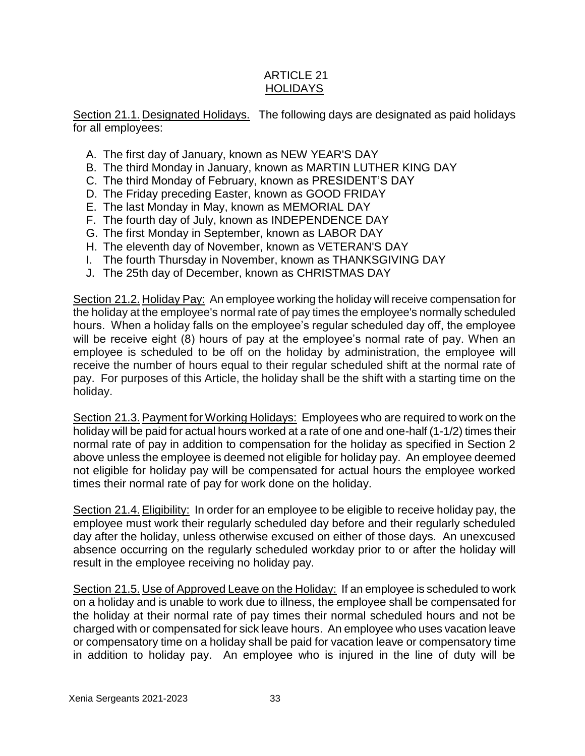# ARTICLE 21
## HOLIDAYS

Section 21.1. Designated Holidays. The following days are designated as paid holidays for all employees:

A. The first day of January, known as NEW YEAR'S DAY
B. The third Monday in January, known as MARTIN LUTHER KING DAY
C. The third Monday of February, known as PRESIDENT'S DAY
D. The Friday preceding Easter, known as GOOD FRIDAY
E. The last Monday in May, known as MEMORIAL DAY
F. The fourth day of July, known as INDEPENDENCE DAY
G. The first Monday in September, known as LABOR DAY
H. The eleventh day of November, known as VETERAN'S DAY
I. The fourth Thursday in November, known as THANKSGIVING DAY
J. The 25th day of December, known as CHRISTMAS DAY

Section 21.2. Holiday Pay: An employee working the holiday will receive compensation for the holiday at the employee's normal rate of pay times the employee's normally scheduled hours. When a holiday falls on the employee's regular scheduled day off, the employee will be receive eight (8) hours of pay at the employee's normal rate of pay. When an employee is scheduled to be off on the holiday by administration, the employee will receive the number of hours equal to their regular scheduled shift at the normal rate of pay. For purposes of this Article, the holiday shall be the shift with a starting time on the holiday.

Section 21.3. Payment for Working Holidays: Employees who are required to work on the holiday will be paid for actual hours worked at a rate of one and one-half (1-1/2) times their normal rate of pay in addition to compensation for the holiday as specified in Section 2 above unless the employee is deemed not eligible for holiday pay. An employee deemed not eligible for holiday pay will be compensated for actual hours the employee worked times their normal rate of pay for work done on the holiday.

Section 21.4. Eligibility: In order for an employee to be eligible to receive holiday pay, the employee must work their regularly scheduled day before and their regularly scheduled day after the holiday, unless otherwise excused on either of those days. An unexcused absence occurring on the regularly scheduled workday prior to or after the holiday will result in the employee receiving no holiday pay.

Section 21.5. Use of Approved Leave on the Holiday: If an employee is scheduled to work on a holiday and is unable to work due to illness, the employee shall be compensated for the holiday at their normal rate of pay times their normal scheduled hours and not be charged with or compensated for sick leave hours. An employee who uses vacation leave or compensatory time on a holiday shall be paid for vacation leave or compensatory time in addition to holiday pay. An employee who is injured in the line of duty will be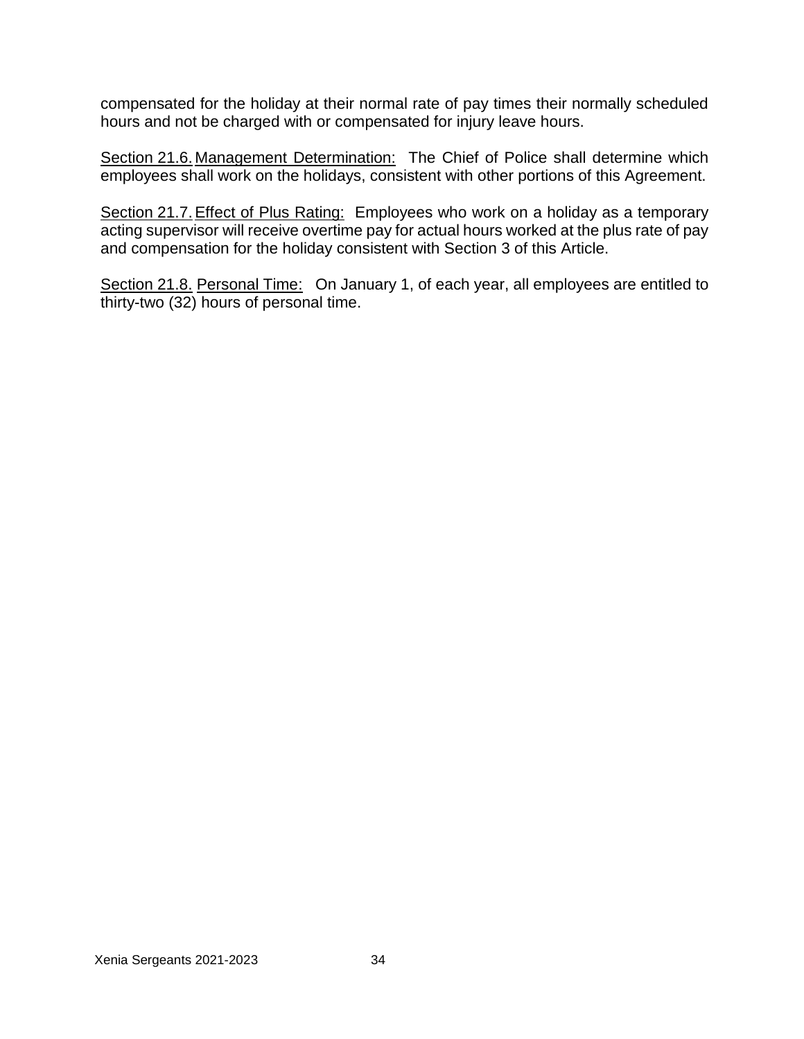compensated for the holiday at their normal rate of pay times their normally scheduled hours and not be charged with or compensated for injury leave hours.

Section 21.6. Management Determination: The Chief of Police shall determine which employees shall work on the holidays, consistent with other portions of this Agreement.

Section 21.7. Effect of Plus Rating: Employees who work on a holiday as a temporary acting supervisor will receive overtime pay for actual hours worked at the plus rate of pay and compensation for the holiday consistent with Section 3 of this Article.

Section 21.8. Personal Time: On January 1, of each year, all employees are entitled to thirty-two (32) hours of personal time.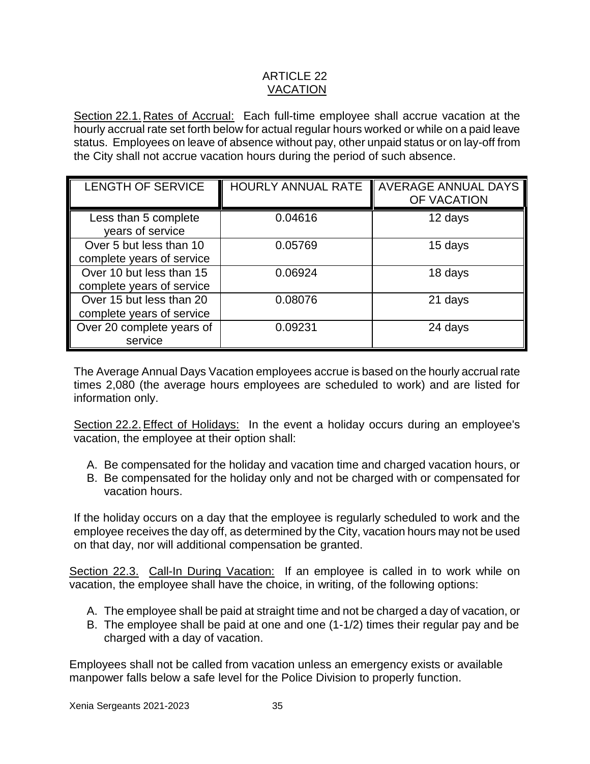# ARTICLE 22
## VACATION

Section 22.1. Rates of Accrual: Each full-time employee shall accrue vacation at the hourly accrual rate set forth below for actual regular hours worked or while on a paid leave status. Employees on leave of absence without pay, other unpaid status or on lay-off from the City shall not accrue vacation hours during the period of such absence.

| LENGTH OF SERVICE | HOURLY ANNUAL RATE | AVERAGE ANNUAL DAYS OF VACATION |
|---|---|---|
| Less than 5 complete years of service | 0.04616 | 12 days |
| Over 5 but less than 10 complete years of service | 0.05769 | 15 days |
| Over 10 but less than 15 complete years of service | 0.06924 | 18 days |
| Over 15 but less than 20 complete years of service | 0.08076 | 21 days |
| Over 20 complete years of service | 0.09231 | 24 days |

The Average Annual Days Vacation employees accrue is based on the hourly accrual rate times 2,080 (the average hours employees are scheduled to work) and are listed for information only.

Section 22.2. Effect of Holidays: In the event a holiday occurs during an employee's vacation, the employee at their option shall:

A. Be compensated for the holiday and vacation time and charged vacation hours, or
B. Be compensated for the holiday only and not be charged with or compensated for vacation hours.

If the holiday occurs on a day that the employee is regularly scheduled to work and the employee receives the day off, as determined by the City, vacation hours may not be used on that day, nor will additional compensation be granted.

Section 22.3. Call-In During Vacation: If an employee is called in to work while on vacation, the employee shall have the choice, in writing, of the following options:

A. The employee shall be paid at straight time and not be charged a day of vacation, or
B. The employee shall be paid at one and one (1-1/2) times their regular pay and be charged with a day of vacation.

Employees shall not be called from vacation unless an emergency exists or available manpower falls below a safe level for the Police Division to properly function.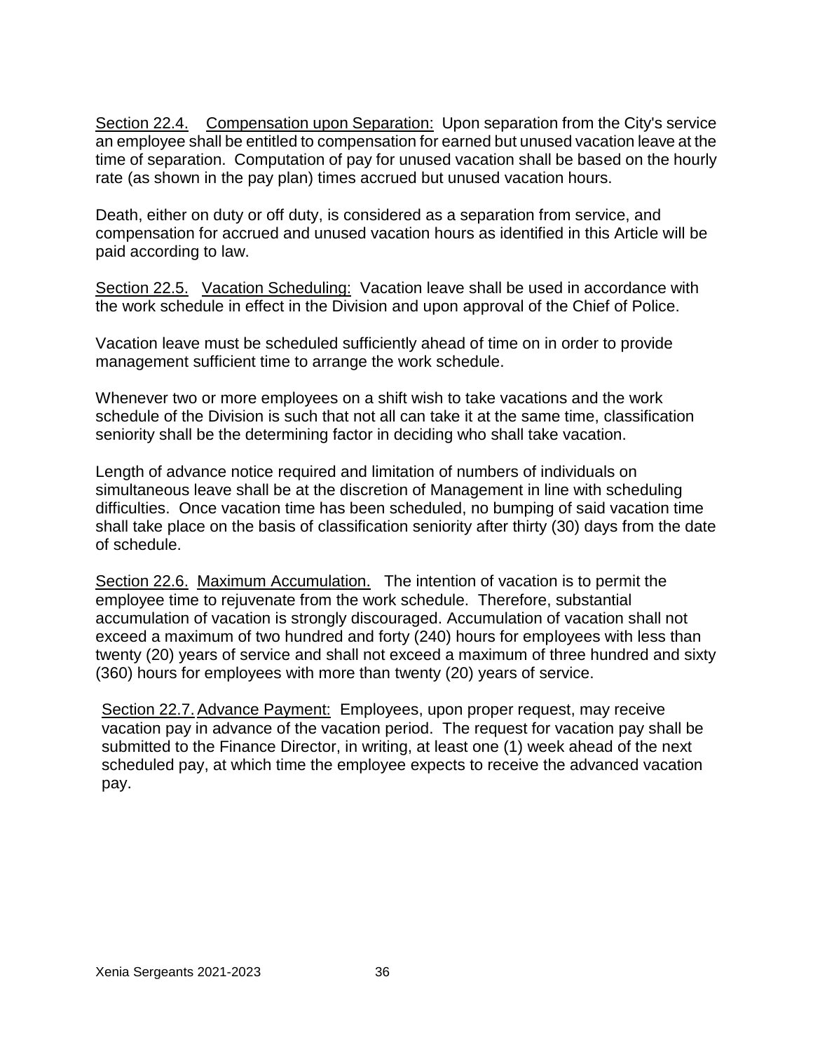Section 22.4. Compensation upon Separation: Upon separation from the City's service an employee shall be entitled to compensation for earned but unused vacation leave at the time of separation. Computation of pay for unused vacation shall be based on the hourly rate (as shown in the pay plan) times accrued but unused vacation hours.

Death, either on duty or off duty, is considered as a separation from service, and compensation for accrued and unused vacation hours as identified in this Article will be paid according to law.

Section 22.5. Vacation Scheduling: Vacation leave shall be used in accordance with the work schedule in effect in the Division and upon approval of the Chief of Police.

Vacation leave must be scheduled sufficiently ahead of time on in order to provide management sufficient time to arrange the work schedule.

Whenever two or more employees on a shift wish to take vacations and the work schedule of the Division is such that not all can take it at the same time, classification seniority shall be the determining factor in deciding who shall take vacation.

Length of advance notice required and limitation of numbers of individuals on simultaneous leave shall be at the discretion of Management in line with scheduling difficulties. Once vacation time has been scheduled, no bumping of said vacation time shall take place on the basis of classification seniority after thirty (30) days from the date of schedule.

Section 22.6. Maximum Accumulation. The intention of vacation is to permit the employee time to rejuvenate from the work schedule. Therefore, substantial accumulation of vacation is strongly discouraged. Accumulation of vacation shall not exceed a maximum of two hundred and forty (240) hours for employees with less than twenty (20) years of service and shall not exceed a maximum of three hundred and sixty (360) hours for employees with more than twenty (20) years of service.

Section 22.7. Advance Payment: Employees, upon proper request, may receive vacation pay in advance of the vacation period. The request for vacation pay shall be submitted to the Finance Director, in writing, at least one (1) week ahead of the next scheduled pay, at which time the employee expects to receive the advanced vacation pay.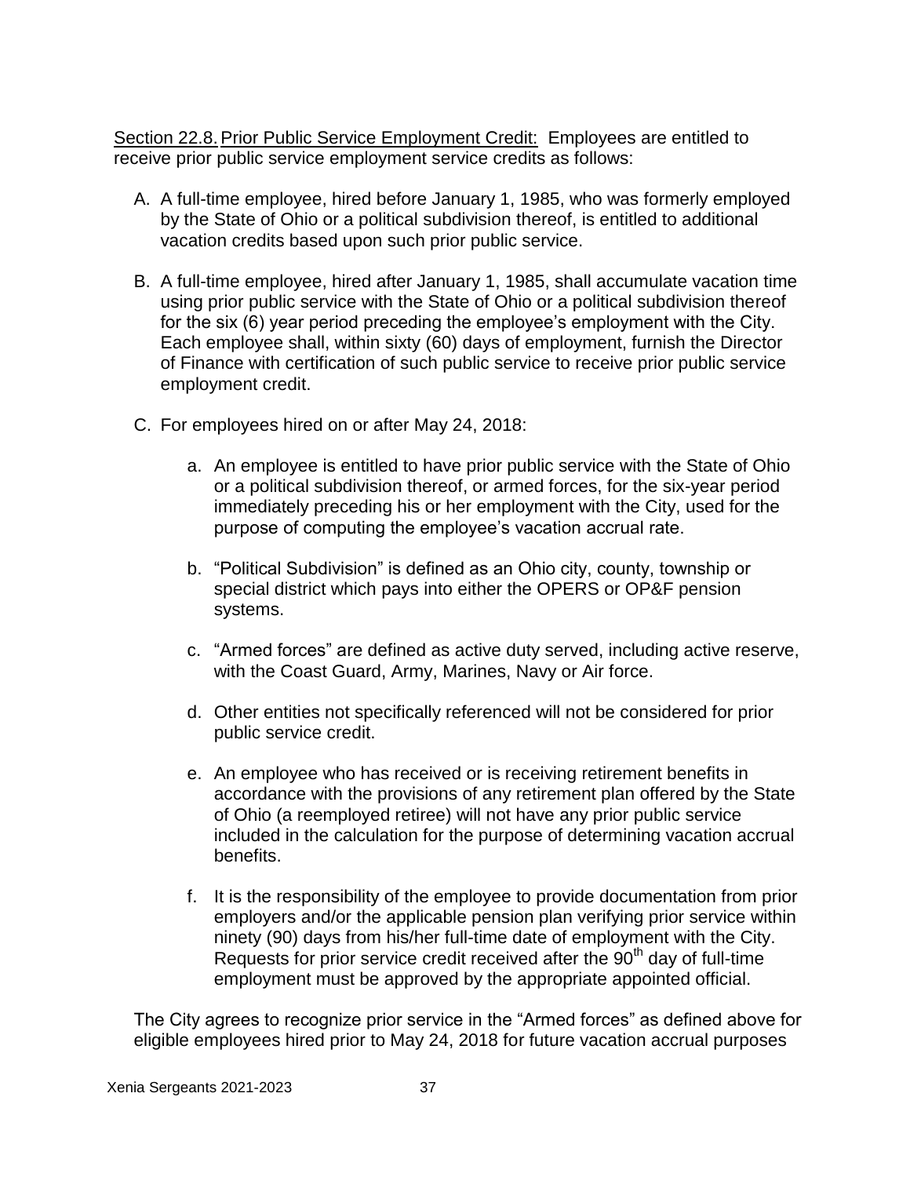<u>Section 22.8.</u> <u>Prior Public Service Employment Credit:</u> Employees are entitled to receive prior public service employment service credits as follows:

A. A full-time employee, hired before January 1, 1985, who was formerly employed by the State of Ohio or a political subdivision thereof, is entitled to additional vacation credits based upon such prior public service.

B. A full-time employee, hired after January 1, 1985, shall accumulate vacation time using prior public service with the State of Ohio or a political subdivision thereof for the six (6) year period preceding the employee's employment with the City. Each employee shall, within sixty (60) days of employment, furnish the Director of Finance with certification of such public service to receive prior public service employment credit.

C. For employees hired on or after May 24, 2018:

   a. An employee is entitled to have prior public service with the State of Ohio or a political subdivision thereof, or armed forces, for the six-year period immediately preceding his or her employment with the City, used for the purpose of computing the employee's vacation accrual rate.

   b. "Political Subdivision" is defined as an Ohio city, county, township or special district which pays into either the OPERS or OP&F pension systems.

   c. "Armed forces" are defined as active duty served, including active reserve, with the Coast Guard, Army, Marines, Navy or Air force.

   d. Other entities not specifically referenced will not be considered for prior public service credit.

   e. An employee who has received or is receiving retirement benefits in accordance with the provisions of any retirement plan offered by the State of Ohio (a reemployed retiree) will not have any prior public service included in the calculation for the purpose of determining vacation accrual benefits.

   f. It is the responsibility of the employee to provide documentation from prior employers and/or the applicable pension plan verifying prior service within ninety (90) days from his/her full-time date of employment with the City. Requests for prior service credit received after the 90th day of full-time employment must be approved by the appropriate appointed official.

The City agrees to recognize prior service in the "Armed forces" as defined above for eligible employees hired prior to May 24, 2018 for future vacation accrual purposes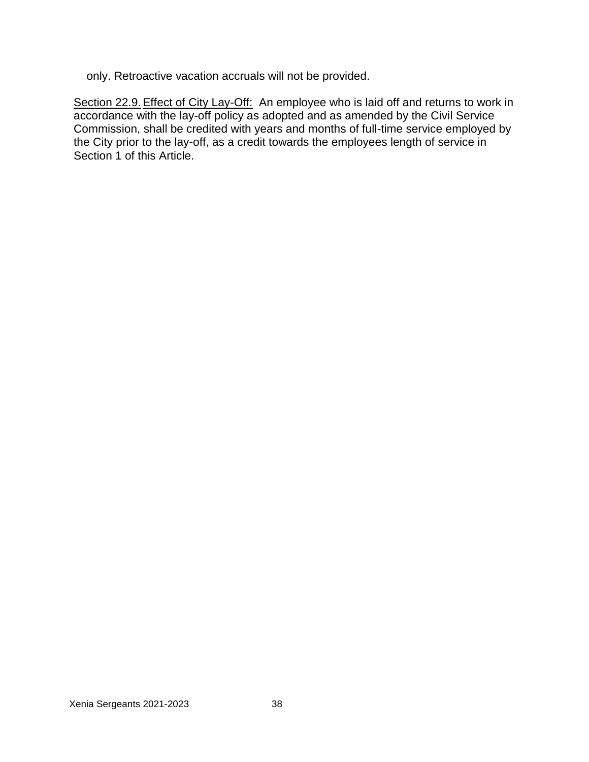only. Retroactive vacation accruals will not be provided.

Section 22.9. Effect of City Lay-Off: An employee who is laid off and returns to work in accordance with the lay-off policy as adopted and as amended by the Civil Service Commission, shall be credited with years and months of full-time service employed by the City prior to the lay-off, as a credit towards the employees length of service in Section 1 of this Article.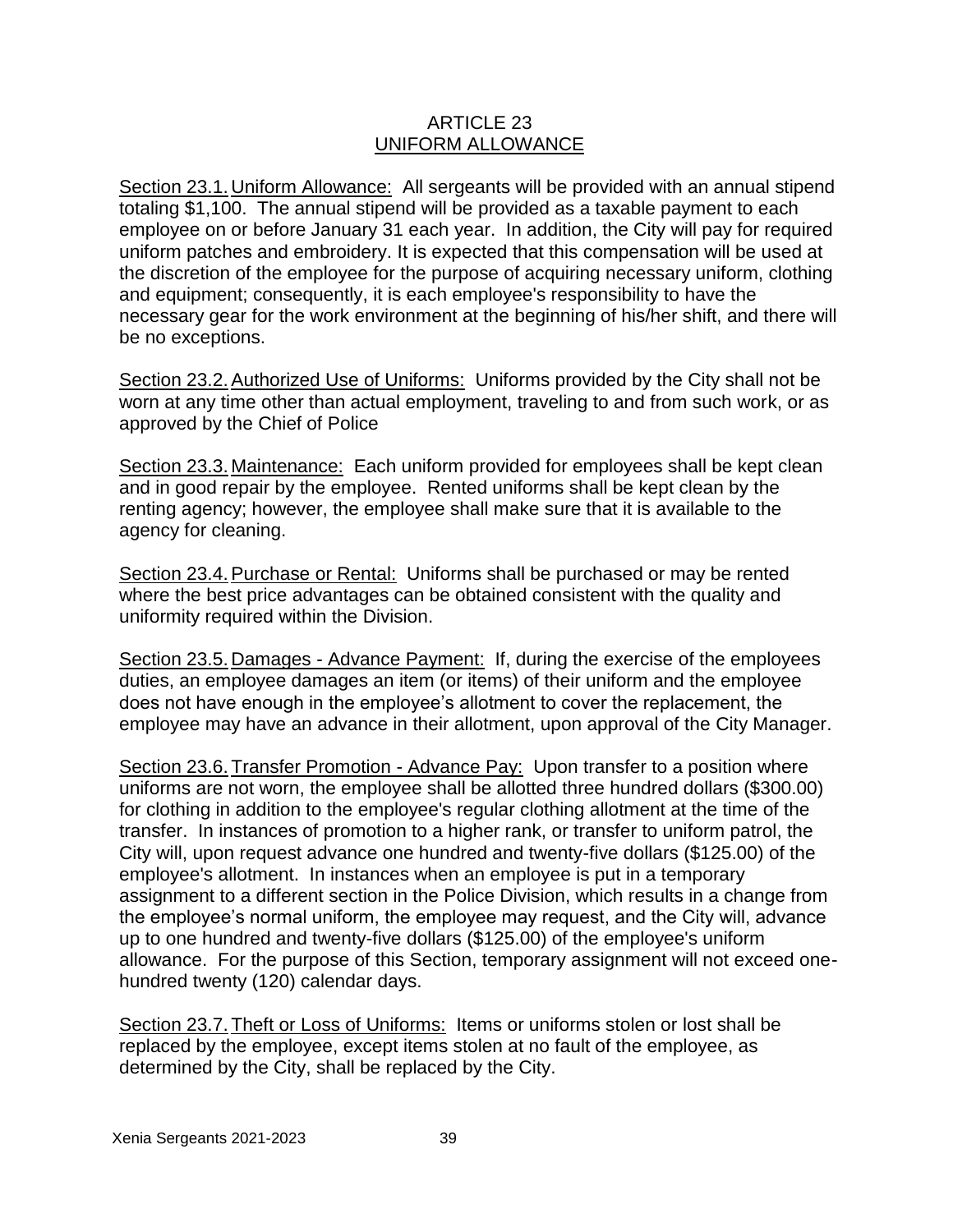# ARTICLE 23
## UNIFORM ALLOWANCE

Section 23.1. Uniform Allowance: All sergeants will be provided with an annual stipend totaling $1,100. The annual stipend will be provided as a taxable payment to each employee on or before January 31 each year. In addition, the City will pay for required uniform patches and embroidery. It is expected that this compensation will be used at the discretion of the employee for the purpose of acquiring necessary uniform, clothing and equipment; consequently, it is each employee's responsibility to have the necessary gear for the work environment at the beginning of his/her shift, and there will be no exceptions.

Section 23.2. Authorized Use of Uniforms: Uniforms provided by the City shall not be worn at any time other than actual employment, traveling to and from such work, or as approved by the Chief of Police

Section 23.3. Maintenance: Each uniform provided for employees shall be kept clean and in good repair by the employee. Rented uniforms shall be kept clean by the renting agency; however, the employee shall make sure that it is available to the agency for cleaning.

Section 23.4. Purchase or Rental: Uniforms shall be purchased or may be rented where the best price advantages can be obtained consistent with the quality and uniformity required within the Division.

Section 23.5. Damages - Advance Payment: If, during the exercise of the employees duties, an employee damages an item (or items) of their uniform and the employee does not have enough in the employee's allotment to cover the replacement, the employee may have an advance in their allotment, upon approval of the City Manager.

Section 23.6. Transfer Promotion - Advance Pay: Upon transfer to a position where uniforms are not worn, the employee shall be allotted three hundred dollars ($300.00) for clothing in addition to the employee's regular clothing allotment at the time of the transfer. In instances of promotion to a higher rank, or transfer to uniform patrol, the City will, upon request advance one hundred and twenty-five dollars ($125.00) of the employee's allotment. In instances when an employee is put in a temporary assignment to a different section in the Police Division, which results in a change from the employee's normal uniform, the employee may request, and the City will, advance up to one hundred and twenty-five dollars ($125.00) of the employee's uniform allowance. For the purpose of this Section, temporary assignment will not exceed one-hundred twenty (120) calendar days.

Section 23.7. Theft or Loss of Uniforms: Items or uniforms stolen or lost shall be replaced by the employee, except items stolen at no fault of the employee, as determined by the City, shall be replaced by the City.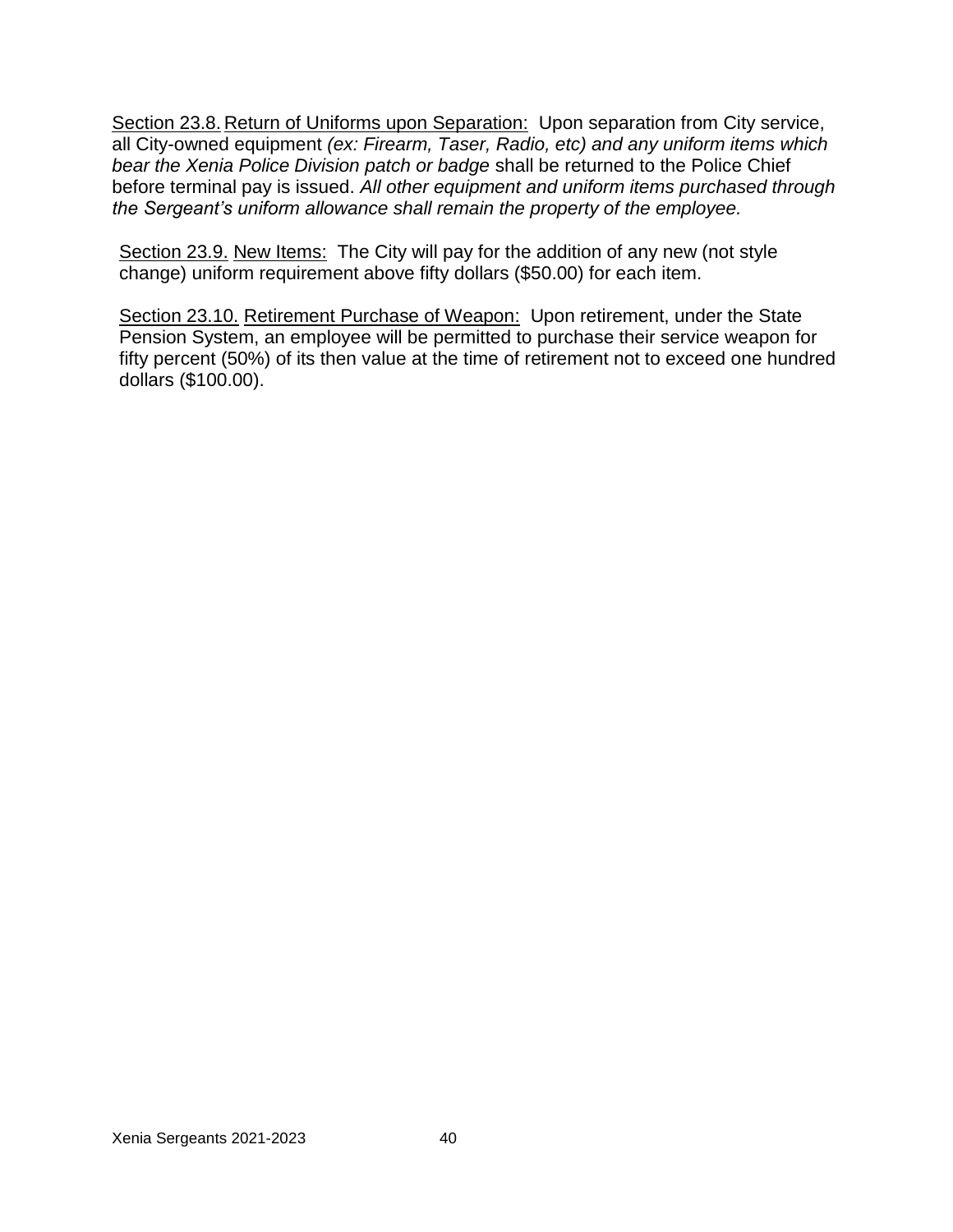Section 23.8. Return of Uniforms upon Separation: Upon separation from City service, all City-owned equipment *(ex: Firearm, Taser, Radio, etc) and any uniform items which bear the Xenia Police Division patch or badge* shall be returned to the Police Chief before terminal pay is issued. *All other equipment and uniform items purchased through the Sergeant's uniform allowance shall remain the property of the employee.*

Section 23.9. New Items: The City will pay for the addition of any new (not style change) uniform requirement above fifty dollars ($50.00) for each item.

Section 23.10. Retirement Purchase of Weapon: Upon retirement, under the State Pension System, an employee will be permitted to purchase their service weapon for fifty percent (50%) of its then value at the time of retirement not to exceed one hundred dollars ($100.00).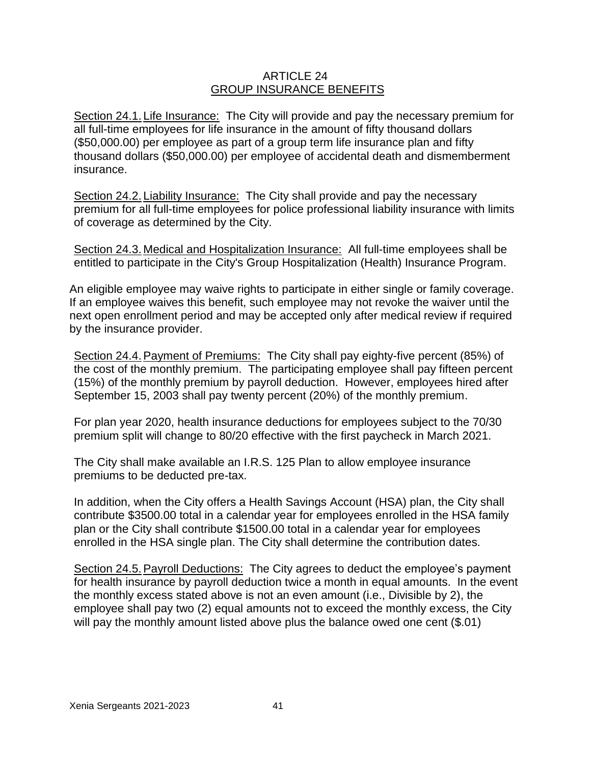# ARTICLE 24
## GROUP INSURANCE BENEFITS

Section 24.1. Life Insurance: The City will provide and pay the necessary premium for all full-time employees for life insurance in the amount of fifty thousand dollars ($50,000.00) per employee as part of a group term life insurance plan and fifty thousand dollars ($50,000.00) per employee of accidental death and dismemberment insurance.

Section 24.2. Liability Insurance: The City shall provide and pay the necessary premium for all full-time employees for police professional liability insurance with limits of coverage as determined by the City.

Section 24.3. Medical and Hospitalization Insurance: All full-time employees shall be entitled to participate in the City's Group Hospitalization (Health) Insurance Program.

An eligible employee may waive rights to participate in either single or family coverage. If an employee waives this benefit, such employee may not revoke the waiver until the next open enrollment period and may be accepted only after medical review if required by the insurance provider.

Section 24.4. Payment of Premiums: The City shall pay eighty-five percent (85%) of the cost of the monthly premium. The participating employee shall pay fifteen percent (15%) of the monthly premium by payroll deduction. However, employees hired after September 15, 2003 shall pay twenty percent (20%) of the monthly premium.

For plan year 2020, health insurance deductions for employees subject to the 70/30 premium split will change to 80/20 effective with the first paycheck in March 2021.

The City shall make available an I.R.S. 125 Plan to allow employee insurance premiums to be deducted pre-tax.

In addition, when the City offers a Health Savings Account (HSA) plan, the City shall contribute $3500.00 total in a calendar year for employees enrolled in the HSA family plan or the City shall contribute $1500.00 total in a calendar year for employees enrolled in the HSA single plan. The City shall determine the contribution dates.

Section 24.5. Payroll Deductions: The City agrees to deduct the employee's payment for health insurance by payroll deduction twice a month in equal amounts. In the event the monthly excess stated above is not an even amount (i.e., Divisible by 2), the employee shall pay two (2) equal amounts not to exceed the monthly excess, the City will pay the monthly amount listed above plus the balance owed one cent ($.01)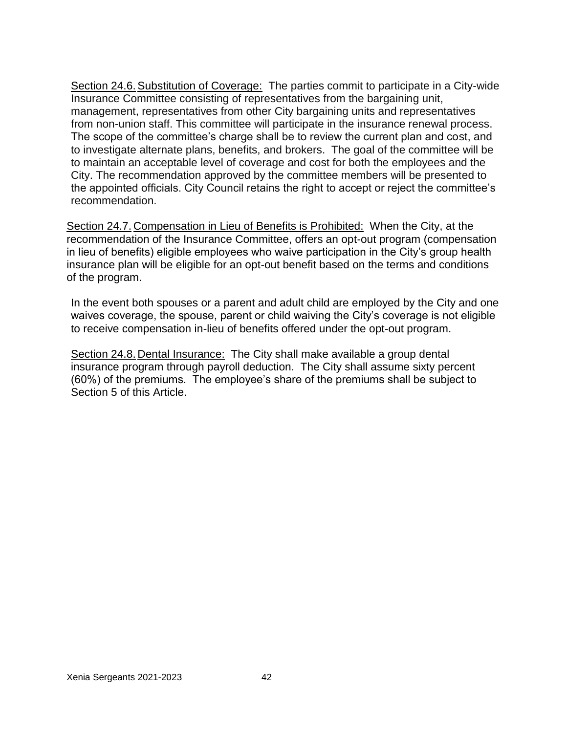Section 24.6. Substitution of Coverage: The parties commit to participate in a City-wide Insurance Committee consisting of representatives from the bargaining unit, management, representatives from other City bargaining units and representatives from non-union staff. This committee will participate in the insurance renewal process. The scope of the committee's charge shall be to review the current plan and cost, and to investigate alternate plans, benefits, and brokers. The goal of the committee will be to maintain an acceptable level of coverage and cost for both the employees and the City. The recommendation approved by the committee members will be presented to the appointed officials. City Council retains the right to accept or reject the committee's recommendation.

Section 24.7. Compensation in Lieu of Benefits is Prohibited: When the City, at the recommendation of the Insurance Committee, offers an opt-out program (compensation in lieu of benefits) eligible employees who waive participation in the City's group health insurance plan will be eligible for an opt-out benefit based on the terms and conditions of the program.

In the event both spouses or a parent and adult child are employed by the City and one waives coverage, the spouse, parent or child waiving the City's coverage is not eligible to receive compensation in-lieu of benefits offered under the opt-out program.

Section 24.8. Dental Insurance: The City shall make available a group dental insurance program through payroll deduction. The City shall assume sixty percent (60%) of the premiums. The employee's share of the premiums shall be subject to Section 5 of this Article.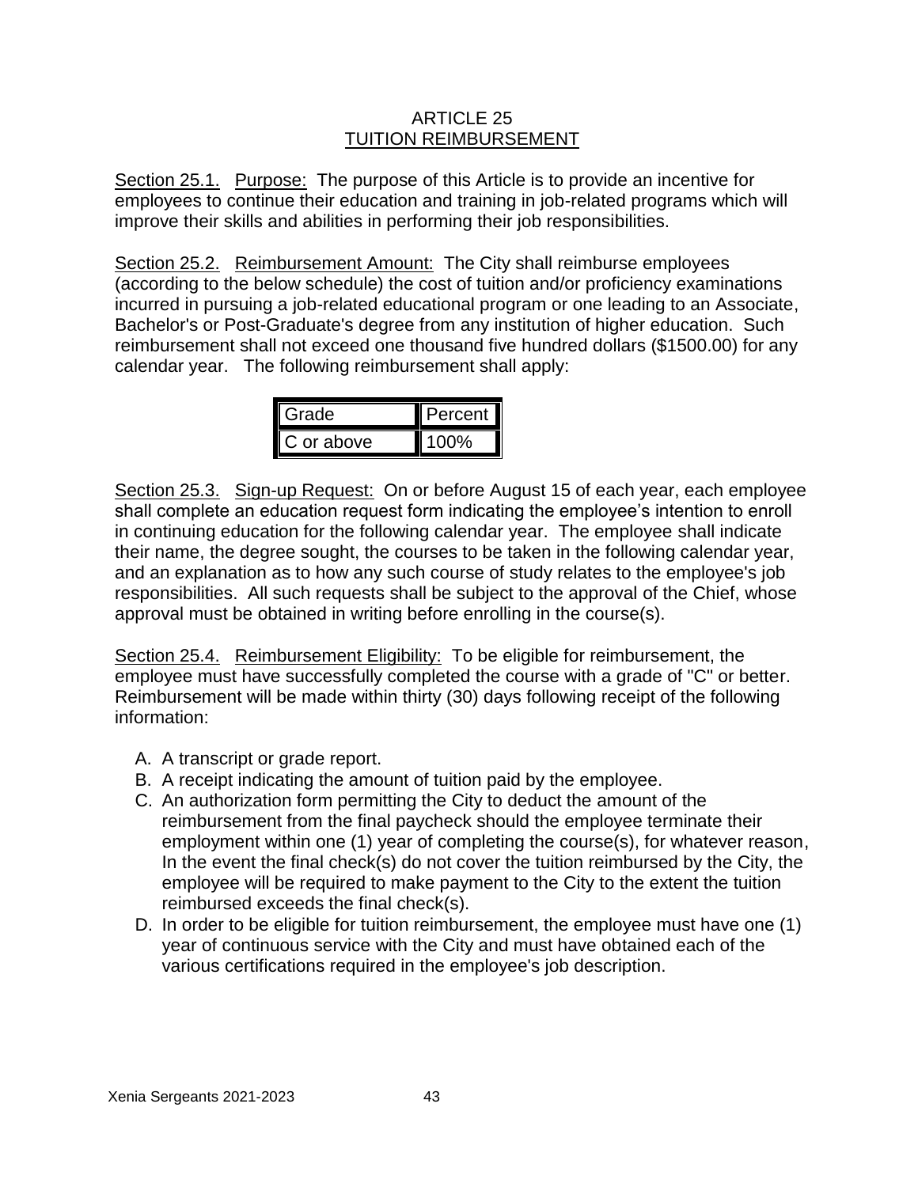# ARTICLE 25
## TUITION REIMBURSEMENT

Section 25.1. Purpose: The purpose of this Article is to provide an incentive for employees to continue their education and training in job-related programs which will improve their skills and abilities in performing their job responsibilities.

Section 25.2. Reimbursement Amount: The City shall reimburse employees (according to the below schedule) the cost of tuition and/or proficiency examinations incurred in pursuing a job-related educational program or one leading to an Associate, Bachelor's or Post-Graduate's degree from any institution of higher education. Such reimbursement shall not exceed one thousand five hundred dollars ($1500.00) for any calendar year. The following reimbursement shall apply:

| Grade | Percent |
|---|---|
| C or above | 100% |

Section 25.3. Sign-up Request: On or before August 15 of each year, each employee shall complete an education request form indicating the employee's intention to enroll in continuing education for the following calendar year. The employee shall indicate their name, the degree sought, the courses to be taken in the following calendar year, and an explanation as to how any such course of study relates to the employee's job responsibilities. All such requests shall be subject to the approval of the Chief, whose approval must be obtained in writing before enrolling in the course(s).

Section 25.4. Reimbursement Eligibility: To be eligible for reimbursement, the employee must have successfully completed the course with a grade of "C" or better. Reimbursement will be made within thirty (30) days following receipt of the following information:

A. A transcript or grade report.
B. A receipt indicating the amount of tuition paid by the employee.
C. An authorization form permitting the City to deduct the amount of the reimbursement from the final paycheck should the employee terminate their employment within one (1) year of completing the course(s), for whatever reason, In the event the final check(s) do not cover the tuition reimbursed by the City, the employee will be required to make payment to the City to the extent the tuition reimbursed exceeds the final check(s).
D. In order to be eligible for tuition reimbursement, the employee must have one (1) year of continuous service with the City and must have obtained each of the various certifications required in the employee's job description.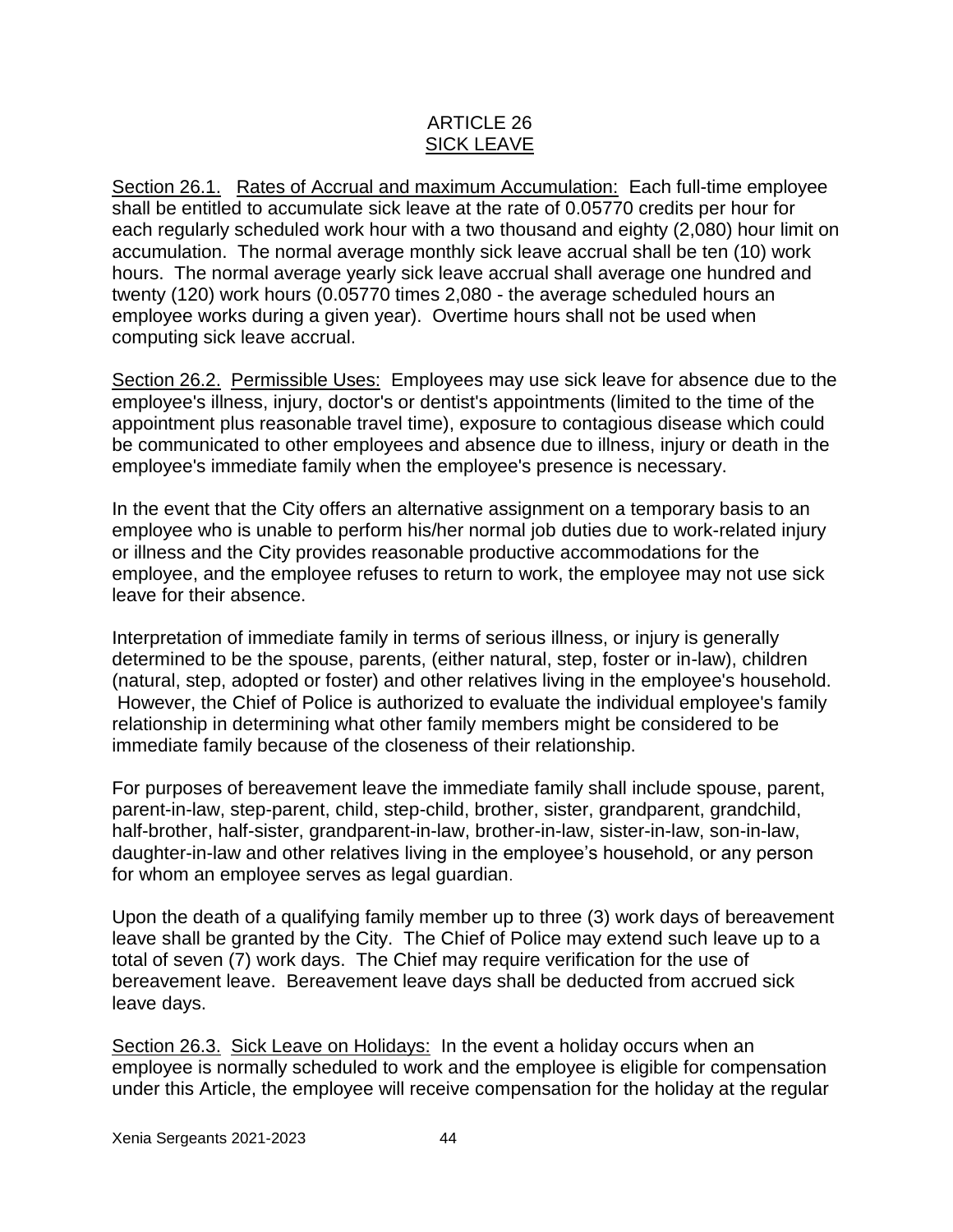# ARTICLE 26
## SICK LEAVE

Section 26.1. Rates of Accrual and maximum Accumulation: Each full-time employee shall be entitled to accumulate sick leave at the rate of 0.05770 credits per hour for each regularly scheduled work hour with a two thousand and eighty (2,080) hour limit on accumulation. The normal average monthly sick leave accrual shall be ten (10) work hours. The normal average yearly sick leave accrual shall average one hundred and twenty (120) work hours (0.05770 times 2,080 - the average scheduled hours an employee works during a given year). Overtime hours shall not be used when computing sick leave accrual.

Section 26.2. Permissible Uses: Employees may use sick leave for absence due to the employee's illness, injury, doctor's or dentist's appointments (limited to the time of the appointment plus reasonable travel time), exposure to contagious disease which could be communicated to other employees and absence due to illness, injury or death in the employee's immediate family when the employee's presence is necessary.

In the event that the City offers an alternative assignment on a temporary basis to an employee who is unable to perform his/her normal job duties due to work-related injury or illness and the City provides reasonable productive accommodations for the employee, and the employee refuses to return to work, the employee may not use sick leave for their absence.

Interpretation of immediate family in terms of serious illness, or injury is generally determined to be the spouse, parents, (either natural, step, foster or in-law), children (natural, step, adopted or foster) and other relatives living in the employee's household. However, the Chief of Police is authorized to evaluate the individual employee's family relationship in determining what other family members might be considered to be immediate family because of the closeness of their relationship.

For purposes of bereavement leave the immediate family shall include spouse, parent, parent-in-law, step-parent, child, step-child, brother, sister, grandparent, grandchild, half-brother, half-sister, grandparent-in-law, brother-in-law, sister-in-law, son-in-law, daughter-in-law and other relatives living in the employee's household, or any person for whom an employee serves as legal guardian.

Upon the death of a qualifying family member up to three (3) work days of bereavement leave shall be granted by the City. The Chief of Police may extend such leave up to a total of seven (7) work days. The Chief may require verification for the use of bereavement leave. Bereavement leave days shall be deducted from accrued sick leave days.

Section 26.3. Sick Leave on Holidays: In the event a holiday occurs when an employee is normally scheduled to work and the employee is eligible for compensation under this Article, the employee will receive compensation for the holiday at the regular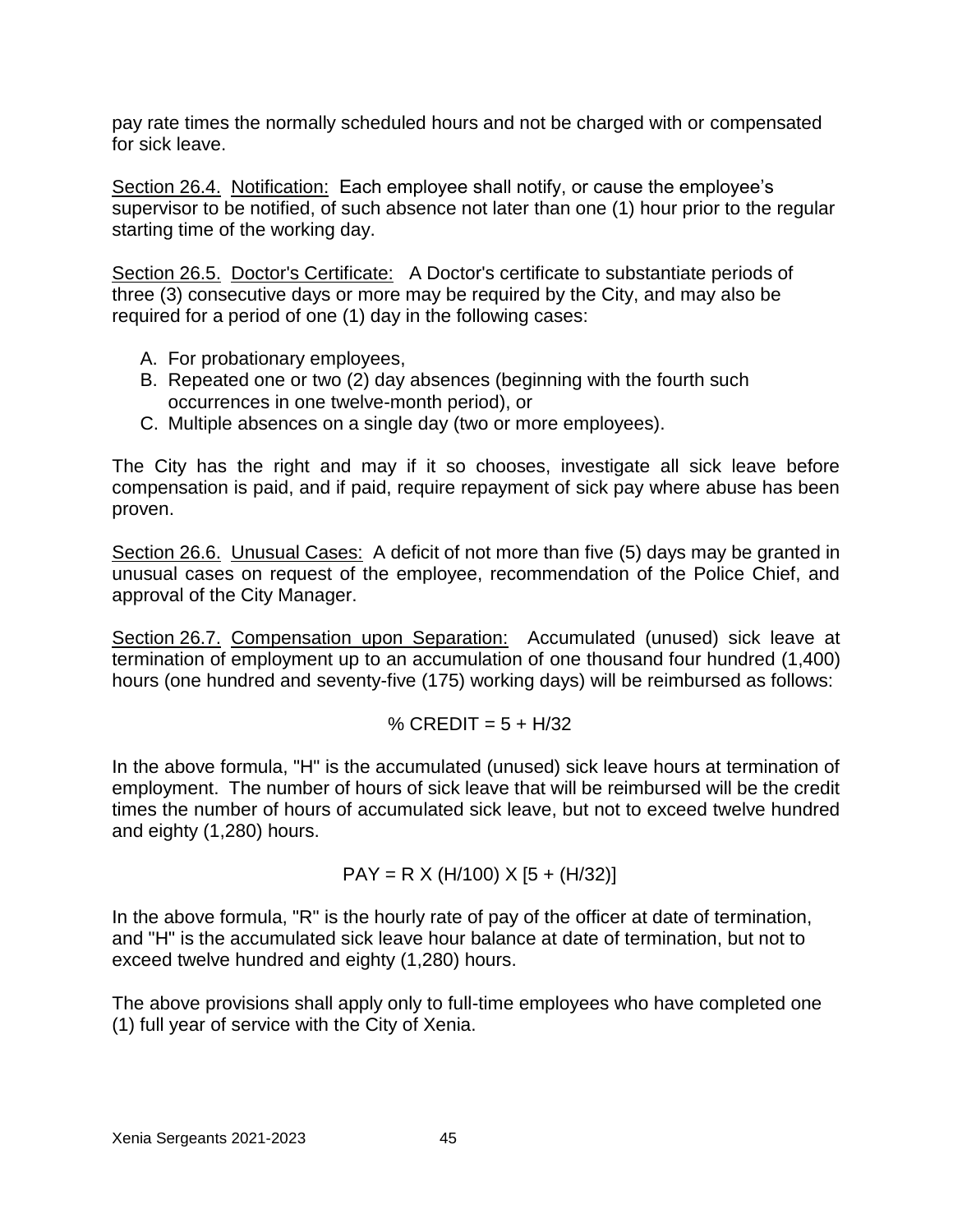pay rate times the normally scheduled hours and not be charged with or compensated for sick leave.

Section 26.4. Notification: Each employee shall notify, or cause the employee's supervisor to be notified, of such absence not later than one (1) hour prior to the regular starting time of the working day.

Section 26.5. Doctor's Certificate: A Doctor's certificate to substantiate periods of three (3) consecutive days or more may be required by the City, and may also be required for a period of one (1) day in the following cases:

A. For probationary employees,
B. Repeated one or two (2) day absences (beginning with the fourth such occurrences in one twelve-month period), or
C. Multiple absences on a single day (two or more employees).

The City has the right and may if it so chooses, investigate all sick leave before compensation is paid, and if paid, require repayment of sick pay where abuse has been proven.

Section 26.6. Unusual Cases: A deficit of not more than five (5) days may be granted in unusual cases on request of the employee, recommendation of the Police Chief, and approval of the City Manager.

Section 26.7. Compensation upon Separation: Accumulated (unused) sick leave at termination of employment up to an accumulation of one thousand four hundred (1,400) hours (one hundred and seventy-five (175) working days) will be reimbursed as follows:

$$\% \text{ CREDIT} = 5 + H/32$$

In the above formula, "H" is the accumulated (unused) sick leave hours at termination of employment. The number of hours of sick leave that will be reimbursed will be the credit times the number of hours of accumulated sick leave, but not to exceed twelve hundred and eighty (1,280) hours.

$$PAY = R \times (H/100) \times [5 + (H/32)]$$

In the above formula, "R" is the hourly rate of pay of the officer at date of termination, and "H" is the accumulated sick leave hour balance at date of termination, but not to exceed twelve hundred and eighty (1,280) hours.

The above provisions shall apply only to full-time employees who have completed one (1) full year of service with the City of Xenia.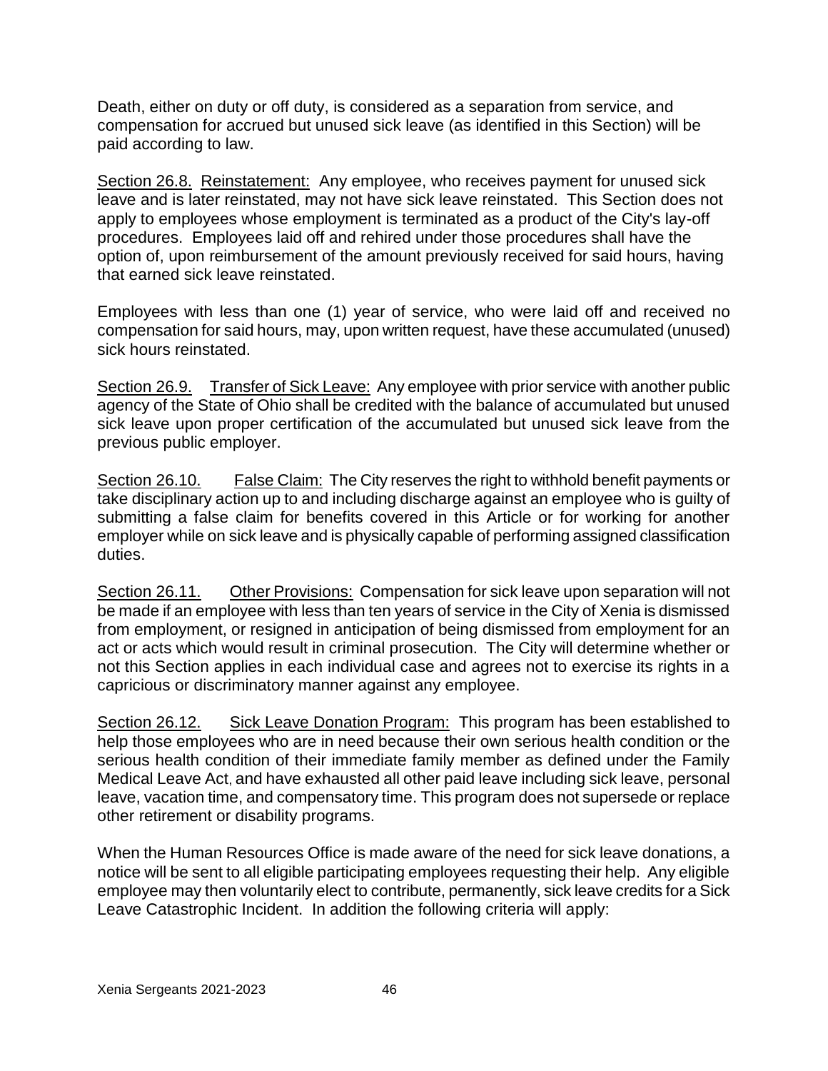Death, either on duty or off duty, is considered as a separation from service, and compensation for accrued but unused sick leave (as identified in this Section) will be paid according to law.

Section 26.8. Reinstatement: Any employee, who receives payment for unused sick leave and is later reinstated, may not have sick leave reinstated. This Section does not apply to employees whose employment is terminated as a product of the City's lay-off procedures. Employees laid off and rehired under those procedures shall have the option of, upon reimbursement of the amount previously received for said hours, having that earned sick leave reinstated.

Employees with less than one (1) year of service, who were laid off and received no compensation for said hours, may, upon written request, have these accumulated (unused) sick hours reinstated.

Section 26.9. Transfer of Sick Leave: Any employee with prior service with another public agency of the State of Ohio shall be credited with the balance of accumulated but unused sick leave upon proper certification of the accumulated but unused sick leave from the previous public employer.

Section 26.10. False Claim: The City reserves the right to withhold benefit payments or take disciplinary action up to and including discharge against an employee who is guilty of submitting a false claim for benefits covered in this Article or for working for another employer while on sick leave and is physically capable of performing assigned classification duties.

Section 26.11. Other Provisions: Compensation for sick leave upon separation will not be made if an employee with less than ten years of service in the City of Xenia is dismissed from employment, or resigned in anticipation of being dismissed from employment for an act or acts which would result in criminal prosecution. The City will determine whether or not this Section applies in each individual case and agrees not to exercise its rights in a capricious or discriminatory manner against any employee.

Section 26.12. Sick Leave Donation Program: This program has been established to help those employees who are in need because their own serious health condition or the serious health condition of their immediate family member as defined under the Family Medical Leave Act, and have exhausted all other paid leave including sick leave, personal leave, vacation time, and compensatory time. This program does not supersede or replace other retirement or disability programs.

When the Human Resources Office is made aware of the need for sick leave donations, a notice will be sent to all eligible participating employees requesting their help. Any eligible employee may then voluntarily elect to contribute, permanently, sick leave credits for a Sick Leave Catastrophic Incident. In addition the following criteria will apply: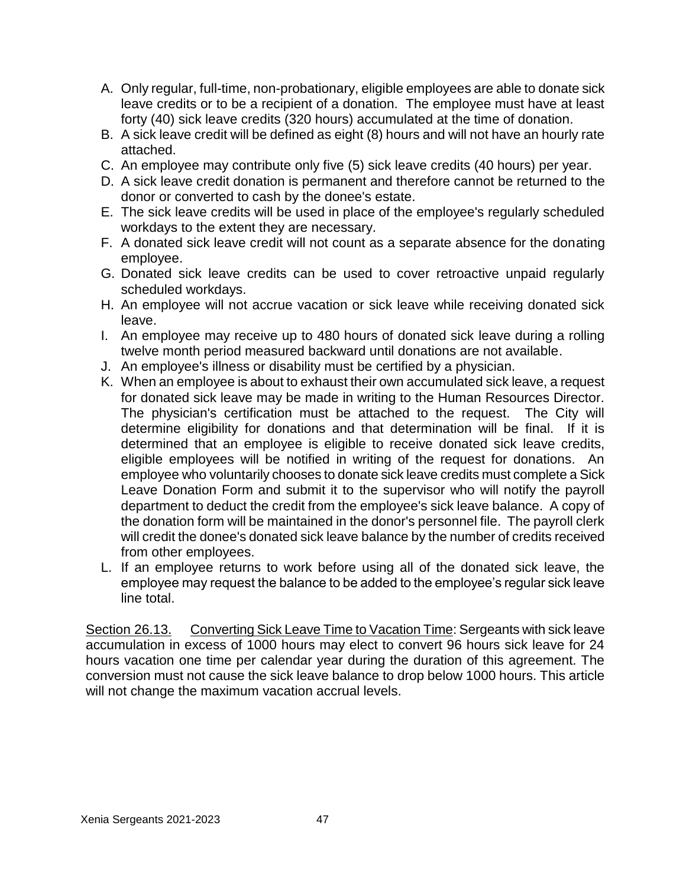A. Only regular, full-time, non-probationary, eligible employees are able to donate sick leave credits or to be a recipient of a donation. The employee must have at least forty (40) sick leave credits (320 hours) accumulated at the time of donation.
B. A sick leave credit will be defined as eight (8) hours and will not have an hourly rate attached.
C. An employee may contribute only five (5) sick leave credits (40 hours) per year.
D. A sick leave credit donation is permanent and therefore cannot be returned to the donor or converted to cash by the donee's estate.
E. The sick leave credits will be used in place of the employee's regularly scheduled workdays to the extent they are necessary.
F. A donated sick leave credit will not count as a separate absence for the donating employee.
G. Donated sick leave credits can be used to cover retroactive unpaid regularly scheduled workdays.
H. An employee will not accrue vacation or sick leave while receiving donated sick leave.
I. An employee may receive up to 480 hours of donated sick leave during a rolling twelve month period measured backward until donations are not available.
J. An employee's illness or disability must be certified by a physician.
K. When an employee is about to exhaust their own accumulated sick leave, a request for donated sick leave may be made in writing to the Human Resources Director. The physician's certification must be attached to the request. The City will determine eligibility for donations and that determination will be final. If it is determined that an employee is eligible to receive donated sick leave credits, eligible employees will be notified in writing of the request for donations. An employee who voluntarily chooses to donate sick leave credits must complete a Sick Leave Donation Form and submit it to the supervisor who will notify the payroll department to deduct the credit from the employee's sick leave balance. A copy of the donation form will be maintained in the donor's personnel file. The payroll clerk will credit the donee's donated sick leave balance by the number of credits received from other employees.
L. If an employee returns to work before using all of the donated sick leave, the employee may request the balance to be added to the employee's regular sick leave line total.

Section 26.13. Converting Sick Leave Time to Vacation Time: Sergeants with sick leave accumulation in excess of 1000 hours may elect to convert 96 hours sick leave for 24 hours vacation one time per calendar year during the duration of this agreement. The conversion must not cause the sick leave balance to drop below 1000 hours. This article will not change the maximum vacation accrual levels.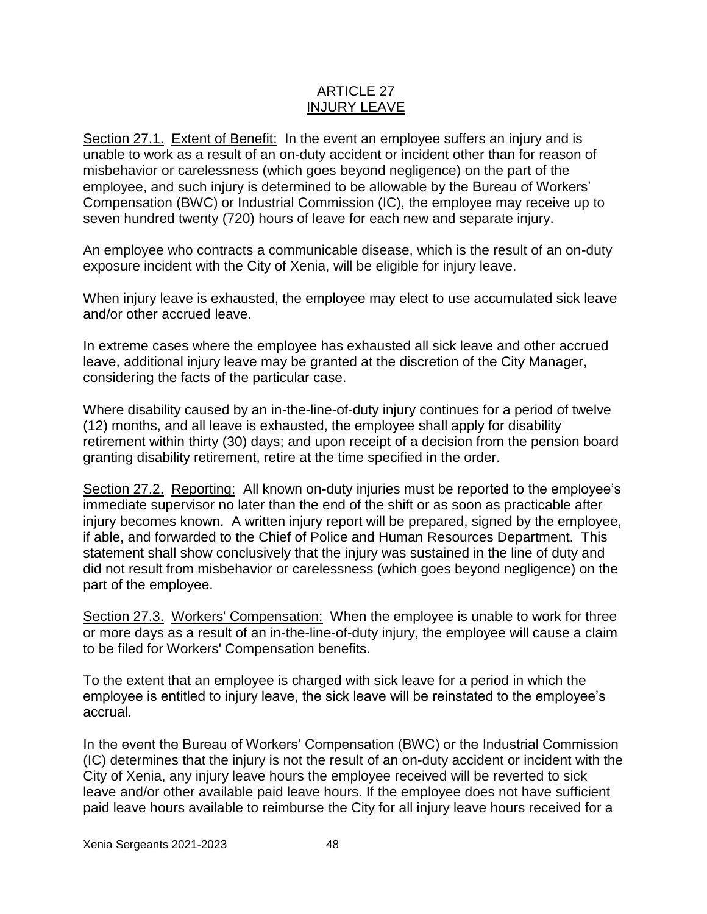# ARTICLE 27
## INJURY LEAVE

Section 27.1. Extent of Benefit: In the event an employee suffers an injury and is unable to work as a result of an on-duty accident or incident other than for reason of misbehavior or carelessness (which goes beyond negligence) on the part of the employee, and such injury is determined to be allowable by the Bureau of Workers' Compensation (BWC) or Industrial Commission (IC), the employee may receive up to seven hundred twenty (720) hours of leave for each new and separate injury.

An employee who contracts a communicable disease, which is the result of an on-duty exposure incident with the City of Xenia, will be eligible for injury leave.

When injury leave is exhausted, the employee may elect to use accumulated sick leave and/or other accrued leave.

In extreme cases where the employee has exhausted all sick leave and other accrued leave, additional injury leave may be granted at the discretion of the City Manager, considering the facts of the particular case.

Where disability caused by an in-the-line-of-duty injury continues for a period of twelve (12) months, and all leave is exhausted, the employee shall apply for disability retirement within thirty (30) days; and upon receipt of a decision from the pension board granting disability retirement, retire at the time specified in the order.

Section 27.2. Reporting: All known on-duty injuries must be reported to the employee's immediate supervisor no later than the end of the shift or as soon as practicable after injury becomes known. A written injury report will be prepared, signed by the employee, if able, and forwarded to the Chief of Police and Human Resources Department. This statement shall show conclusively that the injury was sustained in the line of duty and did not result from misbehavior or carelessness (which goes beyond negligence) on the part of the employee.

Section 27.3. Workers' Compensation: When the employee is unable to work for three or more days as a result of an in-the-line-of-duty injury, the employee will cause a claim to be filed for Workers' Compensation benefits.

To the extent that an employee is charged with sick leave for a period in which the employee is entitled to injury leave, the sick leave will be reinstated to the employee's accrual.

In the event the Bureau of Workers' Compensation (BWC) or the Industrial Commission (IC) determines that the injury is not the result of an on-duty accident or incident with the City of Xenia, any injury leave hours the employee received will be reverted to sick leave and/or other available paid leave hours. If the employee does not have sufficient paid leave hours available to reimburse the City for all injury leave hours received for a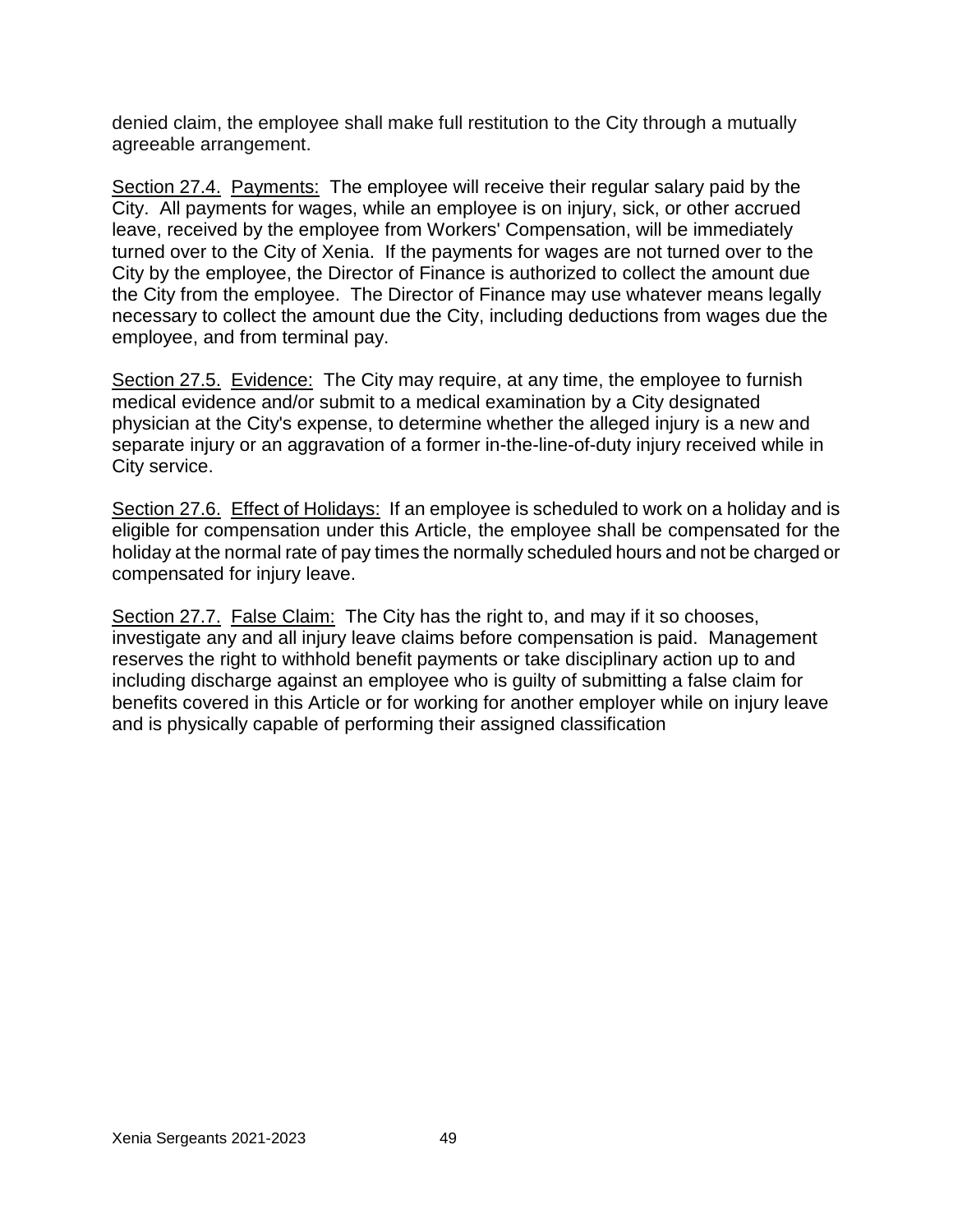denied claim, the employee shall make full restitution to the City through a mutually agreeable arrangement.

Section 27.4. Payments: The employee will receive their regular salary paid by the City. All payments for wages, while an employee is on injury, sick, or other accrued leave, received by the employee from Workers' Compensation, will be immediately turned over to the City of Xenia. If the payments for wages are not turned over to the City by the employee, the Director of Finance is authorized to collect the amount due the City from the employee. The Director of Finance may use whatever means legally necessary to collect the amount due the City, including deductions from wages due the employee, and from terminal pay.

Section 27.5. Evidence: The City may require, at any time, the employee to furnish medical evidence and/or submit to a medical examination by a City designated physician at the City's expense, to determine whether the alleged injury is a new and separate injury or an aggravation of a former in-the-line-of-duty injury received while in City service.

Section 27.6. Effect of Holidays: If an employee is scheduled to work on a holiday and is eligible for compensation under this Article, the employee shall be compensated for the holiday at the normal rate of pay times the normally scheduled hours and not be charged or compensated for injury leave.

Section 27.7. False Claim: The City has the right to, and may if it so chooses, investigate any and all injury leave claims before compensation is paid. Management reserves the right to withhold benefit payments or take disciplinary action up to and including discharge against an employee who is guilty of submitting a false claim for benefits covered in this Article or for working for another employer while on injury leave and is physically capable of performing their assigned classification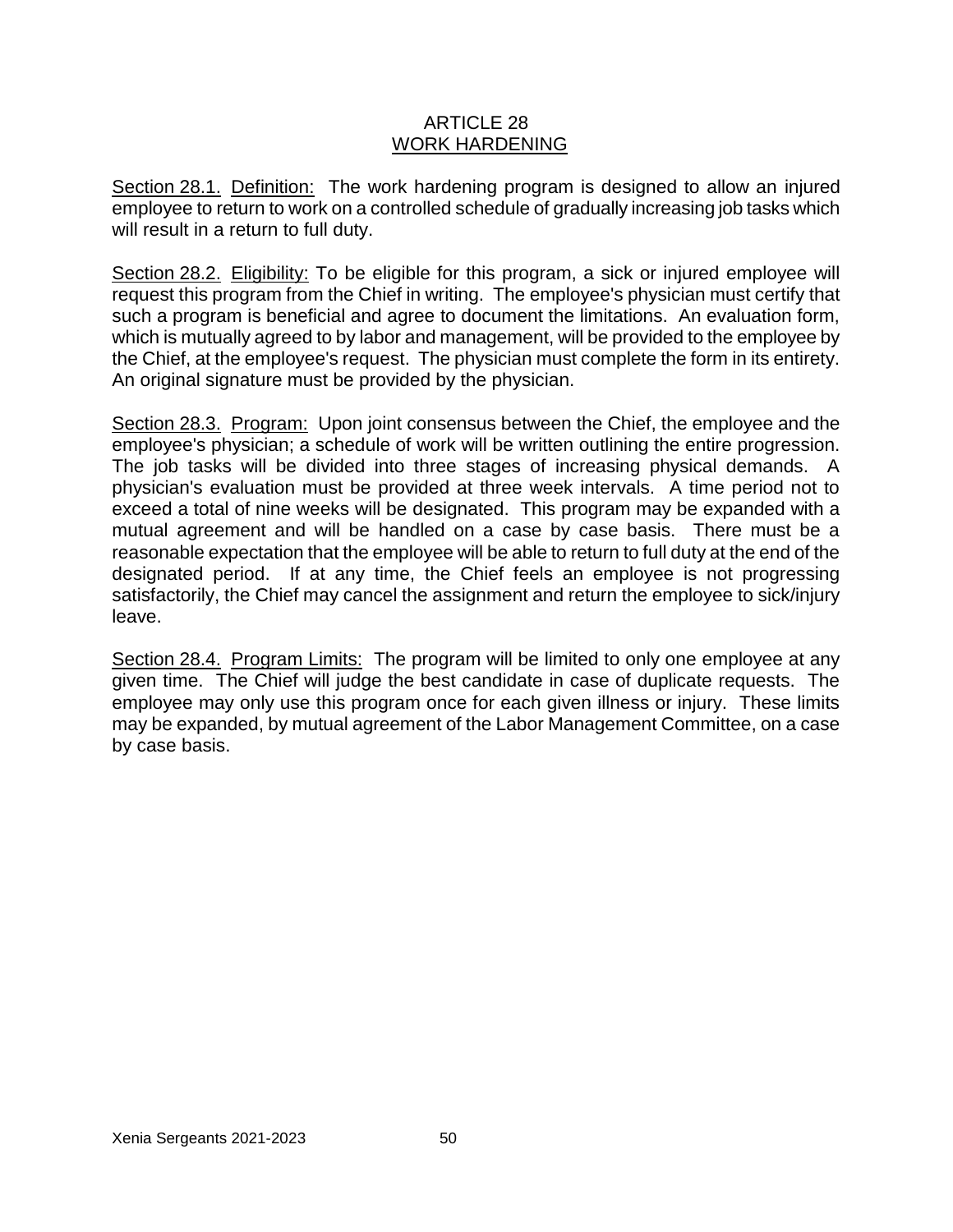# ARTICLE 28
## WORK HARDENING

Section 28.1. Definition: The work hardening program is designed to allow an injured employee to return to work on a controlled schedule of gradually increasing job tasks which will result in a return to full duty.

Section 28.2. Eligibility: To be eligible for this program, a sick or injured employee will request this program from the Chief in writing. The employee's physician must certify that such a program is beneficial and agree to document the limitations. An evaluation form, which is mutually agreed to by labor and management, will be provided to the employee by the Chief, at the employee's request. The physician must complete the form in its entirety. An original signature must be provided by the physician.

Section 28.3. Program: Upon joint consensus between the Chief, the employee and the employee's physician; a schedule of work will be written outlining the entire progression. The job tasks will be divided into three stages of increasing physical demands. A physician's evaluation must be provided at three week intervals. A time period not to exceed a total of nine weeks will be designated. This program may be expanded with a mutual agreement and will be handled on a case by case basis. There must be a reasonable expectation that the employee will be able to return to full duty at the end of the designated period. If at any time, the Chief feels an employee is not progressing satisfactorily, the Chief may cancel the assignment and return the employee to sick/injury leave.

Section 28.4. Program Limits: The program will be limited to only one employee at any given time. The Chief will judge the best candidate in case of duplicate requests. The employee may only use this program once for each given illness or injury. These limits may be expanded, by mutual agreement of the Labor Management Committee, on a case by case basis.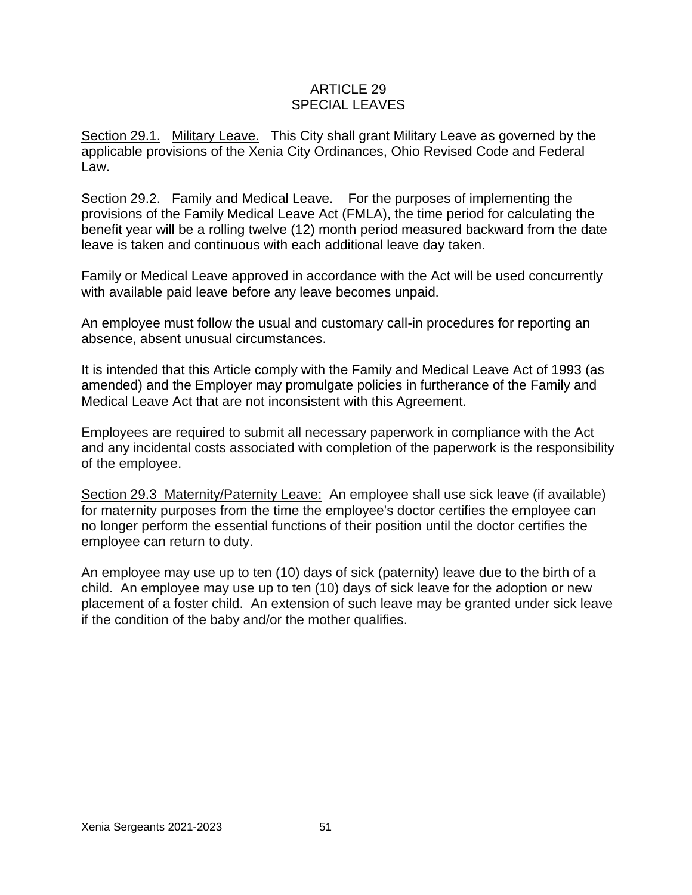# ARTICLE 29
# SPECIAL LEAVES

<u>Section 29.1.</u> <u>Military Leave.</u> This City shall grant Military Leave as governed by the applicable provisions of the Xenia City Ordinances, Ohio Revised Code and Federal Law.

<u>Section 29.2.</u> <u>Family and Medical Leave.</u> For the purposes of implementing the provisions of the Family Medical Leave Act (FMLA), the time period for calculating the benefit year will be a rolling twelve (12) month period measured backward from the date leave is taken and continuous with each additional leave day taken.

Family or Medical Leave approved in accordance with the Act will be used concurrently with available paid leave before any leave becomes unpaid.

An employee must follow the usual and customary call-in procedures for reporting an absence, absent unusual circumstances.

It is intended that this Article comply with the Family and Medical Leave Act of 1993 (as amended) and the Employer may promulgate policies in furtherance of the Family and Medical Leave Act that are not inconsistent with this Agreement.

Employees are required to submit all necessary paperwork in compliance with the Act and any incidental costs associated with completion of the paperwork is the responsibility of the employee.

<u>Section 29.3 Maternity/Paternity Leave:</u> An employee shall use sick leave (if available) for maternity purposes from the time the employee's doctor certifies the employee can no longer perform the essential functions of their position until the doctor certifies the employee can return to duty.

An employee may use up to ten (10) days of sick (paternity) leave due to the birth of a child. An employee may use up to ten (10) days of sick leave for the adoption or new placement of a foster child. An extension of such leave may be granted under sick leave if the condition of the baby and/or the mother qualifies.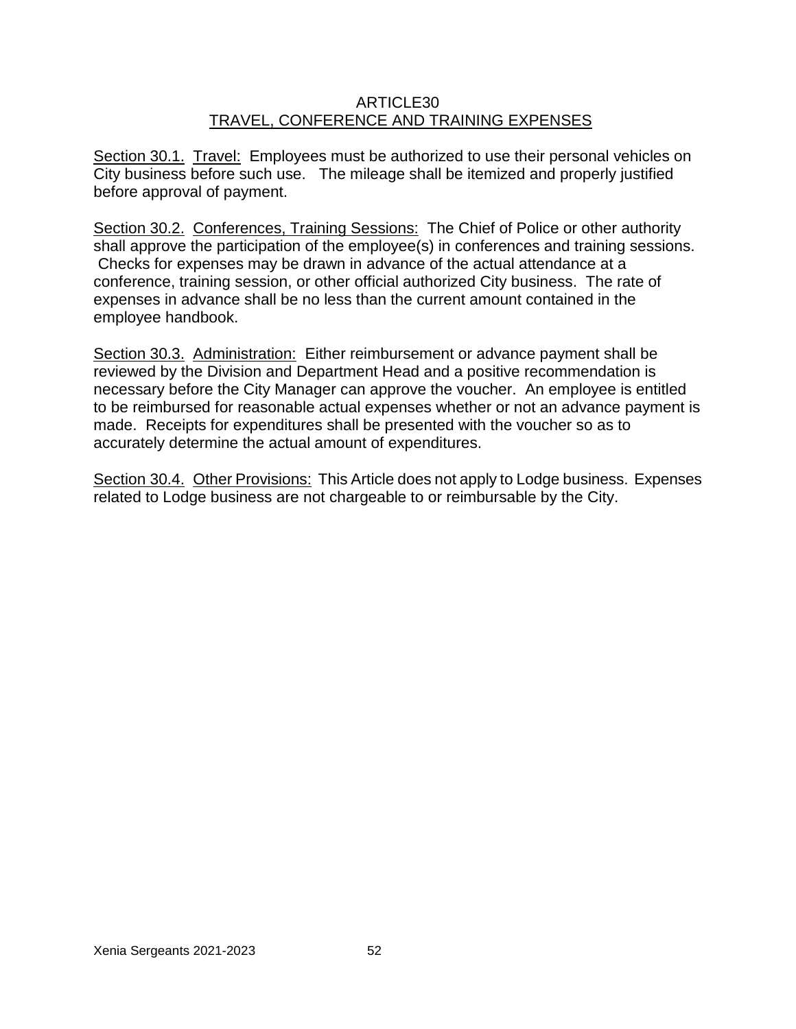# ARTICLE30
## TRAVEL, CONFERENCE AND TRAINING EXPENSES

Section 30.1. Travel: Employees must be authorized to use their personal vehicles on City business before such use. The mileage shall be itemized and properly justified before approval of payment.

Section 30.2. Conferences, Training Sessions: The Chief of Police or other authority shall approve the participation of the employee(s) in conferences and training sessions. Checks for expenses may be drawn in advance of the actual attendance at a conference, training session, or other official authorized City business. The rate of expenses in advance shall be no less than the current amount contained in the employee handbook.

Section 30.3. Administration: Either reimbursement or advance payment shall be reviewed by the Division and Department Head and a positive recommendation is necessary before the City Manager can approve the voucher. An employee is entitled to be reimbursed for reasonable actual expenses whether or not an advance payment is made. Receipts for expenditures shall be presented with the voucher so as to accurately determine the actual amount of expenditures.

Section 30.4. Other Provisions: This Article does not apply to Lodge business. Expenses related to Lodge business are not chargeable to or reimbursable by the City.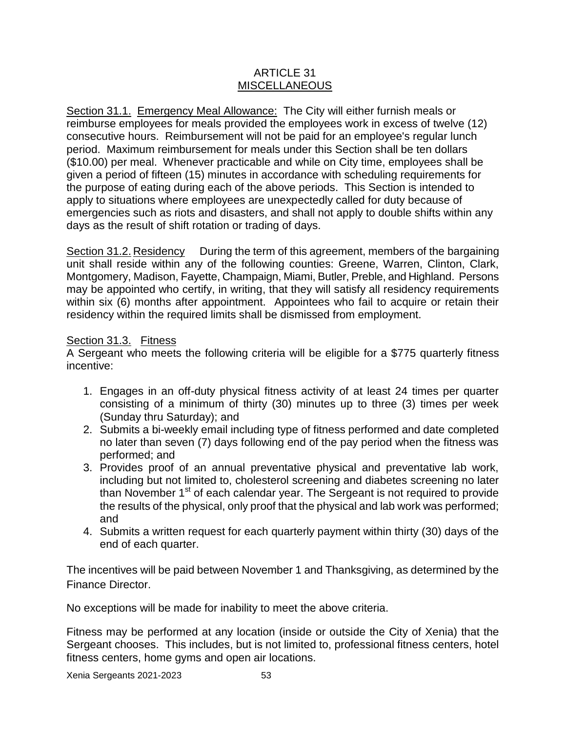# ARTICLE 31
## MISCELLANEOUS

Section 31.1. Emergency Meal Allowance: The City will either furnish meals or reimburse employees for meals provided the employees work in excess of twelve (12) consecutive hours. Reimbursement will not be paid for an employee's regular lunch period. Maximum reimbursement for meals under this Section shall be ten dollars ($10.00) per meal. Whenever practicable and while on City time, employees shall be given a period of fifteen (15) minutes in accordance with scheduling requirements for the purpose of eating during each of the above periods. This Section is intended to apply to situations where employees are unexpectedly called for duty because of emergencies such as riots and disasters, and shall not apply to double shifts within any days as the result of shift rotation or trading of days.

Section 31.2. Residency During the term of this agreement, members of the bargaining unit shall reside within any of the following counties: Greene, Warren, Clinton, Clark, Montgomery, Madison, Fayette, Champaign, Miami, Butler, Preble, and Highland. Persons may be appointed who certify, in writing, that they will satisfy all residency requirements within six (6) months after appointment. Appointees who fail to acquire or retain their residency within the required limits shall be dismissed from employment.

Section 31.3. Fitness
A Sergeant who meets the following criteria will be eligible for a $775 quarterly fitness incentive:

1. Engages in an off-duty physical fitness activity of at least 24 times per quarter consisting of a minimum of thirty (30) minutes up to three (3) times per week (Sunday thru Saturday); and
2. Submits a bi-weekly email including type of fitness performed and date completed no later than seven (7) days following end of the pay period when the fitness was performed; and
3. Provides proof of an annual preventative physical and preventative lab work, including but not limited to, cholesterol screening and diabetes screening no later than November 1st of each calendar year. The Sergeant is not required to provide the results of the physical, only proof that the physical and lab work was performed; and
4. Submits a written request for each quarterly payment within thirty (30) days of the end of each quarter.

The incentives will be paid between November 1 and Thanksgiving, as determined by the Finance Director.

No exceptions will be made for inability to meet the above criteria.

Fitness may be performed at any location (inside or outside the City of Xenia) that the Sergeant chooses. This includes, but is not limited to, professional fitness centers, hotel fitness centers, home gyms and open air locations.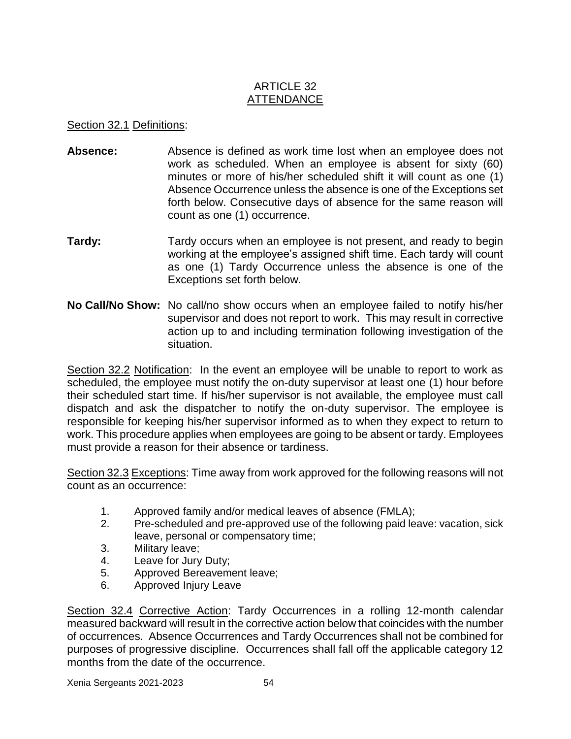# ARTICLE 32
## ATTENDANCE

Section 32.1 Definitions:

**Absence:** Absence is defined as work time lost when an employee does not work as scheduled. When an employee is absent for sixty (60) minutes or more of his/her scheduled shift it will count as one (1) Absence Occurrence unless the absence is one of the Exceptions set forth below. Consecutive days of absence for the same reason will count as one (1) occurrence.

**Tardy:** Tardy occurs when an employee is not present, and ready to begin working at the employee's assigned shift time. Each tardy will count as one (1) Tardy Occurrence unless the absence is one of the Exceptions set forth below.

**No Call/No Show:** No call/no show occurs when an employee failed to notify his/her supervisor and does not report to work. This may result in corrective action up to and including termination following investigation of the situation.

Section 32.2 Notification: In the event an employee will be unable to report to work as scheduled, the employee must notify the on-duty supervisor at least one (1) hour before their scheduled start time. If his/her supervisor is not available, the employee must call dispatch and ask the dispatcher to notify the on-duty supervisor. The employee is responsible for keeping his/her supervisor informed as to when they expect to return to work. This procedure applies when employees are going to be absent or tardy. Employees must provide a reason for their absence or tardiness.

Section 32.3 Exceptions: Time away from work approved for the following reasons will not count as an occurrence:

1. Approved family and/or medical leaves of absence (FMLA);
2. Pre-scheduled and pre-approved use of the following paid leave: vacation, sick leave, personal or compensatory time;
3. Military leave;
4. Leave for Jury Duty;
5. Approved Bereavement leave;
6. Approved Injury Leave

Section 32.4 Corrective Action: Tardy Occurrences in a rolling 12-month calendar measured backward will result in the corrective action below that coincides with the number of occurrences. Absence Occurrences and Tardy Occurrences shall not be combined for purposes of progressive discipline. Occurrences shall fall off the applicable category 12 months from the date of the occurrence.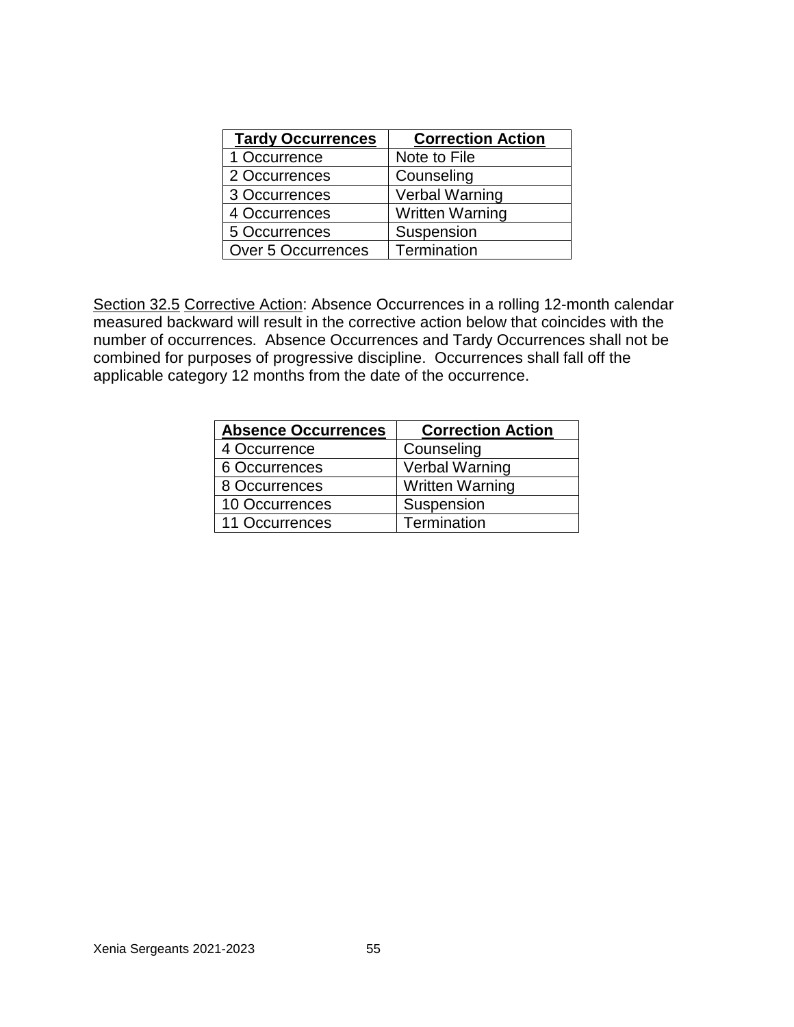| Tardy Occurrences | Correction Action |
|---|---|
| 1 Occurrence | Note to File |
| 2 Occurrences | Counseling |
| 3 Occurrences | Verbal Warning |
| 4 Occurrences | Written Warning |
| 5 Occurrences | Suspension |
| Over 5 Occurrences | Termination |

Section 32.5 Corrective Action: Absence Occurrences in a rolling 12-month calendar measured backward will result in the corrective action below that coincides with the number of occurrences. Absence Occurrences and Tardy Occurrences shall not be combined for purposes of progressive discipline. Occurrences shall fall off the applicable category 12 months from the date of the occurrence.

| Absence Occurrences | Correction Action |
|---|---|
| 4 Occurrence | Counseling |
| 6 Occurrences | Verbal Warning |
| 8 Occurrences | Written Warning |
| 10 Occurrences | Suspension |
| 11 Occurrences | Termination |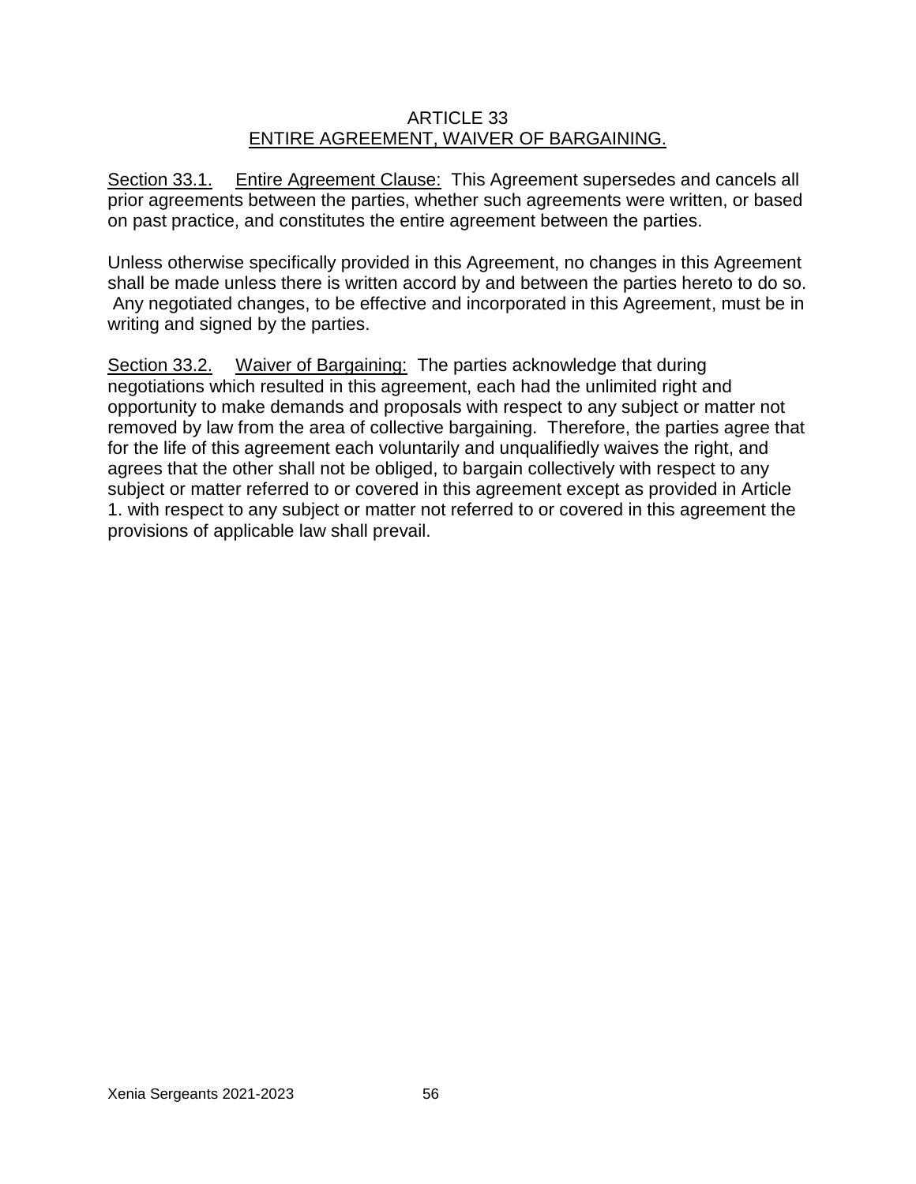# ARTICLE 33
## ENTIRE AGREEMENT, WAIVER OF BARGAINING.

Section 33.1. Entire Agreement Clause: This Agreement supersedes and cancels all prior agreements between the parties, whether such agreements were written, or based on past practice, and constitutes the entire agreement between the parties.

Unless otherwise specifically provided in this Agreement, no changes in this Agreement shall be made unless there is written accord by and between the parties hereto to do so. Any negotiated changes, to be effective and incorporated in this Agreement, must be in writing and signed by the parties.

Section 33.2. Waiver of Bargaining: The parties acknowledge that during negotiations which resulted in this agreement, each had the unlimited right and opportunity to make demands and proposals with respect to any subject or matter not removed by law from the area of collective bargaining. Therefore, the parties agree that for the life of this agreement each voluntarily and unqualifiedly waives the right, and agrees that the other shall not be obliged, to bargain collectively with respect to any subject or matter referred to or covered in this agreement except as provided in Article 1. with respect to any subject or matter not referred to or covered in this agreement the provisions of applicable law shall prevail.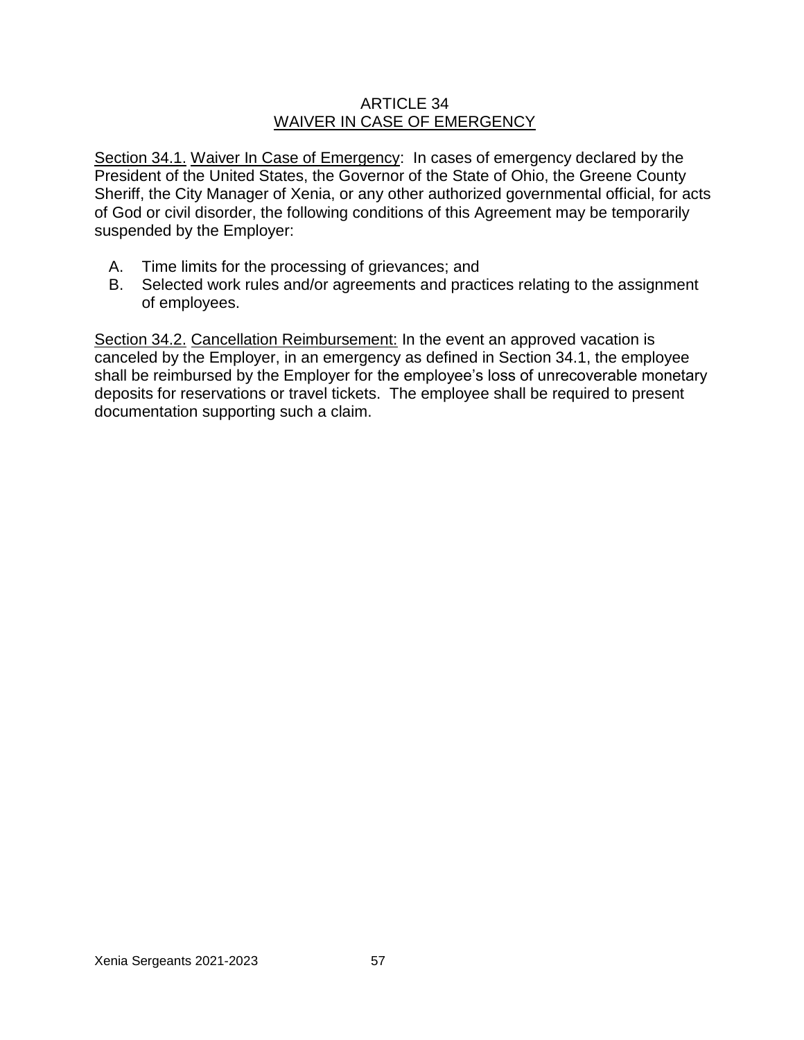# ARTICLE 34
## WAIVER IN CASE OF EMERGENCY

Section 34.1. Waiver In Case of Emergency: In cases of emergency declared by the President of the United States, the Governor of the State of Ohio, the Greene County Sheriff, the City Manager of Xenia, or any other authorized governmental official, for acts of God or civil disorder, the following conditions of this Agreement may be temporarily suspended by the Employer:

A. Time limits for the processing of grievances; and
B. Selected work rules and/or agreements and practices relating to the assignment of employees.

Section 34.2. Cancellation Reimbursement: In the event an approved vacation is canceled by the Employer, in an emergency as defined in Section 34.1, the employee shall be reimbursed by the Employer for the employee's loss of unrecoverable monetary deposits for reservations or travel tickets. The employee shall be required to present documentation supporting such a claim.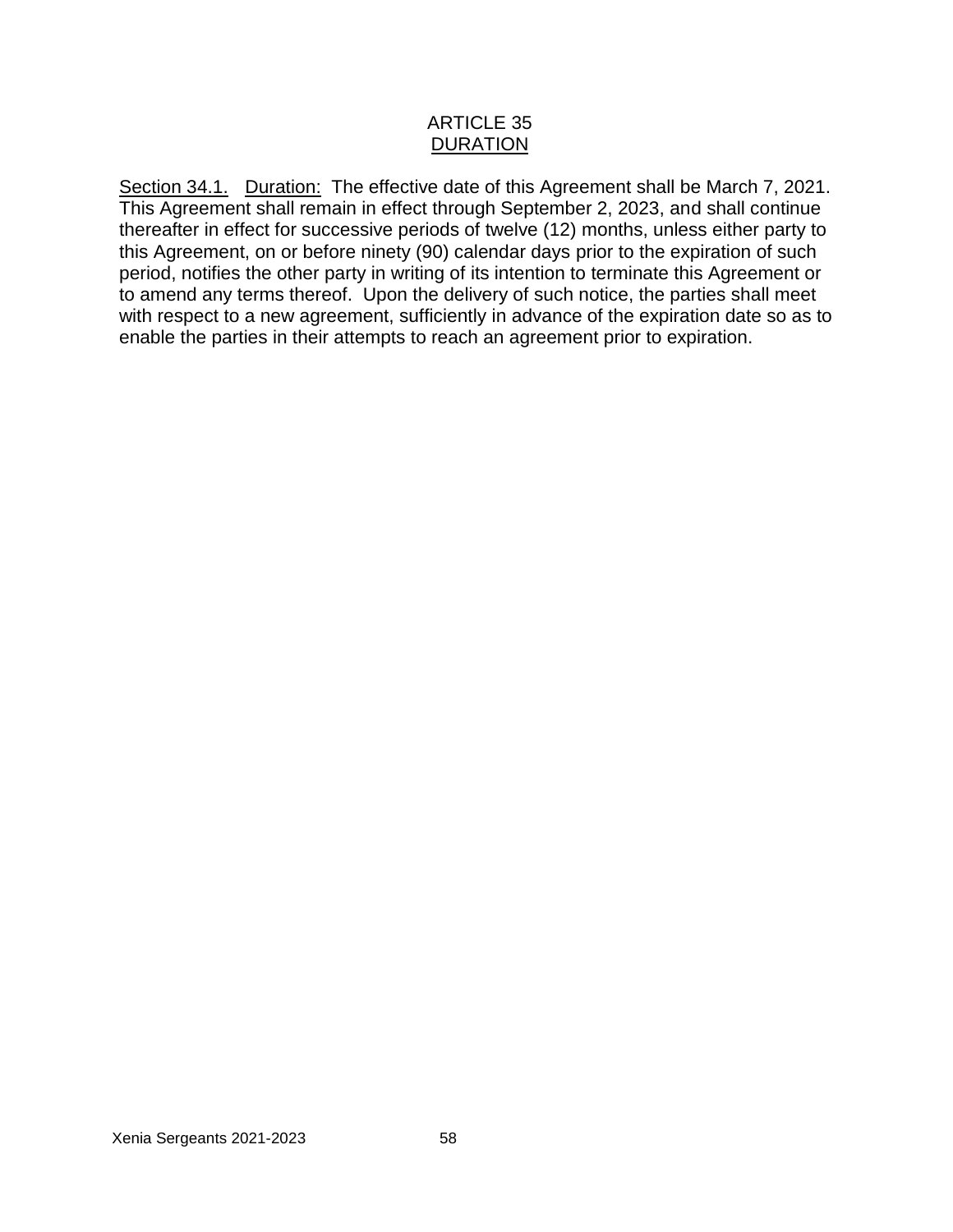# ARTICLE 35
## DURATION

Section 34.1. Duration: The effective date of this Agreement shall be March 7, 2021. This Agreement shall remain in effect through September 2, 2023, and shall continue thereafter in effect for successive periods of twelve (12) months, unless either party to this Agreement, on or before ninety (90) calendar days prior to the expiration of such period, notifies the other party in writing of its intention to terminate this Agreement or to amend any terms thereof. Upon the delivery of such notice, the parties shall meet with respect to a new agreement, sufficiently in advance of the expiration date so as to enable the parties in their attempts to reach an agreement prior to expiration.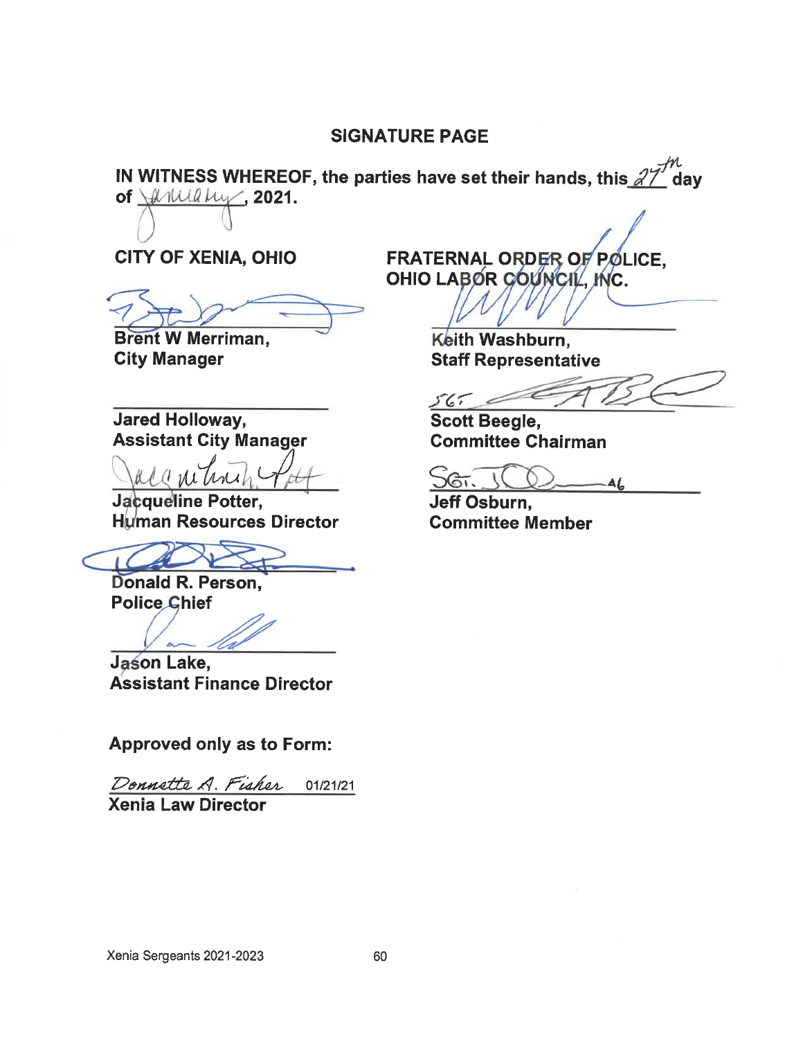## SIGNATURE PAGE

**IN WITNESS WHEREOF, the parties have set their hands, this 27th day of January, 2021.**

**CITY OF XENIA, OHIO**

______________________
**Brent W Merriman,**
**City Manager**

______________________
**Jared Holloway,**
**Assistant City Manager**

______________________
**Jacqueline Potter,**
**Human Resources Director**

______________________
**Donald R. Person,**
**Police Chief**

______________________
**Jason Lake,**
**Assistant Finance Director**

**Approved only as to Form:**

*Donnette A. Fisher* 01/21/21
**Xenia Law Director**

**FRATERNAL ORDER OF POLICE, OHIO LABOR COUNCIL, INC.**

______________________
**Keith Washburn,**
**Staff Representative**

______________________
**Scott Beegle,**
**Committee Chairman**

______________________
**Jeff Osburn,**
**Committee Member**